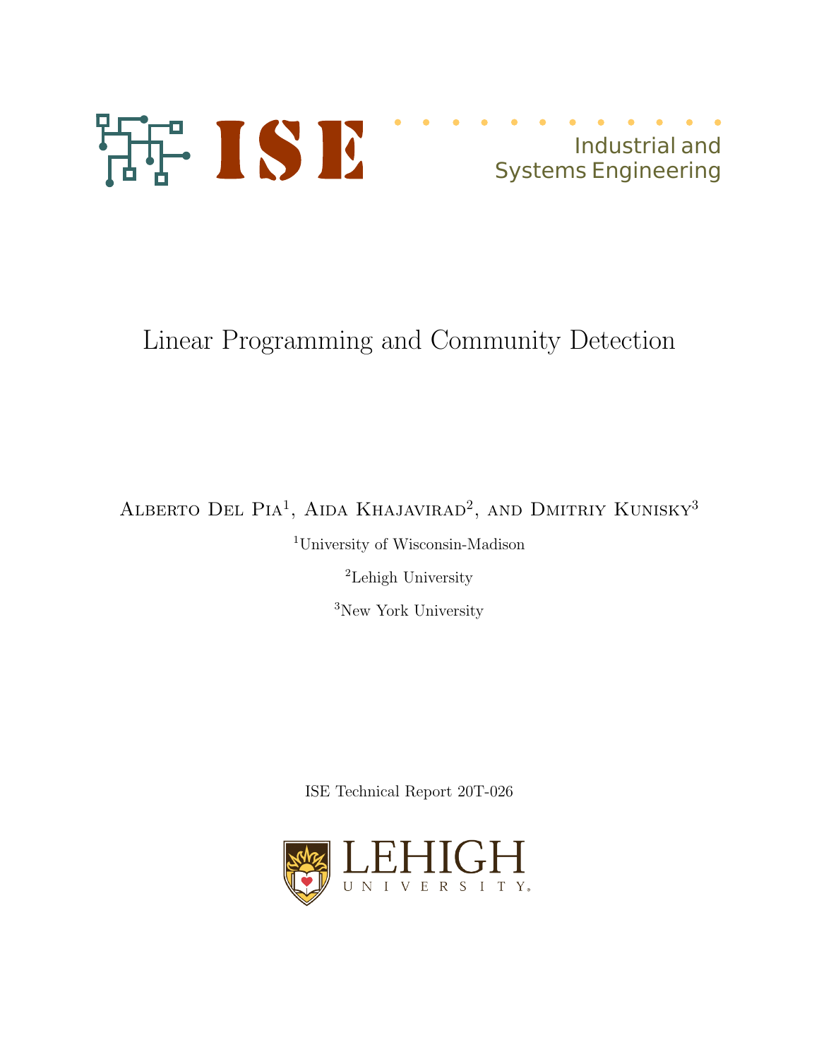ISE

Industrial and Systems Engineering

# Linear Programming and Community Detection

Alberto Del Pia[1], Aida Khajavirad[2], and Dmitriy Kunisky[3]

[1]University of Wisconsin-Madison

[2]Lehigh University

[3]New York University

ISE Technical Report 20T-026

LEHIGH UNIVERSITY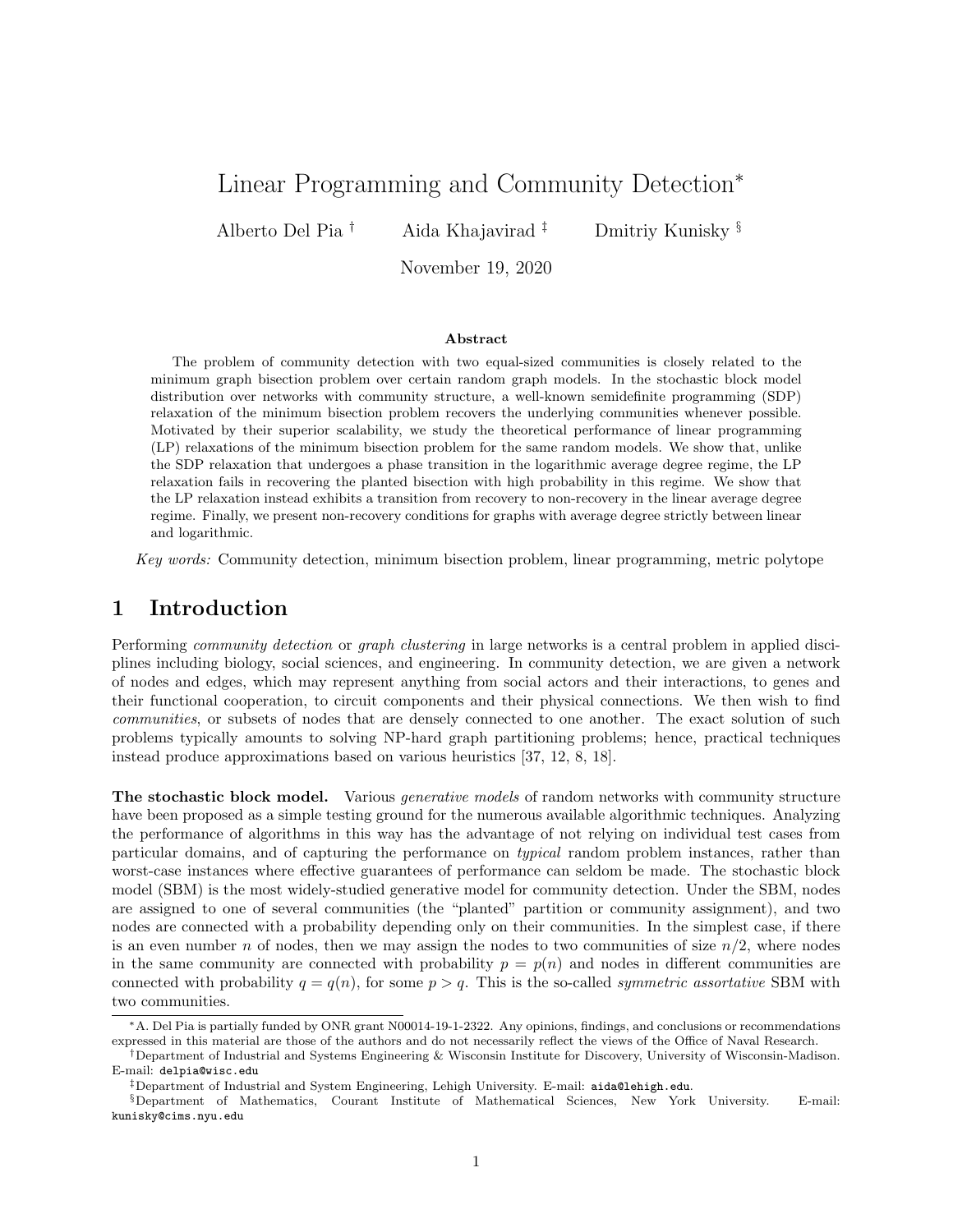# Linear Programming and Community Detection*

Alberto Del Pia †     Aida Khajavirad ‡     Dmitriy Kunisky §

November 19, 2020

### Abstract

The problem of community detection with two equal-sized communities is closely related to the minimum graph bisection problem over certain random graph models. In the stochastic block model distribution over networks with community structure, a well-known semidefinite programming (SDP) relaxation of the minimum bisection problem recovers the underlying communities whenever possible. Motivated by their superior scalability, we study the theoretical performance of linear programming (LP) relaxations of the minimum bisection problem for the same random models. We show that, unlike the SDP relaxation that undergoes a phase transition in the logarithmic average degree regime, the LP relaxation fails in recovering the planted bisection with high probability in this regime. We show that the LP relaxation instead exhibits a transition from recovery to non-recovery in the linear average degree regime. Finally, we present non-recovery conditions for graphs with average degree strictly between linear and logarithmic.

*Key words:* Community detection, minimum bisection problem, linear programming, metric polytope

## 1 Introduction

Performing *community detection* or *graph clustering* in large networks is a central problem in applied disciplines including biology, social sciences, and engineering. In community detection, we are given a network of nodes and edges, which may represent anything from social actors and their interactions, to genes and their functional cooperation, to circuit components and their physical connections. We then wish to find *communities*, or subsets of nodes that are densely connected to one another. The exact solution of such problems typically amounts to solving NP-hard graph partitioning problems; hence, practical techniques instead produce approximations based on various heuristics [37, 12, 8, 18].

**The stochastic block model.** Various *generative models* of random networks with community structure have been proposed as a simple testing ground for the numerous available algorithmic techniques. Analyzing the performance of algorithms in this way has the advantage of not relying on individual test cases from particular domains, and of capturing the performance on *typical* random problem instances, rather than worst-case instances where effective guarantees of performance can seldom be made. The stochastic block model (SBM) is the most widely-studied generative model for community detection. Under the SBM, nodes are assigned to one of several communities (the "planted" partition or community assignment), and two nodes are connected with a probability depending only on their communities. In the simplest case, if there is an even number $n$ of nodes, then we may assign the nodes to two communities of size $n/2$, where nodes in the same community are connected with probability $p = p(n)$ and nodes in different communities are connected with probability $q = q(n)$, for some $p > q$. This is the so-called *symmetric assortative* SBM with two communities.

---

*A. Del Pia is partially funded by ONR grant N00014-19-1-2322. Any opinions, findings, and conclusions or recommendations expressed in this material are those of the authors and do not necessarily reflect the views of the Office of Naval Research.

†Department of Industrial and Systems Engineering & Wisconsin Institute for Discovery, University of Wisconsin-Madison. E-mail: delpia@wisc.edu

‡Department of Industrial and System Engineering, Lehigh University. E-mail: aida@lehigh.edu.

§Department of Mathematics, Courant Institute of Mathematical Sciences, New York University. E-mail: kunisky@cims.nyu.edu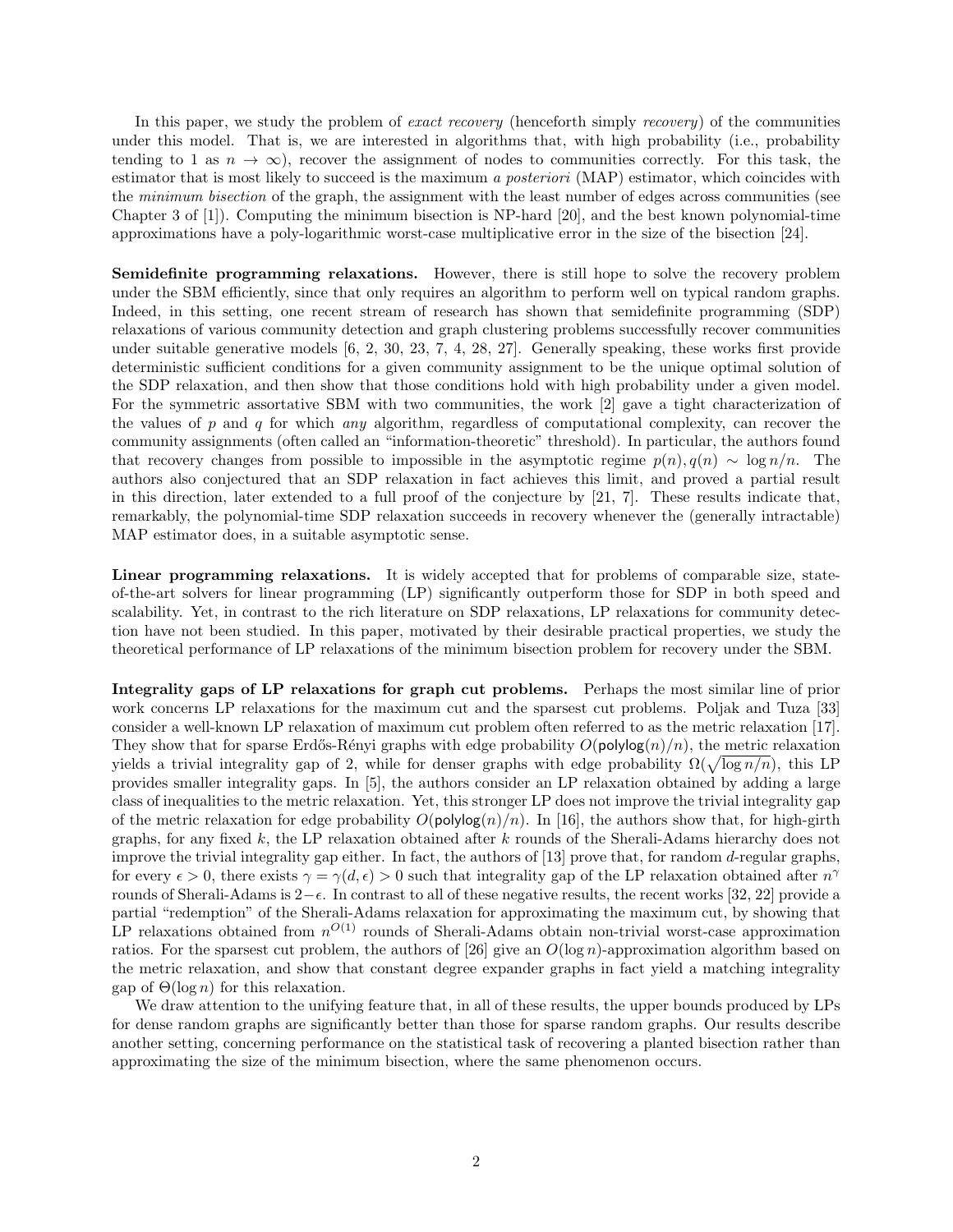In this paper, we study the problem of *exact recovery* (henceforth simply *recovery*) of the communities under this model. That is, we are interested in algorithms that, with high probability (i.e., probability tending to 1 as $n \to \infty$), recover the assignment of nodes to communities correctly. For this task, the estimator that is most likely to succeed is the maximum *a posteriori* (MAP) estimator, which coincides with the *minimum bisection* of the graph, the assignment with the least number of edges across communities (see Chapter 3 of [1]). Computing the minimum bisection is NP-hard [20], and the best known polynomial-time approximations have a poly-logarithmic worst-case multiplicative error in the size of the bisection [24].

**Semidefinite programming relaxations.** However, there is still hope to solve the recovery problem under the SBM efficiently, since that only requires an algorithm to perform well on typical random graphs. Indeed, in this setting, one recent stream of research has shown that semidefinite programming (SDP) relaxations of various community detection and graph clustering problems successfully recover communities under suitable generative models [6, 2, 30, 23, 7, 4, 28, 27]. Generally speaking, these works first provide deterministic sufficient conditions for a given community assignment to be the unique optimal solution of the SDP relaxation, and then show that those conditions hold with high probability under a given model. For the symmetric assortative SBM with two communities, the work [2] gave a tight characterization of the values of $p$ and $q$ for which *any* algorithm, regardless of computational complexity, can recover the community assignments (often called an "information-theoretic" threshold). In particular, the authors found that recovery changes from possible to impossible in the asymptotic regime $p(n), q(n) \sim \log n/n$. The authors also conjectured that an SDP relaxation in fact achieves this limit, and proved a partial result in this direction, later extended to a full proof of the conjecture by [21, 7]. These results indicate that, remarkably, the polynomial-time SDP relaxation succeeds in recovery whenever the (generally intractable) MAP estimator does, in a suitable asymptotic sense.

**Linear programming relaxations.** It is widely accepted that for problems of comparable size, state-of-the-art solvers for linear programming (LP) significantly outperform those for SDP in both speed and scalability. Yet, in contrast to the rich literature on SDP relaxations, LP relaxations for community detection have not been studied. In this paper, motivated by their desirable practical properties, we study the theoretical performance of LP relaxations of the minimum bisection problem for recovery under the SBM.

**Integrality gaps of LP relaxations for graph cut problems.** Perhaps the most similar line of prior work concerns LP relaxations for the maximum cut and the sparsest cut problems. Poljak and Tuza [33] consider a well-known LP relaxation of maximum cut problem often referred to as the metric relaxation [17]. They show that for sparse Erdős-Rényi graphs with edge probability $O(\mathsf{polylog}(n)/n)$, the metric relaxation yields a trivial integrality gap of 2, while for denser graphs with edge probability $\Omega(\sqrt{\log n/n})$, this LP provides smaller integrality gaps. In [5], the authors consider an LP relaxation obtained by adding a large class of inequalities to the metric relaxation. Yet, this stronger LP does not improve the trivial integrality gap of the metric relaxation for edge probability $O(\mathsf{polylog}(n)/n)$. In [16], the authors show that, for high-girth graphs, for any fixed $k$, the LP relaxation obtained after $k$ rounds of the Sherali-Adams hierarchy does not improve the trivial integrality gap either. In fact, the authors of [13] prove that, for random $d$-regular graphs, for every $\epsilon > 0$, there exists $\gamma = \gamma(d, \epsilon) > 0$ such that integrality gap of the LP relaxation obtained after $n^{\gamma}$ rounds of Sherali-Adams is $2-\epsilon$. In contrast to all of these negative results, the recent works [32, 22] provide a partial "redemption" of the Sherali-Adams relaxation for approximating the maximum cut, by showing that LP relaxations obtained from $n^{O(1)}$ rounds of Sherali-Adams obtain non-trivial worst-case approximation ratios. For the sparsest cut problem, the authors of [26] give an $O(\log n)$-approximation algorithm based on the metric relaxation, and show that constant degree expander graphs in fact yield a matching integrality gap of $\Theta(\log n)$ for this relaxation.

We draw attention to the unifying feature that, in all of these results, the upper bounds produced by LPs for dense random graphs are significantly better than those for sparse random graphs. Our results describe another setting, concerning performance on the statistical task of recovering a planted bisection rather than approximating the size of the minimum bisection, where the same phenomenon occurs.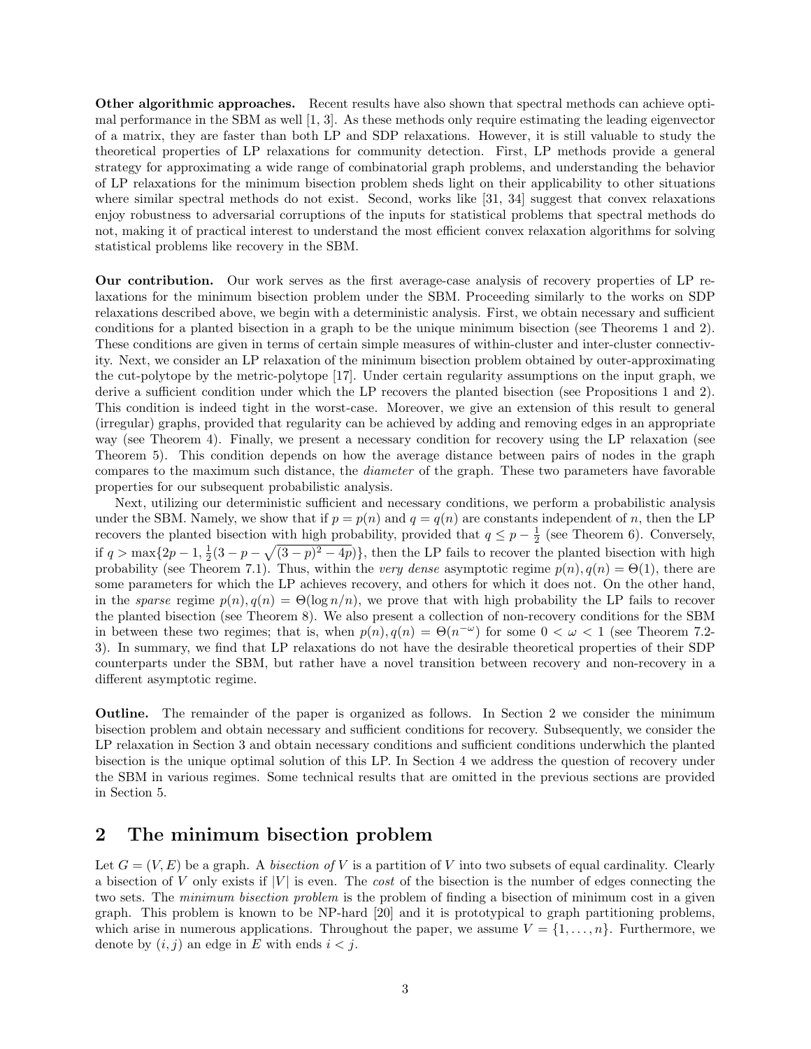**Other algorithmic approaches.** Recent results have also shown that spectral methods can achieve optimal performance in the SBM as well [1, 3]. As these methods only require estimating the leading eigenvector of a matrix, they are faster than both LP and SDP relaxations. However, it is still valuable to study the theoretical properties of LP relaxations for community detection. First, LP methods provide a general strategy for approximating a wide range of combinatorial graph problems, and understanding the behavior of LP relaxations for the minimum bisection problem sheds light on their applicability to other situations where similar spectral methods do not exist. Second, works like [31, 34] suggest that convex relaxations enjoy robustness to adversarial corruptions of the inputs for statistical problems that spectral methods do not, making it of practical interest to understand the most efficient convex relaxation algorithms for solving statistical problems like recovery in the SBM.

**Our contribution.** Our work serves as the first average-case analysis of recovery properties of LP relaxations for the minimum bisection problem under the SBM. Proceeding similarly to the works on SDP relaxations described above, we begin with a deterministic analysis. First, we obtain necessary and sufficient conditions for a planted bisection in a graph to be the unique minimum bisection (see Theorems 1 and 2). These conditions are given in terms of certain simple measures of within-cluster and inter-cluster connectivity. Next, we consider an LP relaxation of the minimum bisection problem obtained by outer-approximating the cut-polytope by the metric-polytope [17]. Under certain regularity assumptions on the input graph, we derive a sufficient condition under which the LP recovers the planted bisection (see Propositions 1 and 2). This condition is indeed tight in the worst-case. Moreover, we give an extension of this result to general (irregular) graphs, provided that regularity can be achieved by adding and removing edges in an appropriate way (see Theorem 4). Finally, we present a necessary condition for recovery using the LP relaxation (see Theorem 5). This condition depends on how the average distance between pairs of nodes in the graph compares to the maximum such distance, the *diameter* of the graph. These two parameters have favorable properties for our subsequent probabilistic analysis.

Next, utilizing our deterministic sufficient and necessary conditions, we perform a probabilistic analysis under the SBM. Namely, we show that if $p = p(n)$ and $q = q(n)$ are constants independent of $n$, then the LP recovers the planted bisection with high probability, provided that $q \leq p - \frac{1}{2}$ (see Theorem 6). Conversely, if $q > \max\{2p - 1, \frac{1}{2}(3 - p - \sqrt{(3-p)^2 - 4p})\}$, then the LP fails to recover the planted bisection with high probability (see Theorem 7.1). Thus, within the *very dense* asymptotic regime $p(n), q(n) = \Theta(1)$, there are some parameters for which the LP achieves recovery, and others for which it does not. On the other hand, in the *sparse* regime $p(n), q(n) = \Theta(\log n/n)$, we prove that with high probability the LP fails to recover the planted bisection (see Theorem 8). We also present a collection of non-recovery conditions for the SBM in between these two regimes; that is, when $p(n), q(n) = \Theta(n^{-\omega})$ for some $0 < \omega < 1$ (see Theorem 7.2-3). In summary, we find that LP relaxations do not have the desirable theoretical properties of their SDP counterparts under the SBM, but rather have a novel transition between recovery and non-recovery in a different asymptotic regime.

**Outline.** The remainder of the paper is organized as follows. In Section 2 we consider the minimum bisection problem and obtain necessary and sufficient conditions for recovery. Subsequently, we consider the LP relaxation in Section 3 and obtain necessary conditions and sufficient conditions underwhich the planted bisection is the unique optimal solution of this LP. In Section 4 we address the question of recovery under the SBM in various regimes. Some technical results that are omitted in the previous sections are provided in Section 5.

## 2 The minimum bisection problem

Let $G = (V, E)$ be a graph. A *bisection of* $V$ is a partition of $V$ into two subsets of equal cardinality. Clearly a bisection of $V$ only exists if $|V|$ is even. The *cost* of the bisection is the number of edges connecting the two sets. The *minimum bisection problem* is the problem of finding a bisection of minimum cost in a given graph. This problem is known to be NP-hard [20] and it is prototypical to graph partitioning problems, which arise in numerous applications. Throughout the paper, we assume $V = \{1, \ldots, n\}$. Furthermore, we denote by $(i, j)$ an edge in $E$ with ends $i < j$.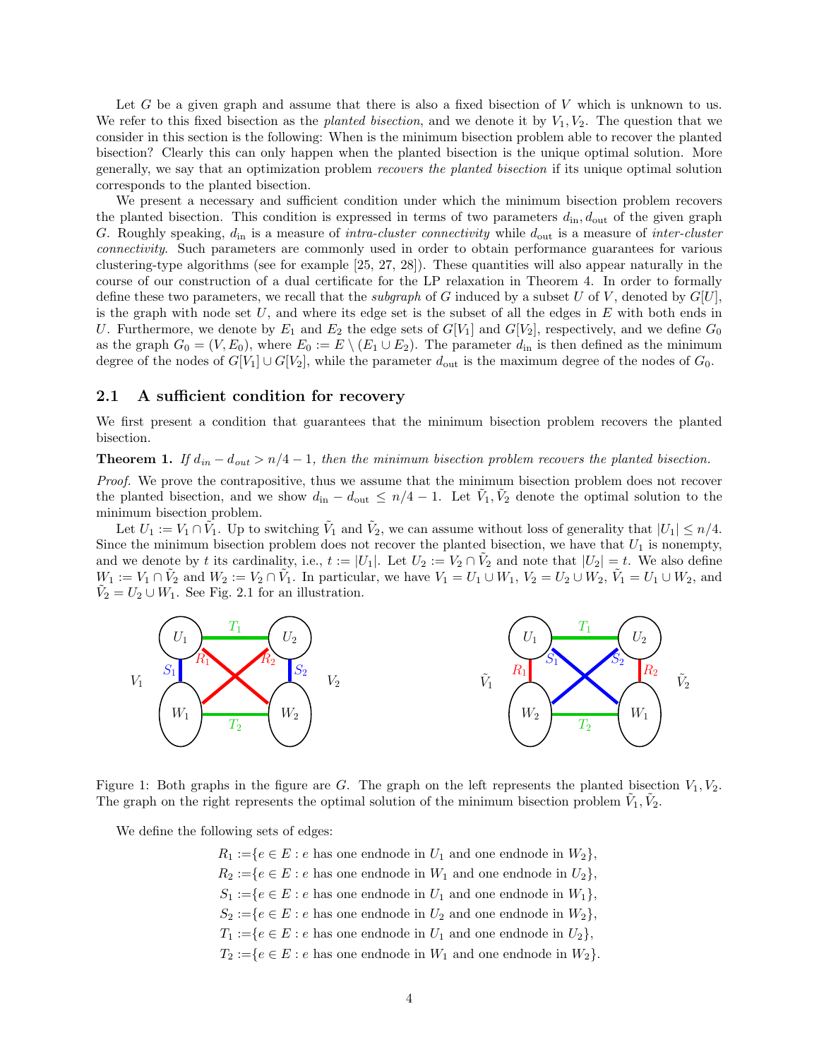Let $G$ be a given graph and assume that there is also a fixed bisection of $V$ which is unknown to us. We refer to this fixed bisection as the *planted bisection*, and we denote it by $V_1, V_2$. The question that we consider in this section is the following: When is the minimum bisection problem able to recover the planted bisection? Clearly this can only happen when the planted bisection is the unique optimal solution. More generally, we say that an optimization problem *recovers the planted bisection* if its unique optimal solution corresponds to the planted bisection.

We present a necessary and sufficient condition under which the minimum bisection problem recovers the planted bisection. This condition is expressed in terms of two parameters $d_{\text{in}}, d_{\text{out}}$ of the given graph $G$. Roughly speaking, $d_{\text{in}}$ is a measure of *intra-cluster connectivity* while $d_{\text{out}}$ is a measure of *inter-cluster connectivity*. Such parameters are commonly used in order to obtain performance guarantees for various clustering-type algorithms (see for example [25, 27, 28]). These quantities will also appear naturally in the course of our construction of a dual certificate for the LP relaxation in Theorem 4. In order to formally define these two parameters, we recall that the *subgraph* of $G$ induced by a subset $U$ of $V$, denoted by $G[U]$, is the graph with node set $U$, and where its edge set is the subset of all the edges in $E$ with both ends in $U$. Furthermore, we denote by $E_1$ and $E_2$ the edge sets of $G[V_1]$ and $G[V_2]$, respectively, and we define $G_0$ as the graph $G_0 = (V, E_0)$, where $E_0 := E \setminus (E_1 \cup E_2)$. The parameter $d_{\text{in}}$ is then defined as the minimum degree of the nodes of $G[V_1] \cup G[V_2]$, while the parameter $d_{\text{out}}$ is the maximum degree of the nodes of $G_0$.

## 2.1 A sufficient condition for recovery

We first present a condition that guarantees that the minimum bisection problem recovers the planted bisection.

**Theorem 1.** *If $d_{in} - d_{out} > n/4 - 1$, then the minimum bisection problem recovers the planted bisection.*

*Proof.* We prove the contrapositive, thus we assume that the minimum bisection problem does not recover the planted bisection, and we show $d_{\text{in}} - d_{\text{out}} \le n/4 - 1$. Let $\tilde{V}_1, \tilde{V}_2$ denote the optimal solution to the minimum bisection problem.

Let $U_1 := V_1 \cap \tilde{V}_1$. Up to switching $\tilde{V}_1$ and $\tilde{V}_2$, we can assume without loss of generality that $|U_1| \le n/4$. Since the minimum bisection problem does not recover the planted bisection, we have that $U_1$ is nonempty, and we denote by $t$ its cardinality, i.e., $t := |U_1|$. Let $U_2 := V_2 \cap \tilde{V}_2$ and note that $|U_2| = t$. We also define $W_1 := V_1 \cap \tilde{V}_2$ and $W_2 := V_2 \cap \tilde{V}_1$. In particular, we have $V_1 = U_1 \cup W_1$, $V_2 = U_2 \cup W_2$, $\tilde{V}_1 = U_1 \cup W_2$, and $\tilde{V}_2 = U_2 \cup W_1$. See Fig. 2.1 for an illustration.

Figure 1: Both graphs in the figure are $G$. The graph on the left represents the planted bisection $V_1, V_2$. The graph on the right represents the optimal solution of the minimum bisection problem $\tilde{V}_1, \tilde{V}_2$.

We define the following sets of edges:

$$
\begin{aligned}
R_1 &:= \{e \in E : e \text{ has one endnode in } U_1 \text{ and one endnode in } W_2\}, \\
R_2 &:= \{e \in E : e \text{ has one endnode in } W_1 \text{ and one endnode in } U_2\}, \\
S_1 &:= \{e \in E : e \text{ has one endnode in } U_1 \text{ and one endnode in } W_1\}, \\
S_2 &:= \{e \in E : e \text{ has one endnode in } U_2 \text{ and one endnode in } W_2\}, \\
T_1 &:= \{e \in E : e \text{ has one endnode in } U_1 \text{ and one endnode in } U_2\}, \\
T_2 &:= \{e \in E : e \text{ has one endnode in } W_1 \text{ and one endnode in } W_2\}.
\end{aligned}
$$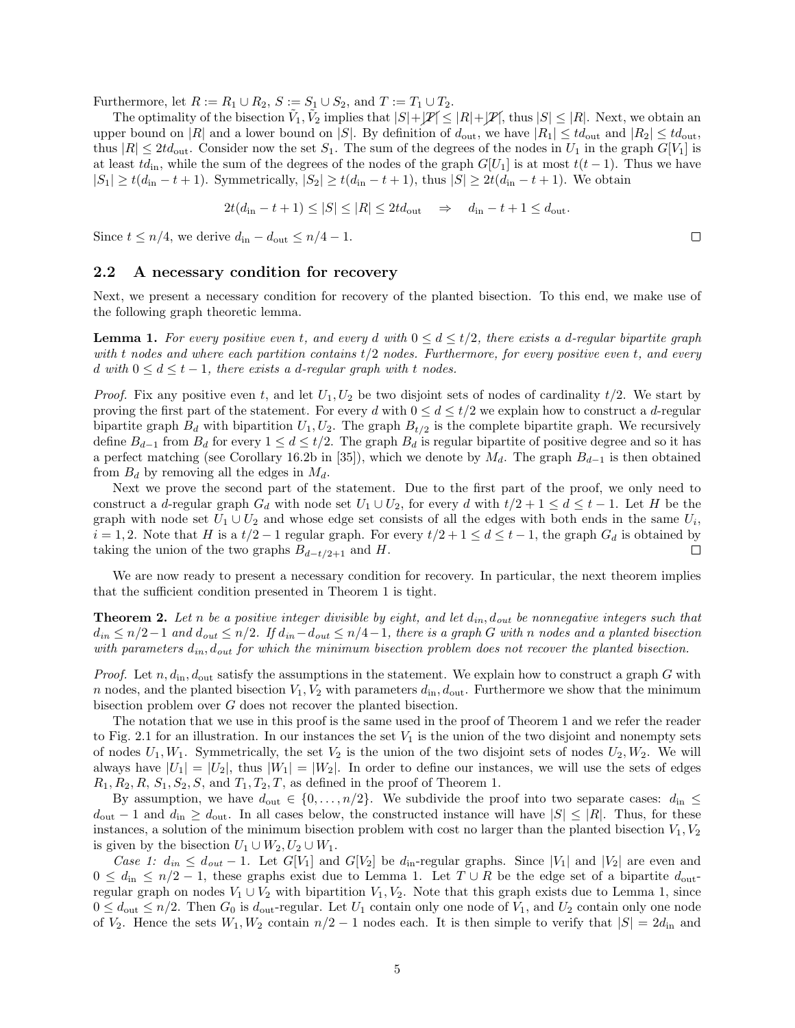Furthermore, let $R := R_1 \cup R_2$, $S := S_1 \cup S_2$, and $T := T_1 \cup T_2$.

The optimality of the bisection $\tilde{V}_1, \tilde{V}_2$ implies that $|S| + |\cancel{T}| \leq |R| + |\cancel{T}|$, thus $|S| \leq |R|$. Next, we obtain an upper bound on $|R|$ and a lower bound on $|S|$. By definition of $d_{\text{out}}$, we have $|R_1| \leq t d_{\text{out}}$ and $|R_2| \leq t d_{\text{out}}$, thus $|R| \leq 2t d_{\text{out}}$. Consider now the set $S_1$. The sum of the degrees of the nodes in $U_1$ in the graph $G[V_1]$ is at least $t d_{\text{in}}$, while the sum of the degrees of the nodes of the graph $G[U_1]$ is at most $t(t-1)$. Thus we have $|S_1| \geq t(d_{\text{in}} - t + 1)$. Symmetrically, $|S_2| \geq t(d_{\text{in}} - t + 1)$, thus $|S| \geq 2t(d_{\text{in}} - t + 1)$. We obtain

$$2t(d_{\text{in}} - t + 1) \leq |S| \leq |R| \leq 2t d_{\text{out}} \quad \Rightarrow \quad d_{\text{in}} - t + 1 \leq d_{\text{out}}.$$

Since $t \leq n/4$, we derive $d_{\text{in}} - d_{\text{out}} \leq n/4 - 1$. □

## 2.2 A necessary condition for recovery

Next, we present a necessary condition for recovery of the planted bisection. To this end, we make use of the following graph theoretic lemma.

**Lemma 1.** *For every positive even $t$, and every $d$ with $0 \leq d \leq t/2$, there exists a $d$-regular bipartite graph with $t$ nodes and where each partition contains $t/2$ nodes. Furthermore, for every positive even $t$, and every $d$ with $0 \leq d \leq t - 1$, there exists a $d$-regular graph with $t$ nodes.*

*Proof.* Fix any positive even $t$, and let $U_1, U_2$ be two disjoint sets of nodes of cardinality $t/2$. We start by proving the first part of the statement. For every $d$ with $0 \leq d \leq t/2$ we explain how to construct a $d$-regular bipartite graph $B_d$ with bipartition $U_1, U_2$. The graph $B_{t/2}$ is the complete bipartite graph. We recursively define $B_{d-1}$ from $B_d$ for every $1 \leq d \leq t/2$. The graph $B_d$ is regular bipartite of positive degree and so it has a perfect matching (see Corollary 16.2b in [35]), which we denote by $M_d$. The graph $B_{d-1}$ is then obtained from $B_d$ by removing all the edges in $M_d$.

Next we prove the second part of the statement. Due to the first part of the proof, we only need to construct a $d$-regular graph $G_d$ with node set $U_1 \cup U_2$, for every $d$ with $t/2 + 1 \leq d \leq t - 1$. Let $H$ be the graph with node set $U_1 \cup U_2$ and whose edge set consists of all the edges with both ends in the same $U_i$, $i = 1, 2$. Note that $H$ is a $t/2 - 1$ regular graph. For every $t/2 + 1 \leq d \leq t - 1$, the graph $G_d$ is obtained by taking the union of the two graphs $B_{d-t/2+1}$ and $H$. □

We are now ready to present a necessary condition for recovery. In particular, the next theorem implies that the sufficient condition presented in Theorem 1 is tight.

**Theorem 2.** *Let $n$ be a positive integer divisible by eight, and let $d_{in}, d_{out}$ be nonnegative integers such that $d_{in} \leq n/2 - 1$ and $d_{out} \leq n/2$. If $d_{in} - d_{out} \leq n/4 - 1$, there is a graph $G$ with $n$ nodes and a planted bisection with parameters $d_{in}, d_{out}$ for which the minimum bisection problem does not recover the planted bisection.*

*Proof.* Let $n, d_{\text{in}}, d_{\text{out}}$ satisfy the assumptions in the statement. We explain how to construct a graph $G$ with $n$ nodes, and the planted bisection $V_1, V_2$ with parameters $d_{\text{in}}, d_{\text{out}}$. Furthermore we show that the minimum bisection problem over $G$ does not recover the planted bisection.

The notation that we use in this proof is the same used in the proof of Theorem 1 and we refer the reader to Fig. 2.1 for an illustration. In our instances the set $V_1$ is the union of the two disjoint and nonempty sets of nodes $U_1, W_1$. Symmetrically, the set $V_2$ is the union of the two disjoint sets of nodes $U_2, W_2$. We will always have $|U_1| = |U_2|$, thus $|W_1| = |W_2|$. In order to define our instances, we will use the sets of edges $R_1, R_2, R, S_1, S_2, S$, and $T_1, T_2, T$, as defined in the proof of Theorem 1.

By assumption, we have $d_{\text{out}} \in \{0, \ldots, n/2\}$. We subdivide the proof into two separate cases: $d_{\text{in}} \leq d_{\text{out}} - 1$ and $d_{\text{in}} \geq d_{\text{out}}$. In all cases below, the constructed instance will have $|S| \leq |R|$. Thus, for these instances, a solution of the minimum bisection problem with cost no larger than the planted bisection $V_1, V_2$ is given by the bisection $U_1 \cup W_2, U_2 \cup W_1$.

*Case 1: $d_{in} \leq d_{out} - 1$.* Let $G[V_1]$ and $G[V_2]$ be $d_{\text{in}}$-regular graphs. Since $|V_1|$ and $|V_2|$ are even and $0 \leq d_{\text{in}} \leq n/2 - 1$, these graphs exist due to Lemma 1. Let $T \cup R$ be the edge set of a bipartite $d_{\text{out}}$-regular graph on nodes $V_1 \cup V_2$ with bipartition $V_1, V_2$. Note that this graph exists due to Lemma 1, since $0 \leq d_{\text{out}} \leq n/2$. Then $G_0$ is $d_{\text{out}}$-regular. Let $U_1$ contain only one node of $V_1$, and $U_2$ contain only one node of $V_2$. Hence the sets $W_1, W_2$ contain $n/2 - 1$ nodes each. It is then simple to verify that $|S| = 2d_{\text{in}}$ and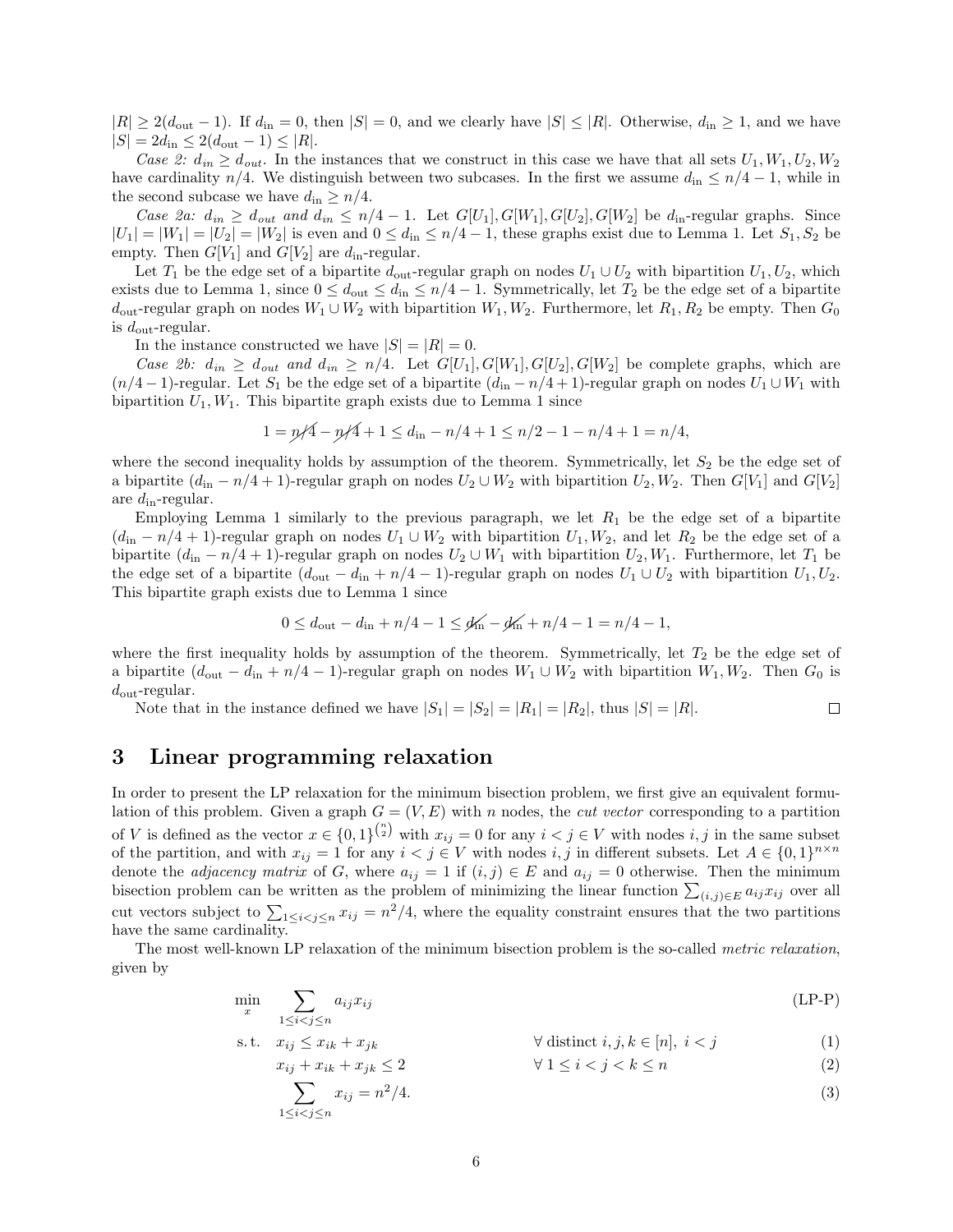$|R| \geq 2(d_{\text{out}}-1)$. If $d_{\text{in}}=0$, then $|S|=0$, and we clearly have $|S| \leq |R|$. Otherwise, $d_{\text{in}} \geq 1$, and we have $|S| = 2d_{\text{in}} \leq 2(d_{\text{out}}-1) \leq |R|$.

*Case 2: $d_{in} \geq d_{out}$.* In the instances that we construct in this case we have that all sets $U_1, W_1, U_2, W_2$ have cardinality $n/4$. We distinguish between two subcases. In the first we assume $d_{\text{in}} \leq n/4-1$, while in the second subcase we have $d_{\text{in}} \geq n/4$.

*Case 2a: $d_{in} \geq d_{out}$ and $d_{in} \leq n/4-1$.* Let $G[U_1], G[W_1], G[U_2], G[W_2]$ be $d_{\text{in}}$-regular graphs. Since $|U_1| = |W_1| = |U_2| = |W_2|$ is even and $0 \leq d_{\text{in}} \leq n/4-1$, these graphs exist due to Lemma 1. Let $S_1, S_2$ be empty. Then $G[V_1]$ and $G[V_2]$ are $d_{\text{in}}$-regular.

Let $T_1$ be the edge set of a bipartite $d_{\text{out}}$-regular graph on nodes $U_1 \cup U_2$ with bipartition $U_1, U_2$, which exists due to Lemma 1, since $0 \leq d_{\text{out}} \leq d_{\text{in}} \leq n/4-1$. Symmetrically, let $T_2$ be the edge set of a bipartite $d_{\text{out}}$-regular graph on nodes $W_1 \cup W_2$ with bipartition $W_1, W_2$. Furthermore, let $R_1, R_2$ be empty. Then $G_0$ is $d_{\text{out}}$-regular.

In the instance constructed we have $|S| = |R| = 0$.

*Case 2b: $d_{in} \geq d_{out}$ and $d_{in} \geq n/4$.* Let $G[U_1], G[W_1], G[U_2], G[W_2]$ be complete graphs, which are $(n/4-1)$-regular. Let $S_1$ be the edge set of a bipartite $(d_{\text{in}} - n/4 + 1)$-regular graph on nodes $U_1 \cup W_1$ with bipartition $U_1, W_1$. This bipartite graph exists due to Lemma 1 since

$$1 = \cancel{n/4} - \cancel{n/4} + 1 \leq d_{\text{in}} - n/4 + 1 \leq n/2 - 1 - n/4 + 1 = n/4,$$

where the second inequality holds by assumption of the theorem. Symmetrically, let $S_2$ be the edge set of a bipartite $(d_{\text{in}} - n/4 + 1)$-regular graph on nodes $U_2 \cup W_2$ with bipartition $U_2, W_2$. Then $G[V_1]$ and $G[V_2]$ are $d_{\text{in}}$-regular.

Employing Lemma 1 similarly to the previous paragraph, we let $R_1$ be the edge set of a bipartite $(d_{\text{in}} - n/4 + 1)$-regular graph on nodes $U_1 \cup W_2$ with bipartition $U_1, W_2$, and let $R_2$ be the edge set of a bipartite $(d_{\text{in}} - n/4 + 1)$-regular graph on nodes $U_2 \cup W_1$ with bipartition $U_2, W_1$. Furthermore, let $T_1$ be the edge set of a bipartite $(d_{\text{out}} - d_{\text{in}} + n/4 - 1)$-regular graph on nodes $U_1 \cup U_2$ with bipartition $U_1, U_2$. This bipartite graph exists due to Lemma 1 since

$$0 \leq d_{\text{out}} - d_{\text{in}} + n/4 - 1 \leq \cancel{d_{\text{in}}} - \cancel{d_{\text{in}}} + n/4 - 1 = n/4 - 1,$$

where the first inequality holds by assumption of the theorem. Symmetrically, let $T_2$ be the edge set of a bipartite $(d_{\text{out}} - d_{\text{in}} + n/4 - 1)$-regular graph on nodes $W_1 \cup W_2$ with bipartition $W_1, W_2$. Then $G_0$ is $d_{\text{out}}$-regular.

Note that in the instance defined we have $|S_1| = |S_2| = |R_1| = |R_2|$, thus $|S| = |R|$. □

# 3 Linear programming relaxation

In order to present the LP relaxation for the minimum bisection problem, we first give an equivalent formulation of this problem. Given a graph $G = (V, E)$ with $n$ nodes, the *cut vector* corresponding to a partition of $V$ is defined as the vector $x \in \{0,1\}^{\binom{n}{2}}$ with $x_{ij} = 0$ for any $i < j \in V$ with nodes $i, j$ in the same subset of the partition, and with $x_{ij} = 1$ for any $i < j \in V$ with nodes $i, j$ in different subsets. Let $A \in \{0,1\}^{n \times n}$ denote the *adjacency matrix* of $G$, where $a_{ij} = 1$ if $(i,j) \in E$ and $a_{ij} = 0$ otherwise. Then the minimum bisection problem can be written as the problem of minimizing the linear function $\sum_{(i,j)\in E} a_{ij} x_{ij}$ over all cut vectors subject to $\sum_{1 \leq i < j \leq n} x_{ij} = n^2/4$, where the equality constraint ensures that the two partitions have the same cardinality.

The most well-known LP relaxation of the minimum bisection problem is the so-called *metric relaxation*, given by

$$\begin{aligned}
\min_{x} \quad & \sum_{1 \leq i < j \leq n} a_{ij} x_{ij} & & \text{(LP-P)} \\
\text{s.t.} \quad & x_{ij} \leq x_{ik} + x_{jk} & \forall \text{ distinct } i,j,k \in [n],\ i<j \quad & (1) \\
& x_{ij} + x_{ik} + x_{jk} \leq 2 & \forall\, 1 \leq i < j < k \leq n \quad & (2) \\
& \sum_{1 \leq i < j \leq n} x_{ij} = n^2/4. & & (3)
\end{aligned}$$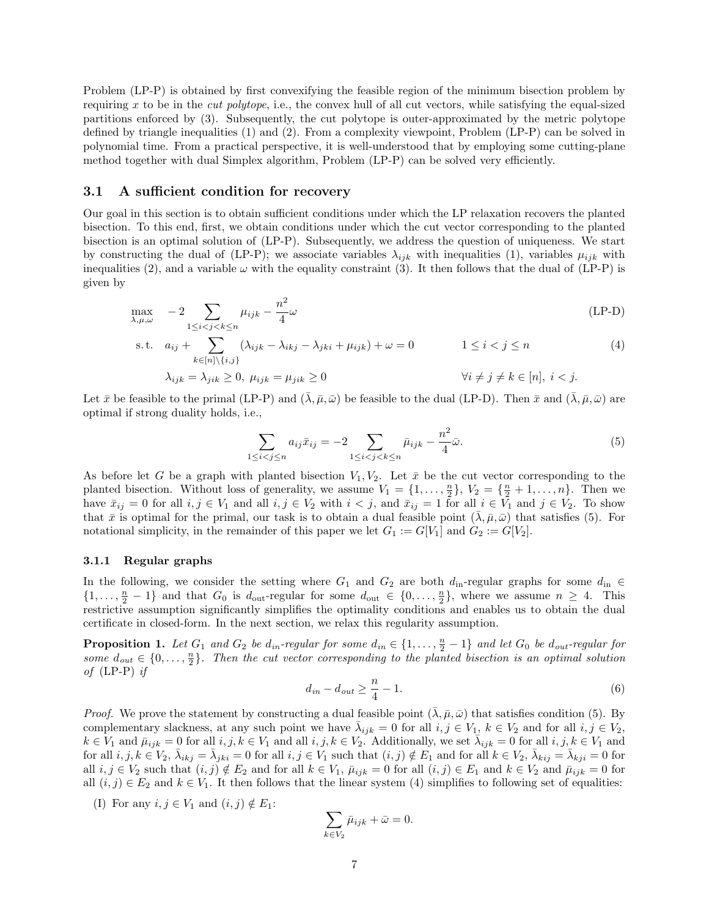Problem (LP-P) is obtained by first convexifying the feasible region of the minimum bisection problem by requiring $x$ to be in the *cut polytope*, i.e., the convex hull of all cut vectors, while satisfying the equal-sized partitions enforced by (3). Subsequently, the cut polytope is outer-approximated by the metric polytope defined by triangle inequalities (1) and (2). From a complexity viewpoint, Problem (LP-P) can be solved in polynomial time. From a practical perspective, it is well-understood that by employing some cutting-plane method together with dual Simplex algorithm, Problem (LP-P) can be solved very efficiently.

## 3.1 A sufficient condition for recovery

Our goal in this section is to obtain sufficient conditions under which the LP relaxation recovers the planted bisection. To this end, first, we obtain conditions under which the cut vector corresponding to the planted bisection is an optimal solution of (LP-P). Subsequently, we address the question of uniqueness. We start by constructing the dual of (LP-P); we associate variables $\lambda_{ijk}$ with inequalities (1), variables $\mu_{ijk}$ with inequalities (2), and a variable $\omega$ with the equality constraint (3). It then follows that the dual of (LP-P) is given by

$$
\begin{aligned}
\max_{\lambda,\mu,\omega} \quad & -2 \sum_{1\leq i<j<k\leq n} \mu_{ijk} - \frac{n^2}{4}\omega && \text{(LP-D)}\\
\text{s.t.} \quad & a_{ij} + \sum_{k\in[n]\setminus\{i,j\}} (\lambda_{ijk} - \lambda_{ikj} - \lambda_{jki} + \mu_{ijk}) + \omega = 0 \qquad 1 \leq i < j \leq n && (4)\\
& \lambda_{ijk} = \lambda_{jik} \geq 0, \ \mu_{ijk} = \mu_{jik} \geq 0 \qquad \forall i \neq j \neq k \in [n], \ i<j.
\end{aligned}
$$

Let $\bar{x}$ be feasible to the primal (LP-P) and $(\bar{\lambda}, \bar{\mu}, \bar{\omega})$ be feasible to the dual (LP-D). Then $\bar{x}$ and $(\bar{\lambda}, \bar{\mu}, \bar{\omega})$ are optimal if strong duality holds, i.e.,

$$
\sum_{1\leq i<j\leq n} a_{ij}\bar{x}_{ij} = -2 \sum_{1\leq i<j<k\leq n} \bar{\mu}_{ijk} - \frac{n^2}{4}\bar{\omega}. \tag{5}
$$

As before let $G$ be a graph with planted bisection $V_1, V_2$. Let $\bar{x}$ be the cut vector corresponding to the planted bisection. Without loss of generality, we assume $V_1 = \{1, \ldots, \frac{n}{2}\}$, $V_2 = \{\frac{n}{2}+1, \ldots, n\}$. Then we have $\bar{x}_{ij} = 0$ for all $i,j \in V_1$ and all $i,j \in V_2$ with $i<j$, and $\bar{x}_{ij} = 1$ for all $i \in V_1$ and $j \in V_2$. To show that $\bar{x}$ is optimal for the primal, our task is to obtain a dual feasible point $(\bar{\lambda}, \bar{\mu}, \bar{\omega})$ that satisfies (5). For notational simplicity, in the remainder of this paper we let $G_1 := G[V_1]$ and $G_2 := G[V_2]$.

### 3.1.1 Regular graphs

In the following, we consider the setting where $G_1$ and $G_2$ are both $d_{\text{in}}$-regular graphs for some $d_{\text{in}} \in \{1, \ldots, \frac{n}{2}-1\}$ and that $G_0$ is $d_{\text{out}}$-regular for some $d_{\text{out}} \in \{0, \ldots, \frac{n}{2}\}$, where we assume $n \geq 4$. This restrictive assumption significantly simplifies the optimality conditions and enables us to obtain the dual certificate in closed-form. In the next section, we relax this regularity assumption.

**Proposition 1.** *Let $G_1$ and $G_2$ be $d_{in}$-regular for some $d_{in} \in \{1, \ldots, \frac{n}{2}-1\}$ and let $G_0$ be $d_{out}$-regular for some $d_{out} \in \{0, \ldots, \frac{n}{2}\}$. Then the cut vector corresponding to the planted bisection is an optimal solution of* (LP-P) *if*

$$
d_{in} - d_{out} \geq \frac{n}{4} - 1. \tag{6}
$$

*Proof.* We prove the statement by constructing a dual feasible point $(\bar{\lambda}, \bar{\mu}, \bar{\omega})$ that satisfies condition (5). By complementary slackness, at any such point we have $\bar{\lambda}_{ijk} = 0$ for all $i,j \in V_1$, $k \in V_2$ and for all $i,j \in V_2$, $k \in V_1$ and $\bar{\mu}_{ijk} = 0$ for all $i,j,k \in V_1$ and all $i,j,k \in V_2$. Additionally, we set $\bar{\lambda}_{ijk} = 0$ for all $i,j,k \in V_1$ and for all $i,j,k \in V_2$, $\bar{\lambda}_{ikj} = \bar{\lambda}_{jki} = 0$ for all $i,j \in V_1$ such that $(i,j) \notin E_1$ and for all $k \in V_2$, $\bar{\lambda}_{kij} = \bar{\lambda}_{kji} = 0$ for all $i,j \in V_2$ such that $(i,j) \notin E_2$ and for all $k \in V_1$, $\bar{\mu}_{ijk} = 0$ for all $(i,j) \in E_1$ and $k \in V_2$ and $\bar{\mu}_{ijk} = 0$ for all $(i,j) \in E_2$ and $k \in V_1$. It then follows that the linear system (4) simplifies to following set of equalities:

(I) For any $i,j \in V_1$ and $(i,j) \notin E_1$:

$$
\sum_{k\in V_2} \bar{\mu}_{ijk} + \bar{\omega} = 0.
$$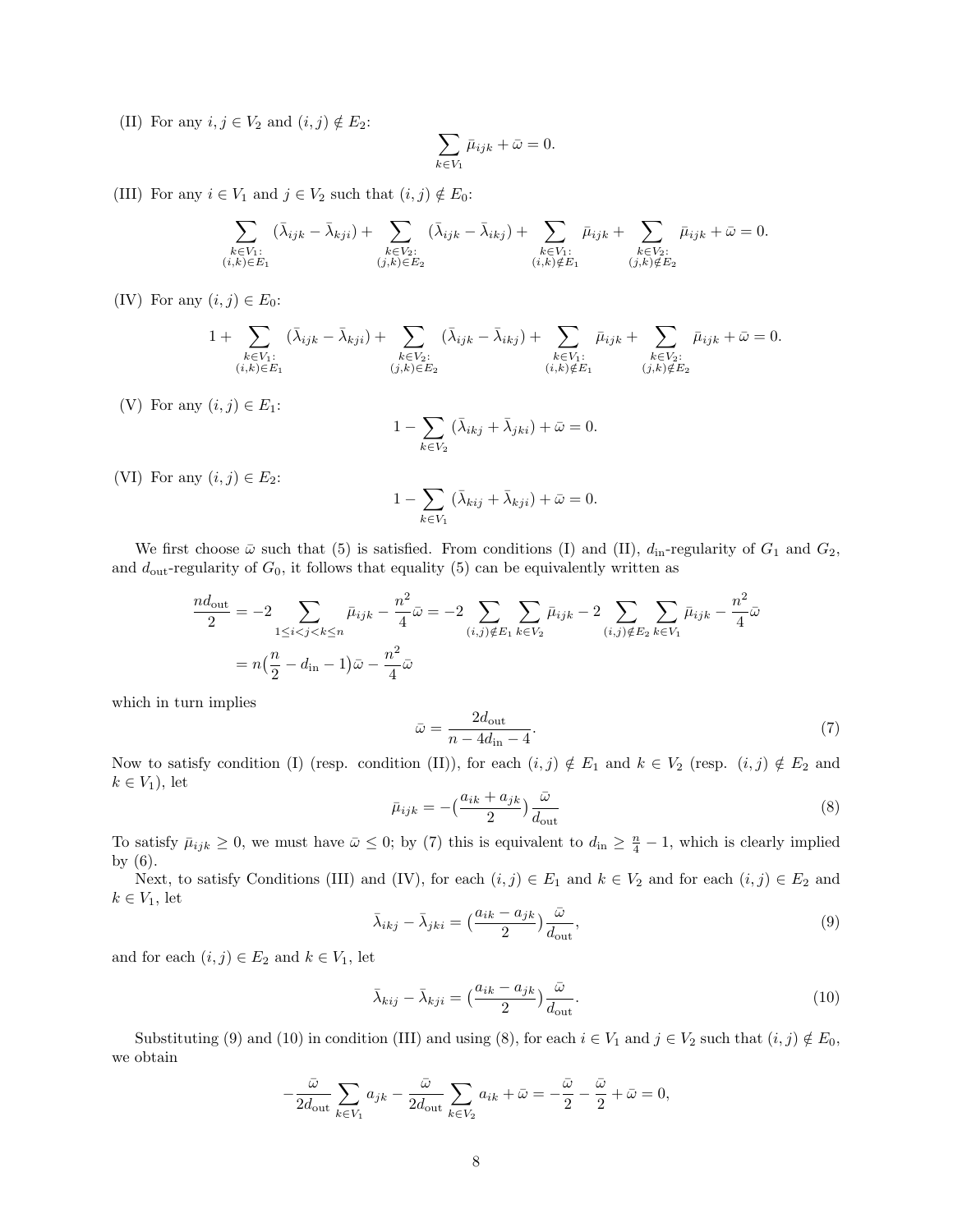(II) For any $i, j \in V_2$ and $(i,j) \notin E_2$:

$$\sum_{k \in V_1} \bar{\mu}_{ijk} + \bar{\omega} = 0.$$

(III) For any $i \in V_1$ and $j \in V_2$ such that $(i,j) \notin E_0$:

$$\sum_{\substack{k \in V_1: \\ (i,k) \in E_1}} (\bar{\lambda}_{ijk} - \bar{\lambda}_{kji}) + \sum_{\substack{k \in V_2: \\ (j,k) \in E_2}} (\bar{\lambda}_{ijk} - \bar{\lambda}_{ikj}) + \sum_{\substack{k \in V_1: \\ (i,k) \notin E_1}} \bar{\mu}_{ijk} + \sum_{\substack{k \in V_2: \\ (j,k) \notin E_2}} \bar{\mu}_{ijk} + \bar{\omega} = 0.$$

(IV) For any $(i,j) \in E_0$:

$$1 + \sum_{\substack{k \in V_1: \\ (i,k) \in E_1}} (\bar{\lambda}_{ijk} - \bar{\lambda}_{kji}) + \sum_{\substack{k \in V_2: \\ (j,k) \in E_2}} (\bar{\lambda}_{ijk} - \bar{\lambda}_{ikj}) + \sum_{\substack{k \in V_1: \\ (i,k) \notin E_1}} \bar{\mu}_{ijk} + \sum_{\substack{k \in V_2: \\ (j,k) \notin E_2}} \bar{\mu}_{ijk} + \bar{\omega} = 0.$$

(V) For any $(i,j) \in E_1$:

$$1 - \sum_{k \in V_2} (\bar{\lambda}_{ikj} + \bar{\lambda}_{jki}) + \bar{\omega} = 0.$$

(VI) For any $(i,j) \in E_2$:

$$1 - \sum_{k \in V_1} (\bar{\lambda}_{kij} + \bar{\lambda}_{kji}) + \bar{\omega} = 0.$$

We first choose $\bar{\omega}$ such that (5) is satisfied. From conditions (I) and (II), $d_{\rm in}$-regularity of $G_1$ and $G_2$, and $d_{\rm out}$-regularity of $G_0$, it follows that equality (5) can be equivalently written as

$$\begin{aligned}
\frac{n d_{\rm out}}{2} &= -2 \sum_{1 \leq i < j < k \leq n} \bar{\mu}_{ijk} - \frac{n^2}{4}\bar{\omega} = -2 \sum_{(i,j) \notin E_1} \sum_{k \in V_2} \bar{\mu}_{ijk} - 2 \sum_{(i,j) \notin E_2} \sum_{k \in V_1} \bar{\mu}_{ijk} - \frac{n^2}{4}\bar{\omega} \\
&= n\big(\frac{n}{2} - d_{\rm in} - 1\big)\bar{\omega} - \frac{n^2}{4}\bar{\omega}
\end{aligned}$$

which in turn implies

$$\bar{\omega} = \frac{2 d_{\rm out}}{n - 4 d_{\rm in} - 4}. \tag{7}$$

Now to satisfy condition (I) (resp. condition (II)), for each $(i,j) \notin E_1$ and $k \in V_2$ (resp. $(i,j) \notin E_2$ and $k \in V_1$), let

$$\bar{\mu}_{ijk} = -\big(\frac{a_{ik} + a_{jk}}{2}\big)\frac{\bar{\omega}}{d_{\rm out}} \tag{8}$$

To satisfy $\bar{\mu}_{ijk} \geq 0$, we must have $\bar{\omega} \leq 0$; by (7) this is equivalent to $d_{\rm in} \geq \frac{n}{4} - 1$, which is clearly implied by (6).

Next, to satisfy Conditions (III) and (IV), for each $(i,j) \in E_1$ and $k \in V_2$ and for each $(i,j) \in E_2$ and $k \in V_1$, let

$$\bar{\lambda}_{ikj} - \bar{\lambda}_{jki} = \big(\frac{a_{ik} - a_{jk}}{2}\big)\frac{\bar{\omega}}{d_{\rm out}}, \tag{9}$$

and for each $(i,j) \in E_2$ and $k \in V_1$, let

$$\bar{\lambda}_{kij} - \bar{\lambda}_{kji} = \big(\frac{a_{ik} - a_{jk}}{2}\big)\frac{\bar{\omega}}{d_{\rm out}}. \tag{10}$$

Substituting (9) and (10) in condition (III) and using (8), for each $i \in V_1$ and $j \in V_2$ such that $(i,j) \notin E_0$, we obtain

$$-\frac{\bar{\omega}}{2 d_{\rm out}} \sum_{k \in V_1} a_{jk} - \frac{\bar{\omega}}{2 d_{\rm out}} \sum_{k \in V_2} a_{ik} + \bar{\omega} = -\frac{\bar{\omega}}{2} - \frac{\bar{\omega}}{2} + \bar{\omega} = 0,$$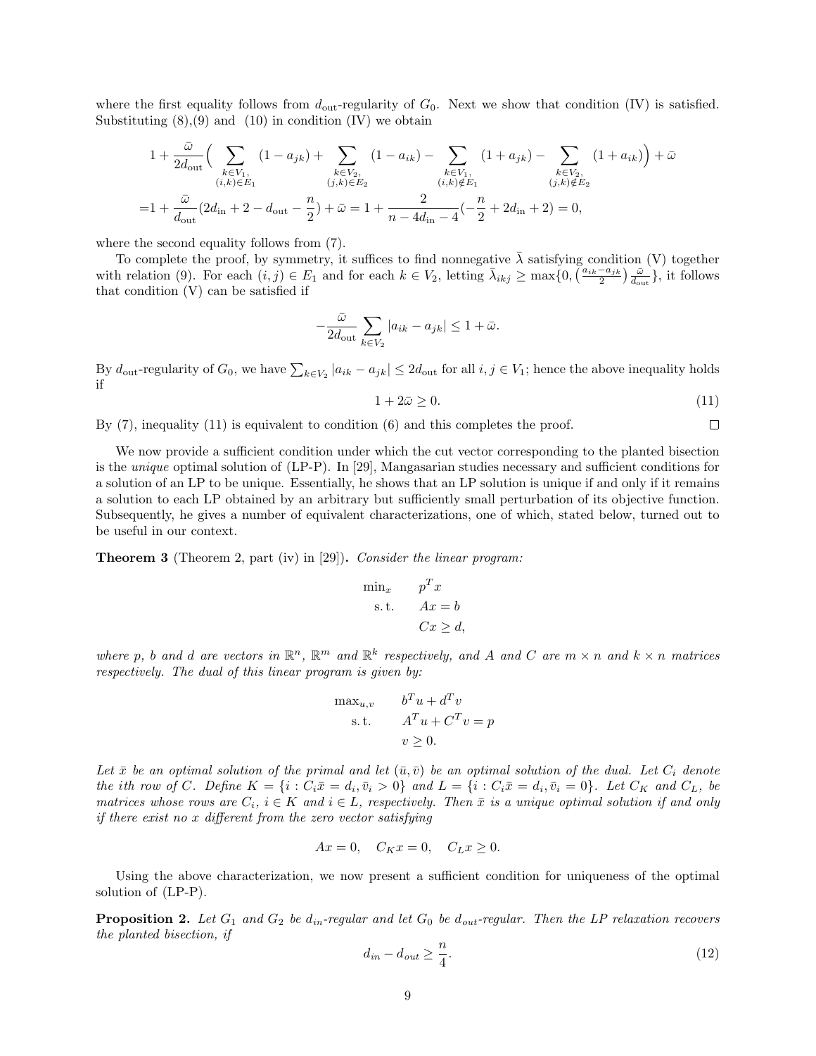where the first equality follows from $d_{\text{out}}$-regularity of $G_0$. Next we show that condition (IV) is satisfied. Substituting (8),(9) and (10) in condition (IV) we obtain

$$
\begin{aligned}
&1+\frac{\bar{\omega}}{2d_{\text{out}}}\Big(\sum_{\substack{k\in V_1,\\(i,k)\in E_1}}(1-a_{jk})+\sum_{\substack{k\in V_2,\\(j,k)\in E_2}}(1-a_{ik})-\sum_{\substack{k\in V_1,\\(i,k)\notin E_1}}(1+a_{jk})-\sum_{\substack{k\in V_2,\\(j,k)\notin E_2}}(1+a_{ik})\Big)+\bar{\omega}\\
=&1+\frac{\bar{\omega}}{d_{\text{out}}}(2d_{\text{in}}+2-d_{\text{out}}-\frac{n}{2})+\bar{\omega}=1+\frac{2}{n-4d_{\text{in}}-4}(-\frac{n}{2}+2d_{\text{in}}+2)=0,
\end{aligned}
$$

where the second equality follows from (7).

To complete the proof, by symmetry, it suffices to find nonnegative $\bar{\lambda}$ satisfying condition (V) together with relation (9). For each $(i,j)\in E_1$ and for each $k\in V_2$, letting $\bar{\lambda}_{ikj}\geq \max\{0,\big(\frac{a_{ik}-a_{jk}}{2}\big)\frac{\bar{\omega}}{d_{\text{out}}}\}$, it follows that condition (V) can be satisfied if

$$
-\frac{\bar{\omega}}{2d_{\text{out}}}\sum_{k\in V_2}|a_{ik}-a_{jk}|\leq 1+\bar{\omega}.
$$

By $d_{\text{out}}$-regularity of $G_0$, we have $\sum_{k\in V_2}|a_{ik}-a_{jk}|\leq 2d_{\text{out}}$ for all $i,j\in V_1$; hence the above inequality holds if

$$
1+2\bar{\omega}\geq 0. \tag{11}
$$

By (7), inequality (11) is equivalent to condition (6) and this completes the proof. □

We now provide a sufficient condition under which the cut vector corresponding to the planted bisection is the *unique* optimal solution of (LP-P). In [29], Mangasarian studies necessary and sufficient conditions for a solution of an LP to be unique. Essentially, he shows that an LP solution is unique if and only if it remains a solution to each LP obtained by an arbitrary but sufficiently small perturbation of its objective function. Subsequently, he gives a number of equivalent characterizations, one of which, stated below, turned out to be useful in our context.

**Theorem 3** (Theorem 2, part (iv) in [29])**.** *Consider the linear program:*

$$
\begin{aligned}
\min_x \quad & p^T x\\
\text{s.t.} \quad & Ax=b\\
& Cx\geq d,
\end{aligned}
$$

*where $p$, $b$ and $d$ are vectors in $\mathbb{R}^n$, $\mathbb{R}^m$ and $\mathbb{R}^k$ respectively, and $A$ and $C$ are $m\times n$ and $k\times n$ matrices respectively. The dual of this linear program is given by:*

$$
\begin{aligned}
\max_{u,v} \quad & b^T u+d^T v\\
\text{s.t.} \quad & A^T u+C^T v=p\\
& v\geq 0.
\end{aligned}
$$

*Let $\bar{x}$ be an optimal solution of the primal and let $(\bar{u},\bar{v})$ be an optimal solution of the dual. Let $C_i$ denote the $i$th row of $C$. Define $K=\{i: C_i\bar{x}=d_i, \bar{v}_i>0\}$ and $L=\{i: C_i\bar{x}=d_i, \bar{v}_i=0\}$. Let $C_K$ and $C_L$, be matrices whose rows are $C_i$, $i\in K$ and $i\in L$, respectively. Then $\bar{x}$ is a unique optimal solution if and only if there exist no $x$ different from the zero vector satisfying*

$$
Ax=0,\quad C_K x=0,\quad C_L x\geq 0.
$$

Using the above characterization, we now present a sufficient condition for uniqueness of the optimal solution of (LP-P).

**Proposition 2.** *Let $G_1$ and $G_2$ be $d_{in}$-regular and let $G_0$ be $d_{out}$-regular. Then the LP relaxation recovers the planted bisection, if*

$$
d_{in}-d_{out}\geq \frac{n}{4}. \tag{12}
$$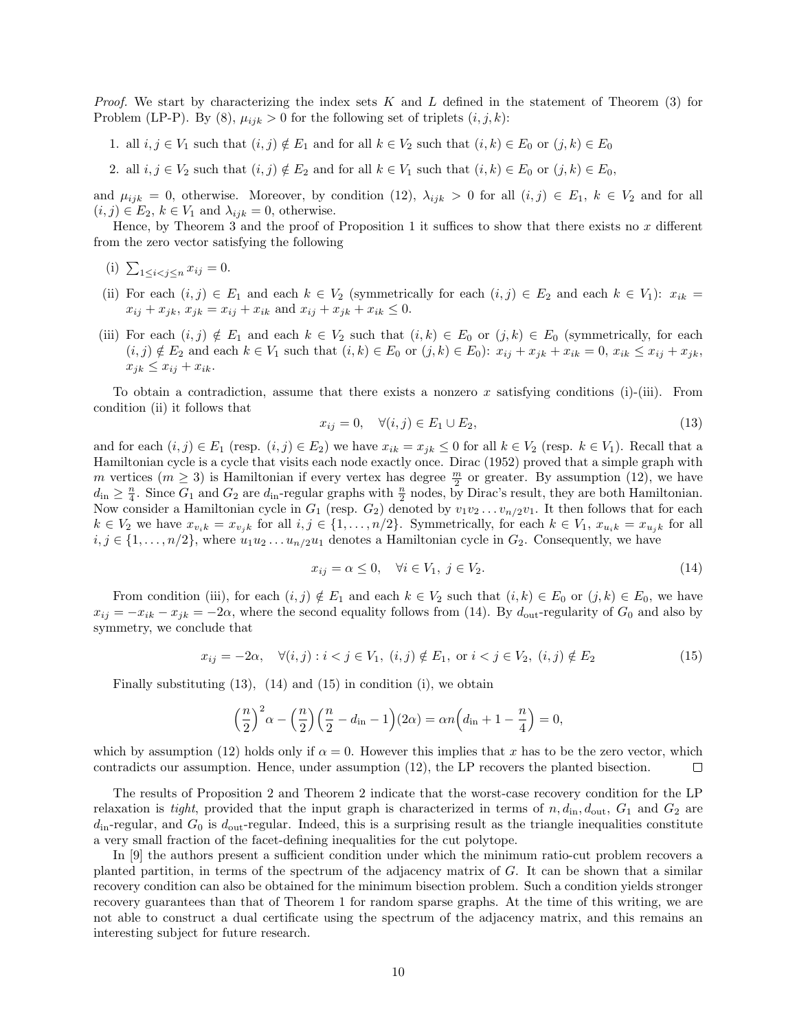*Proof.* We start by characterizing the index sets $K$ and $L$ defined in the statement of Theorem (3) for Problem (LP-P). By (8), $\mu_{ijk} > 0$ for the following set of triplets $(i, j, k)$:

1. all $i, j \in V_1$ such that $(i, j) \notin E_1$ and for all $k \in V_2$ such that $(i, k) \in E_0$ or $(j, k) \in E_0$
2. all $i, j \in V_2$ such that $(i, j) \notin E_2$ and for all $k \in V_1$ such that $(i, k) \in E_0$ or $(j, k) \in E_0$,

and $\mu_{ijk} = 0$, otherwise. Moreover, by condition (12), $\lambda_{ijk} > 0$ for all $(i, j) \in E_1$, $k \in V_2$ and for all $(i, j) \in E_2$, $k \in V_1$ and $\lambda_{ijk} = 0$, otherwise.

Hence, by Theorem 3 and the proof of Proposition 1 it suffices to show that there exists no $x$ different from the zero vector satisfying the following

(i) $\sum_{1 \leq i < j \leq n} x_{ij} = 0$.

(ii) For each $(i, j) \in E_1$ and each $k \in V_2$ (symmetrically for each $(i, j) \in E_2$ and each $k \in V_1$): $x_{ik} = x_{ij} + x_{jk}$, $x_{jk} = x_{ij} + x_{ik}$ and $x_{ij} + x_{jk} + x_{ik} \leq 0$.

(iii) For each $(i, j) \notin E_1$ and each $k \in V_2$ such that $(i, k) \in E_0$ or $(j, k) \in E_0$ (symmetrically, for each $(i, j) \notin E_2$ and each $k \in V_1$ such that $(i, k) \in E_0$ or $(j, k) \in E_0$): $x_{ij} + x_{jk} + x_{ik} = 0$, $x_{ik} \leq x_{ij} + x_{jk}$, $x_{jk} \leq x_{ij} + x_{ik}$.

To obtain a contradiction, assume that there exists a nonzero $x$ satisfying conditions (i)-(iii). From condition (ii) it follows that

$$x_{ij} = 0, \quad \forall (i, j) \in E_1 \cup E_2, \tag{13}$$

and for each $(i, j) \in E_1$ (resp. $(i, j) \in E_2$) we have $x_{ik} = x_{jk} \leq 0$ for all $k \in V_2$ (resp. $k \in V_1$). Recall that a Hamiltonian cycle is a cycle that visits each node exactly once. Dirac (1952) proved that a simple graph with $m$ vertices ($m \geq 3$) is Hamiltonian if every vertex has degree $\frac{m}{2}$ or greater. By assumption (12), we have $d_{\text{in}} \geq \frac{n}{4}$. Since $G_1$ and $G_2$ are $d_{\text{in}}$-regular graphs with $\frac{n}{2}$ nodes, by Dirac's result, they are both Hamiltonian. Now consider a Hamiltonian cycle in $G_1$ (resp. $G_2$) denoted by $v_1 v_2 \ldots v_{n/2} v_1$. It then follows that for each $k \in V_2$ we have $x_{v_i k} = x_{v_j k}$ for all $i, j \in \{1, \ldots, n/2\}$. Symmetrically, for each $k \in V_1$, $x_{u_i k} = x_{u_j k}$ for all $i, j \in \{1, \ldots, n/2\}$, where $u_1 u_2 \ldots u_{n/2} u_1$ denotes a Hamiltonian cycle in $G_2$. Consequently, we have

$$x_{ij} = \alpha \leq 0, \quad \forall i \in V_1, \ j \in V_2. \tag{14}$$

From condition (iii), for each $(i, j) \notin E_1$ and each $k \in V_2$ such that $(i, k) \in E_0$ or $(j, k) \in E_0$, we have $x_{ij} = -x_{ik} - x_{jk} = -2\alpha$, where the second equality follows from (14). By $d_{\text{out}}$-regularity of $G_0$ and also by symmetry, we conclude that

$$x_{ij} = -2\alpha, \quad \forall (i, j) : i < j \in V_1, \ (i, j) \notin E_1, \text{ or } i < j \in V_2, \ (i, j) \notin E_2 \tag{15}$$

Finally substituting (13), (14) and (15) in condition (i), we obtain

$$\left(\frac{n}{2}\right)^2 \alpha - \left(\frac{n}{2}\right)\left(\frac{n}{2} - d_{\text{in}} - 1\right)(2\alpha) = \alpha n \left(d_{\text{in}} + 1 - \frac{n}{4}\right) = 0,$$

which by assumption (12) holds only if $\alpha = 0$. However this implies that $x$ has to be the zero vector, which contradicts our assumption. Hence, under assumption (12), the LP recovers the planted bisection. $\square$

The results of Proposition 2 and Theorem 2 indicate that the worst-case recovery condition for the LP relaxation is *tight*, provided that the input graph is characterized in terms of $n, d_{\text{in}}, d_{\text{out}}$, $G_1$ and $G_2$ are $d_{\text{in}}$-regular, and $G_0$ is $d_{\text{out}}$-regular. Indeed, this is a surprising result as the triangle inequalities constitute a very small fraction of the facet-defining inequalities for the cut polytope.

In [9] the authors present a sufficient condition under which the minimum ratio-cut problem recovers a planted partition, in terms of the spectrum of the adjacency matrix of $G$. It can be shown that a similar recovery condition can also be obtained for the minimum bisection problem. Such a condition yields stronger recovery guarantees than that of Theorem 1 for random sparse graphs. At the time of this writing, we are not able to construct a dual certificate using the spectrum of the adjacency matrix, and this remains an interesting subject for future research.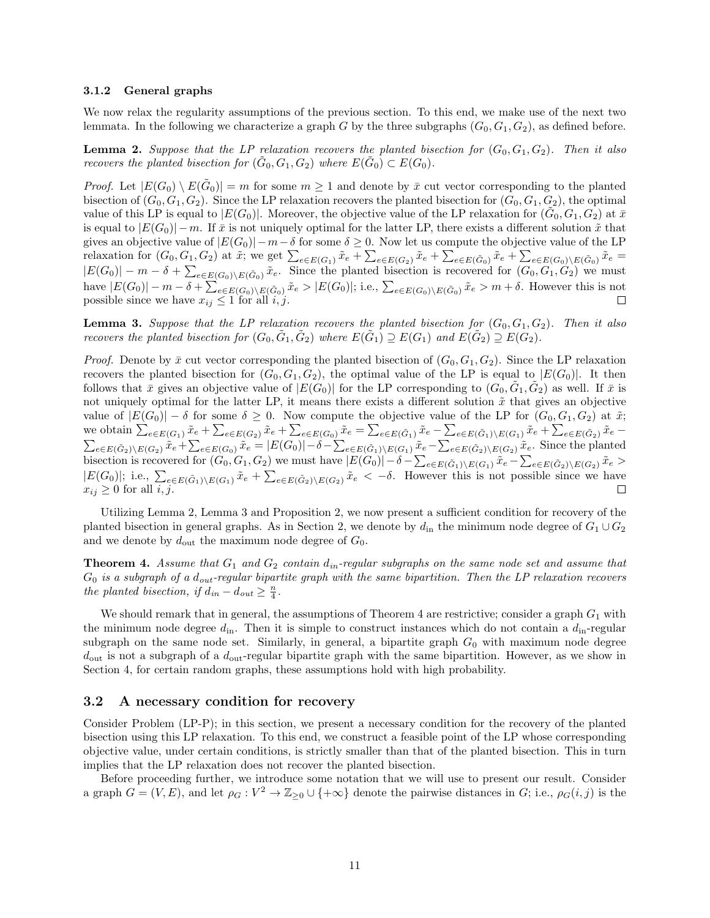### 3.1.2 General graphs

We now relax the regularity assumptions of the previous section. To this end, we make use of the next two lemmata. In the following we characterize a graph $G$ by the three subgraphs $(G_0, G_1, G_2)$, as defined before.

**Lemma 2.** *Suppose that the LP relaxation recovers the planted bisection for $(G_0, G_1, G_2)$. Then it also recovers the planted bisection for $(\tilde{G}_0, G_1, G_2)$ where $E(\tilde{G}_0) \subset E(G_0)$.*

*Proof.* Let $|E(G_0) \setminus E(\tilde{G}_0)| = m$ for some $m \geq 1$ and denote by $\bar{x}$ cut vector corresponding to the planted bisection of $(G_0, G_1, G_2)$. Since the LP relaxation recovers the planted bisection for $(G_0, G_1, G_2)$, the optimal value of this LP is equal to $|E(G_0)|$. Moreover, the objective value of the LP relaxation for $(\tilde{G}_0, G_1, G_2)$ at $\bar{x}$ is equal to $|E(G_0)| - m$. If $\bar{x}$ is not uniquely optimal for the latter LP, there exists a different solution $\tilde{x}$ that gives an objective value of $|E(G_0)| - m - \delta$ for some $\delta \geq 0$. Now let us compute the objective value of the LP relaxation for $(G_0, G_1, G_2)$ at $\tilde{x}$; we get $\sum_{e \in E(G_1)} \tilde{x}_e + \sum_{e \in E(G_2)} \tilde{x}_e + \sum_{e \in E(\tilde{G}_0)} \tilde{x}_e + \sum_{e \in E(G_0) \setminus E(\tilde{G}_0)} \tilde{x}_e = |E(G_0)| - m - \delta + \sum_{e \in E(G_0) \setminus E(\tilde{G}_0)} \tilde{x}_e$. Since the planted bisection is recovered for $(G_0, G_1, G_2)$ we must have $|E(G_0)| - m - \delta + \sum_{e \in E(G_0) \setminus E(\tilde{G}_0)} \tilde{x}_e > |E(G_0)|$; i.e., $\sum_{e \in E(G_0) \setminus E(\tilde{G}_0)} \tilde{x}_e > m + \delta$. However this is not possible since we have $x_{ij} \leq 1$ for all $i, j$. □

**Lemma 3.** *Suppose that the LP relaxation recovers the planted bisection for $(G_0, G_1, G_2)$. Then it also recovers the planted bisection for $(G_0, \tilde{G}_1, \tilde{G}_2)$ where $E(\tilde{G}_1) \supseteq E(G_1)$ and $E(\tilde{G}_2) \supseteq E(G_2)$.*

*Proof.* Denote by $\bar{x}$ cut vector corresponding the planted bisection of $(G_0, G_1, G_2)$. Since the LP relaxation recovers the planted bisection for $(G_0, G_1, G_2)$, the optimal value of the LP is equal to $|E(G_0)|$. It then follows that $\bar{x}$ gives an objective value of $|E(G_0)|$ for the LP corresponding to $(G_0, \tilde{G}_1, \tilde{G}_2)$ as well. If $\bar{x}$ is not uniquely optimal for the latter LP, it means there exists a different solution $\tilde{x}$ that gives an objective value of $|E(G_0)| - \delta$ for some $\delta \geq 0$. Now compute the objective value of the LP for $(G_0, G_1, G_2)$ at $\tilde{x}$; we obtain $\sum_{e \in E(G_1)} \tilde{x}_e + \sum_{e \in E(G_2)} \tilde{x}_e + \sum_{e \in E(G_0)} \tilde{x}_e = \sum_{e \in E(\tilde{G}_1)} \tilde{x}_e - \sum_{e \in E(\tilde{G}_1) \setminus E(G_1)} \tilde{x}_e + \sum_{e \in E(\tilde{G}_2)} \tilde{x}_e - \sum_{e \in E(\tilde{G}_2) \setminus E(G_2)} \tilde{x}_e + \sum_{e \in E(G_0)} \tilde{x}_e = |E(G_0)| - \delta - \sum_{e \in E(\tilde{G}_1) \setminus E(G_1)} \tilde{x}_e - \sum_{e \in E(\tilde{G}_2) \setminus E(G_2)} \tilde{x}_e$. Since the planted bisection is recovered for $(G_0, G_1, G_2)$ we must have $|E(G_0)| - \delta - \sum_{e \in E(\tilde{G}_1) \setminus E(G_1)} \tilde{x}_e - \sum_{e \in E(\tilde{G}_2) \setminus E(G_2)} \tilde{x}_e > |E(G_0)|$; i.e., $\sum_{e \in E(\tilde{G}_1) \setminus E(G_1)} \tilde{x}_e + \sum_{e \in E(\tilde{G}_2) \setminus E(G_2)} \tilde{x}_e < -\delta$. However this is not possible since we have $x_{ij} \geq 0$ for all $i, j$. □

Utilizing Lemma 2, Lemma 3 and Proposition 2, we now present a sufficient condition for recovery of the planted bisection in general graphs. As in Section 2, we denote by $d_{\text{in}}$ the minimum node degree of $G_1 \cup G_2$ and we denote by $d_{\text{out}}$ the maximum node degree of $G_0$.

**Theorem 4.** *Assume that $G_1$ and $G_2$ contain $d_{in}$-regular subgraphs on the same node set and assume that $G_0$ is a subgraph of a $d_{out}$-regular bipartite graph with the same bipartition. Then the LP relaxation recovers the planted bisection, if $d_{in} - d_{out} \geq \frac{n}{4}$.*

We should remark that in general, the assumptions of Theorem 4 are restrictive; consider a graph $G_1$ with the minimum node degree $d_{\text{in}}$. Then it is simple to construct instances which do not contain a $d_{\text{in}}$-regular subgraph on the same node set. Similarly, in general, a bipartite graph $G_0$ with maximum node degree $d_{\text{out}}$ is not a subgraph of a $d_{\text{out}}$-regular bipartite graph with the same bipartition. However, as we show in Section 4, for certain random graphs, these assumptions hold with high probability.

## 3.2 A necessary condition for recovery

Consider Problem (LP-P); in this section, we present a necessary condition for the recovery of the planted bisection using this LP relaxation. To this end, we construct a feasible point of the LP whose corresponding objective value, under certain conditions, is strictly smaller than that of the planted bisection. This in turn implies that the LP relaxation does not recover the planted bisection.

Before proceeding further, we introduce some notation that we will use to present our result. Consider a graph $G = (V, E)$, and let $\rho_G : V^2 \to \mathbb{Z}_{\geq 0} \cup \{+\infty\}$ denote the pairwise distances in $G$; i.e., $\rho_G(i, j)$ is the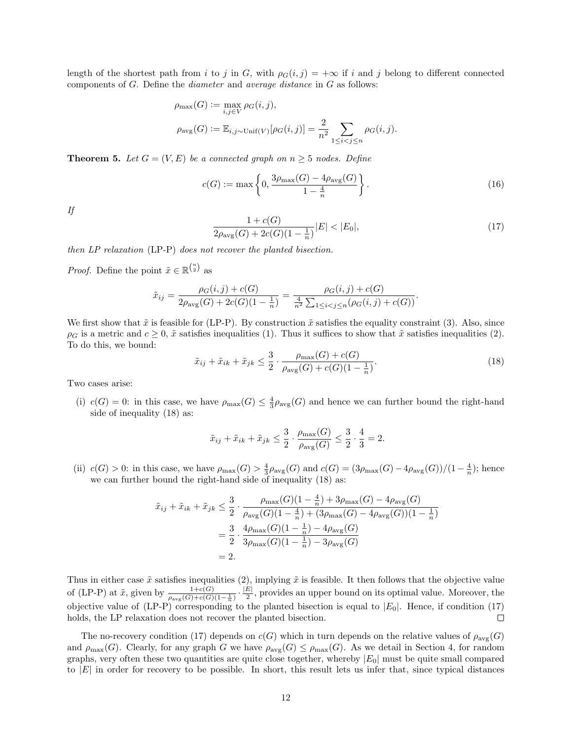length of the shortest path from $i$ to $j$ in $G$, with $\rho_G(i,j) = +\infty$ if $i$ and $j$ belong to different connected components of $G$. Define the *diameter* and *average distance* in $G$ as follows:

$$\rho_{\max}(G) := \max_{i,j \in V} \rho_G(i,j),$$

$$\rho_{\text{avg}}(G) := \mathbb{E}_{i,j \sim \text{Unif}(V)}[\rho_G(i,j)] = \frac{2}{n^2} \sum_{1 \leq i < j \leq n} \rho_G(i,j).$$

**Theorem 5.** *Let $G = (V, E)$ be a connected graph on $n \geq 5$ nodes. Define*

$$c(G) := \max\left\{0, \frac{3\rho_{\max}(G) - 4\rho_{\text{avg}}(G)}{1 - \frac{4}{n}}\right\}. \tag{16}$$

*If*

$$\frac{1 + c(G)}{2\rho_{\text{avg}}(G) + 2c(G)(1 - \frac{1}{n})}|E| < |E_0|, \tag{17}$$

*then LP relaxation* (LP-P) *does not recover the planted bisection.*

*Proof.* Define the point $\tilde{x} \in \mathbb{R}^{\binom{n}{2}}$ as

$$\tilde{x}_{ij} = \frac{\rho_G(i,j) + c(G)}{2\rho_{\text{avg}}(G) + 2c(G)(1 - \frac{1}{n})} = \frac{\rho_G(i,j) + c(G)}{\frac{4}{n^2}\sum_{1 \leq i < j \leq n}(\rho_G(i,j) + c(G))}.$$

We first show that $\tilde{x}$ is feasible for (LP-P). By construction $\tilde{x}$ satisfies the equality constraint (3). Also, since $\rho_G$ is a metric and $c \geq 0$, $\tilde{x}$ satisfies inequalities (1). Thus it suffices to show that $\tilde{x}$ satisfies inequalities (2). To do this, we bound:

$$\tilde{x}_{ij} + \tilde{x}_{ik} + \tilde{x}_{jk} \leq \frac{3}{2} \cdot \frac{\rho_{\max}(G) + c(G)}{\rho_{\text{avg}}(G) + c(G)(1 - \frac{1}{n})}. \tag{18}$$

Two cases arise:

(i) $c(G) = 0$: in this case, we have $\rho_{\max}(G) \leq \frac{4}{3}\rho_{\text{avg}}(G)$ and hence we can further bound the right-hand side of inequality (18) as:

$$\tilde{x}_{ij} + \tilde{x}_{ik} + \tilde{x}_{jk} \leq \frac{3}{2} \cdot \frac{\rho_{\max}(G)}{\rho_{\text{avg}}(G)} \leq \frac{3}{2} \cdot \frac{4}{3} = 2.$$

(ii) $c(G) > 0$: in this case, we have $\rho_{\max}(G) > \frac{4}{3}\rho_{\text{avg}}(G)$ and $c(G) = (3\rho_{\max}(G) - 4\rho_{\text{avg}}(G))/(1 - \frac{4}{n})$; hence we can further bound the right-hand side of inequality (18) as:

$$\begin{aligned}
\tilde{x}_{ij} + \tilde{x}_{ik} + \tilde{x}_{jk} &\leq \frac{3}{2} \cdot \frac{\rho_{\max}(G)(1 - \frac{4}{n}) + 3\rho_{\max}(G) - 4\rho_{\text{avg}}(G)}{\rho_{\text{avg}}(G)(1 - \frac{4}{n}) + (3\rho_{\max}(G) - 4\rho_{\text{avg}}(G))(1 - \frac{1}{n})} \\
&= \frac{3}{2} \cdot \frac{4\rho_{\max}(G)(1 - \frac{1}{n}) - 4\rho_{\text{avg}}(G)}{3\rho_{\max}(G)(1 - \frac{1}{n}) - 3\rho_{\text{avg}}(G)} \\
&= 2.
\end{aligned}$$

Thus in either case $\tilde{x}$ satisfies inequalities (2), implying $\tilde{x}$ is feasible. It then follows that the objective value of (LP-P) at $\tilde{x}$, given by $\frac{1 + c(G)}{\rho_{\text{avg}}(G) + c(G)(1 - \frac{1}{n})} \cdot \frac{|E|}{2}$, provides an upper bound on its optimal value. Moreover, the objective value of (LP-P) corresponding to the planted bisection is equal to $|E_0|$. Hence, if condition (17) holds, the LP relaxation does not recover the planted bisection. $\square$

The no-recovery condition (17) depends on $c(G)$ which in turn depends on the relative values of $\rho_{\text{avg}}(G)$ and $\rho_{\max}(G)$. Clearly, for any graph $G$ we have $\rho_{\text{avg}}(G) \leq \rho_{\max}(G)$. As we detail in Section 4, for random graphs, very often these two quantities are quite close together, whereby $|E_0|$ must be quite small compared to $|E|$ in order for recovery to be possible. In short, this result lets us infer that, since typical distances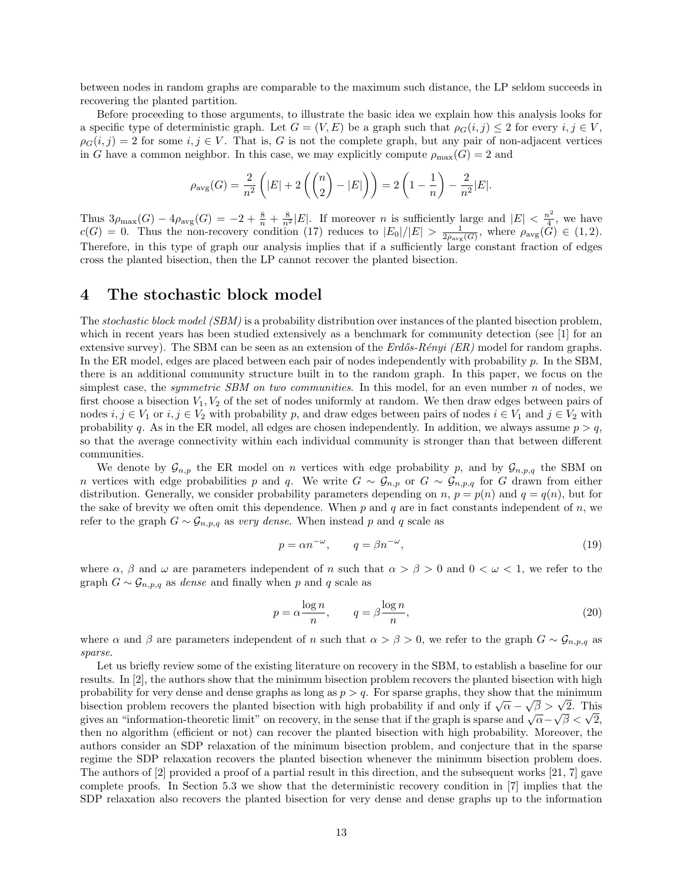between nodes in random graphs are comparable to the maximum such distance, the LP seldom succeeds in recovering the planted partition.

Before proceeding to those arguments, to illustrate the basic idea we explain how this analysis looks for a specific type of deterministic graph. Let $G = (V, E)$ be a graph such that $\rho_G(i, j) \leq 2$ for every $i, j \in V$, $\rho_G(i, j) = 2$ for some $i, j \in V$. That is, $G$ is not the complete graph, but any pair of non-adjacent vertices in $G$ have a common neighbor. In this case, we may explicitly compute $\rho_{\max}(G) = 2$ and

$$\rho_{\text{avg}}(G) = \frac{2}{n^2}\left(|E| + 2\left(\binom{n}{2} - |E|\right)\right) = 2\left(1 - \frac{1}{n}\right) - \frac{2}{n^2}|E|.$$

Thus $3\rho_{\max}(G) - 4\rho_{\text{avg}}(G) = -2 + \frac{8}{n} + \frac{8}{n^2}|E|$. If moreover $n$ is sufficiently large and $|E| < \frac{n^2}{4}$, we have $c(G) = 0$. Thus the non-recovery condition (17) reduces to $|E_0|/|E| > \frac{1}{2\rho_{\text{avg}}(G)}$, where $\rho_{\text{avg}}(G) \in (1, 2)$. Therefore, in this type of graph our analysis implies that if a sufficiently large constant fraction of edges cross the planted bisection, then the LP cannot recover the planted bisection.

# 4 The stochastic block model

The *stochastic block model (SBM)* is a probability distribution over instances of the planted bisection problem, which in recent years has been studied extensively as a benchmark for community detection (see [1] for an extensive survey). The SBM can be seen as an extension of the *Erdős-Rényi (ER)* model for random graphs. In the ER model, edges are placed between each pair of nodes independently with probability $p$. In the SBM, there is an additional community structure built in to the random graph. In this paper, we focus on the simplest case, the *symmetric SBM on two communities*. In this model, for an even number $n$ of nodes, we first choose a bisection $V_1, V_2$ of the set of nodes uniformly at random. We then draw edges between pairs of nodes $i, j \in V_1$ or $i, j \in V_2$ with probability $p$, and draw edges between pairs of nodes $i \in V_1$ and $j \in V_2$ with probability $q$. As in the ER model, all edges are chosen independently. In addition, we always assume $p > q$, so that the average connectivity within each individual community is stronger than that between different communities.

We denote by $\mathcal{G}_{n,p}$ the ER model on $n$ vertices with edge probability $p$, and by $\mathcal{G}_{n,p,q}$ the SBM on $n$ vertices with edge probabilities $p$ and $q$. We write $G \sim \mathcal{G}_{n,p}$ or $G \sim \mathcal{G}_{n,p,q}$ for $G$ drawn from either distribution. Generally, we consider probability parameters depending on $n$, $p = p(n)$ and $q = q(n)$, but for the sake of brevity we often omit this dependence. When $p$ and $q$ are in fact constants independent of $n$, we refer to the graph $G \sim \mathcal{G}_{n,p,q}$ as *very dense*. When instead $p$ and $q$ scale as

$$p = \alpha n^{-\omega}, \qquad q = \beta n^{-\omega}, \tag{19}$$

where $\alpha$, $\beta$ and $\omega$ are parameters independent of $n$ such that $\alpha > \beta > 0$ and $0 < \omega < 1$, we refer to the graph $G \sim \mathcal{G}_{n,p,q}$ as *dense* and finally when $p$ and $q$ scale as

$$p = \alpha\frac{\log n}{n}, \qquad q = \beta\frac{\log n}{n}, \tag{20}$$

where $\alpha$ and $\beta$ are parameters independent of $n$ such that $\alpha > \beta > 0$, we refer to the graph $G \sim \mathcal{G}_{n,p,q}$ as *sparse*.

Let us briefly review some of the existing literature on recovery in the SBM, to establish a baseline for our results. In [2], the authors show that the minimum bisection problem recovers the planted bisection with high probability for very dense and dense graphs as long as $p > q$. For sparse graphs, they show that the minimum bisection problem recovers the planted bisection with high probability if and only if $\sqrt{\alpha} - \sqrt{\beta} > \sqrt{2}$. This gives an "information-theoretic limit" on recovery, in the sense that if the graph is sparse and $\sqrt{\alpha} - \sqrt{\beta} < \sqrt{2}$, then no algorithm (efficient or not) can recover the planted bisection with high probability. Moreover, the authors consider an SDP relaxation of the minimum bisection problem, and conjecture that in the sparse regime the SDP relaxation recovers the planted bisection whenever the minimum bisection problem does. The authors of [2] provided a proof of a partial result in this direction, and the subsequent works [21, 7] gave complete proofs. In Section 5.3 we show that the deterministic recovery condition in [7] implies that the SDP relaxation also recovers the planted bisection for very dense and dense graphs up to the information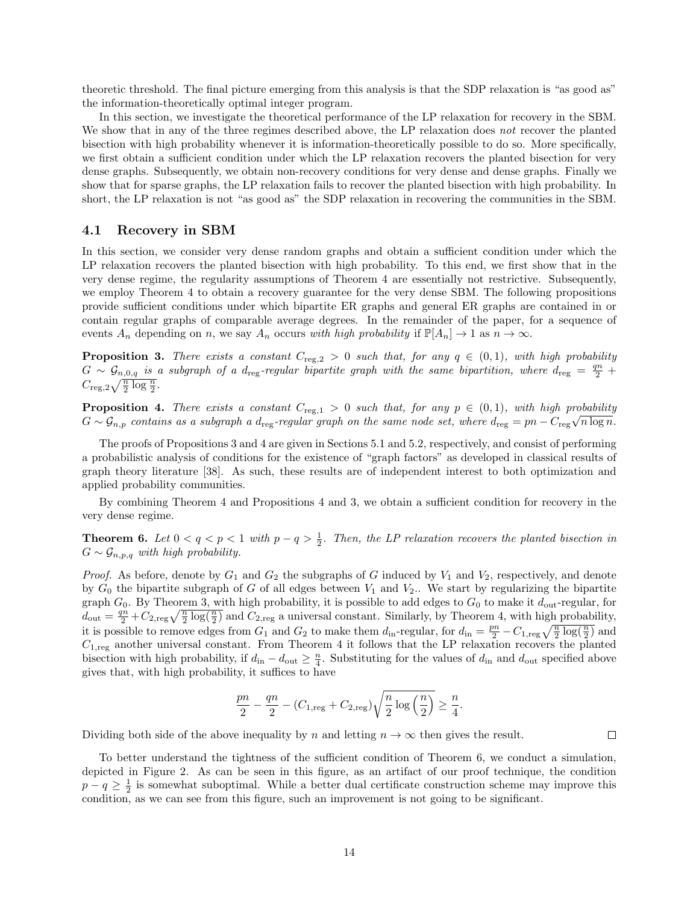theoretic threshold. The final picture emerging from this analysis is that the SDP relaxation is "as good as" the information-theoretically optimal integer program.

In this section, we investigate the theoretical performance of the LP relaxation for recovery in the SBM. We show that in any of the three regimes described above, the LP relaxation does *not* recover the planted bisection with high probability whenever it is information-theoretically possible to do so. More specifically, we first obtain a sufficient condition under which the LP relaxation recovers the planted bisection for very dense graphs. Subsequently, we obtain non-recovery conditions for very dense and dense graphs. Finally we show that for sparse graphs, the LP relaxation fails to recover the planted bisection with high probability. In short, the LP relaxation is not "as good as" the SDP relaxation in recovering the communities in the SBM.

## 4.1 Recovery in SBM

In this section, we consider very dense random graphs and obtain a sufficient condition under which the LP relaxation recovers the planted bisection with high probability. To this end, we first show that in the very dense regime, the regularity assumptions of Theorem 4 are essentially not restrictive. Subsequently, we employ Theorem 4 to obtain a recovery guarantee for the very dense SBM. The following propositions provide sufficient conditions under which bipartite ER graphs and general ER graphs are contained in or contain regular graphs of comparable average degrees. In the remainder of the paper, for a sequence of events $A_n$ depending on $n$, we say $A_n$ occurs *with high probability* if $\mathbb{P}[A_n] \to 1$ as $n \to \infty$.

**Proposition 3.** *There exists a constant $C_{\mathrm{reg},2} > 0$ such that, for any $q \in (0,1)$, with high probability $G \sim \mathcal{G}_{n,0,q}$ is a subgraph of a $d_{\mathrm{reg}}$-regular bipartite graph with the same bipartition, where $d_{\mathrm{reg}} = \frac{qn}{2} + C_{\mathrm{reg},2}\sqrt{\frac{n}{2}\log\frac{n}{2}}$.*

**Proposition 4.** *There exists a constant $C_{\mathrm{reg},1} > 0$ such that, for any $p \in (0,1)$, with high probability $G \sim \mathcal{G}_{n,p}$ contains as a subgraph a $d_{\mathrm{reg}}$-regular graph on the same node set, where $d_{\mathrm{reg}} = pn - C_{\mathrm{reg}}\sqrt{n \log n}$.*

The proofs of Propositions 3 and 4 are given in Sections 5.1 and 5.2, respectively, and consist of performing a probabilistic analysis of conditions for the existence of "graph factors" as developed in classical results of graph theory literature [38]. As such, these results are of independent interest to both optimization and applied probability communities.

By combining Theorem 4 and Propositions 4 and 3, we obtain a sufficient condition for recovery in the very dense regime.

**Theorem 6.** *Let $0 < q < p < 1$ with $p - q > \frac{1}{2}$. Then, the LP relaxation recovers the planted bisection in $G \sim \mathcal{G}_{n,p,q}$ with high probability.*

*Proof.* As before, denote by $G_1$ and $G_2$ the subgraphs of $G$ induced by $V_1$ and $V_2$, respectively, and denote by $G_0$ the bipartite subgraph of $G$ of all edges between $V_1$ and $V_2$.. We start by regularizing the bipartite graph $G_0$. By Theorem 3, with high probability, it is possible to add edges to $G_0$ to make it $d_{\mathrm{out}}$-regular, for $d_{\mathrm{out}} = \frac{qn}{2} + C_{2,\mathrm{reg}}\sqrt{\frac{n}{2}\log(\frac{n}{2})}$ and $C_{2,\mathrm{reg}}$ a universal constant. Similarly, by Theorem 4, with high probability, it is possible to remove edges from $G_1$ and $G_2$ to make them $d_{\mathrm{in}}$-regular, for $d_{\mathrm{in}} = \frac{pn}{2} - C_{1,\mathrm{reg}}\sqrt{\frac{n}{2}\log(\frac{n}{2})}$ and $C_{1,\mathrm{reg}}$ another universal constant. From Theorem 4 it follows that the LP relaxation recovers the planted bisection with high probability, if $d_{\mathrm{in}} - d_{\mathrm{out}} \geq \frac{n}{4}$. Substituting for the values of $d_{\mathrm{in}}$ and $d_{\mathrm{out}}$ specified above gives that, with high probability, it suffices to have

$$\frac{pn}{2} - \frac{qn}{2} - (C_{1,\mathrm{reg}} + C_{2,\mathrm{reg}})\sqrt{\frac{n}{2}\log\left(\frac{n}{2}\right)} \geq \frac{n}{4}.$$

Dividing both side of the above inequality by $n$ and letting $n \to \infty$ then gives the result. $\square$

To better understand the tightness of the sufficient condition of Theorem 6, we conduct a simulation, depicted in Figure 2. As can be seen in this figure, as an artifact of our proof technique, the condition $p - q \geq \frac{1}{2}$ is somewhat suboptimal. While a better dual certificate construction scheme may improve this condition, as we can see from this figure, such an improvement is not going to be significant.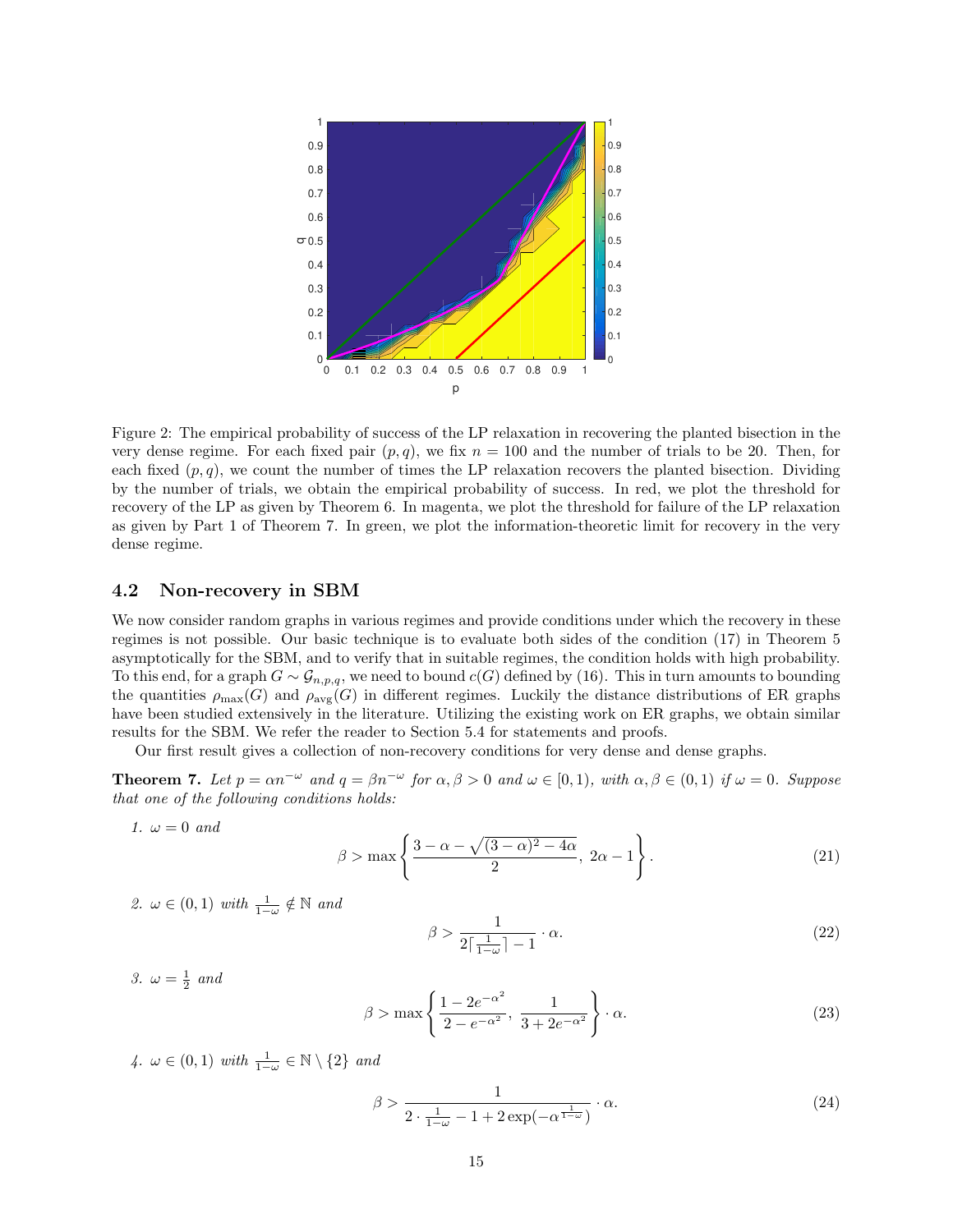Figure 2: The empirical probability of success of the LP relaxation in recovering the planted bisection in the very dense regime. For each fixed pair $(p, q)$, we fix $n = 100$ and the number of trials to be 20. Then, for each fixed $(p, q)$, we count the number of times the LP relaxation recovers the planted bisection. Dividing by the number of trials, we obtain the empirical probability of success. In red, we plot the threshold for recovery of the LP as given by Theorem 6. In magenta, we plot the threshold for failure of the LP relaxation as given by Part 1 of Theorem 7. In green, we plot the information-theoretic limit for recovery in the very dense regime.

### 4.2 Non-recovery in SBM

We now consider random graphs in various regimes and provide conditions under which the recovery in these regimes is not possible. Our basic technique is to evaluate both sides of the condition (17) in Theorem 5 asymptotically for the SBM, and to verify that in suitable regimes, the condition holds with high probability. To this end, for a graph $G \sim \mathcal{G}_{n,p,q}$, we need to bound $c(G)$ defined by (16). This in turn amounts to bounding the quantities $\rho_{\max}(G)$ and $\rho_{\text{avg}}(G)$ in different regimes. Luckily the distance distributions of ER graphs have been studied extensively in the literature. Utilizing the existing work on ER graphs, we obtain similar results for the SBM. We refer the reader to Section 5.4 for statements and proofs.

Our first result gives a collection of non-recovery conditions for very dense and dense graphs.

**Theorem 7.** *Let $p = \alpha n^{-\omega}$ and $q = \beta n^{-\omega}$ for $\alpha, \beta > 0$ and $\omega \in [0, 1)$, with $\alpha, \beta \in (0, 1)$ if $\omega = 0$. Suppose that one of the following conditions holds:*

1. *$\omega = 0$ and*

$$\beta > \max\left\{ \frac{3 - \alpha - \sqrt{(3-\alpha)^2 - 4\alpha}}{2},\ 2\alpha - 1 \right\}. \tag{21}$$

2. *$\omega \in (0, 1)$ with $\frac{1}{1-\omega} \notin \mathbb{N}$ and*

$$\beta > \frac{1}{2\lceil \frac{1}{1-\omega} \rceil - 1} \cdot \alpha. \tag{22}$$

3. *$\omega = \frac{1}{2}$ and*

$$\beta > \max\left\{ \frac{1 - 2e^{-\alpha^2}}{2 - e^{-\alpha^2}},\ \frac{1}{3 + 2e^{-\alpha^2}} \right\} \cdot \alpha. \tag{23}$$

4. *$\omega \in (0, 1)$ with $\frac{1}{1-\omega} \in \mathbb{N} \setminus \{2\}$ and*

$$\beta > \frac{1}{2 \cdot \frac{1}{1-\omega} - 1 + 2\exp(-\alpha^{\frac{1}{1-\omega}})} \cdot \alpha. \tag{24}$$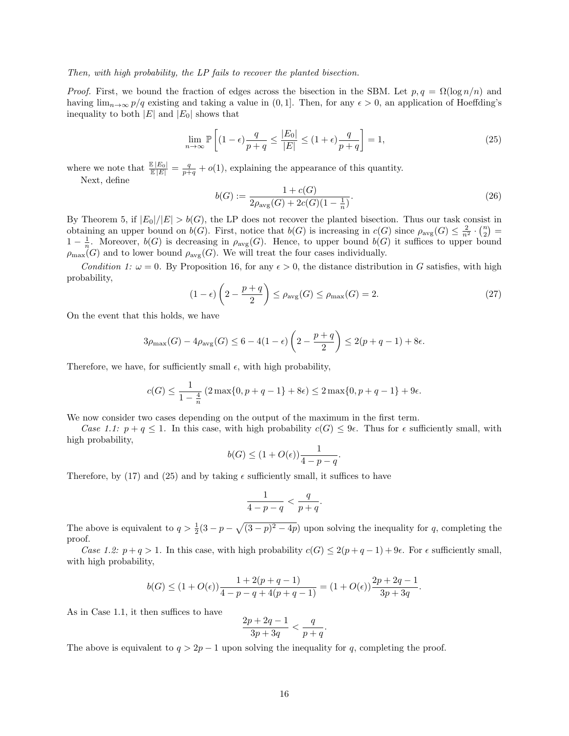*Then, with high probability, the LP fails to recover the planted bisection.*

*Proof.* First, we bound the fraction of edges across the bisection in the SBM. Let $p, q = \Omega(\log n/n)$ and having $\lim_{n\to\infty} p/q$ existing and taking a value in $(0, 1]$. Then, for any $\epsilon > 0$, an application of Hoeffding's inequality to both $|E|$ and $|E_0|$ shows that

$$\lim_{n\to\infty} \mathbb{P}\left[(1-\epsilon)\frac{q}{p+q} \le \frac{|E_0|}{|E|} \le (1+\epsilon)\frac{q}{p+q}\right] = 1, \tag{25}$$

where we note that $\frac{\mathbb{E}\,|E_0|}{\mathbb{E}\,|E|} = \frac{q}{p+q} + o(1)$, explaining the appearance of this quantity.

Next, define

$$b(G) := \frac{1 + c(G)}{2\rho_{\text{avg}}(G) + 2c(G)(1 - \frac{1}{n})}. \tag{26}$$

By Theorem 5, if $|E_0|/|E| > b(G)$, the LP does not recover the planted bisection. Thus our task consist in obtaining an upper bound on $b(G)$. First, notice that $b(G)$ is increasing in $c(G)$ since $\rho_{\text{avg}}(G) \le \frac{2}{n^2} \cdot \binom{n}{2} = 1 - \frac{1}{n}$. Moreover, $b(G)$ is decreasing in $\rho_{\text{avg}}(G)$. Hence, to upper bound $b(G)$ it suffices to upper bound $\rho_{\max}(G)$ and to lower bound $\rho_{\text{avg}}(G)$. We will treat the four cases individually.

*Condition 1: $\omega = 0$.* By Proposition 16, for any $\epsilon > 0$, the distance distribution in $G$ satisfies, with high probability,

$$(1-\epsilon)\left(2 - \frac{p+q}{2}\right) \le \rho_{\text{avg}}(G) \le \rho_{\max}(G) = 2. \tag{27}$$

On the event that this holds, we have

$$3\rho_{\max}(G) - 4\rho_{\text{avg}}(G) \le 6 - 4(1-\epsilon)\left(2 - \frac{p+q}{2}\right) \le 2(p+q-1) + 8\epsilon.$$

Therefore, we have, for sufficiently small $\epsilon$, with high probability,

$$c(G) \le \frac{1}{1 - \frac{4}{n}}\left(2\max\{0, p+q-1\} + 8\epsilon\right) \le 2\max\{0, p+q-1\} + 9\epsilon.$$

We now consider two cases depending on the output of the maximum in the first term.

*Case 1.1: $p + q \le 1$.* In this case, with high probability $c(G) \le 9\epsilon$. Thus for $\epsilon$ sufficiently small, with high probability,

$$b(G) \le (1 + O(\epsilon))\frac{1}{4 - p - q}.$$

Therefore, by (17) and (25) and by taking $\epsilon$ sufficiently small, it suffices to have

$$\frac{1}{4-p-q} < \frac{q}{p+q}.$$

The above is equivalent to $q > \frac{1}{2}(3 - p - \sqrt{(3-p)^2 - 4p})$ upon solving the inequality for $q$, completing the proof.

*Case 1.2: $p + q > 1$.* In this case, with high probability $c(G) \le 2(p+q-1) + 9\epsilon$. For $\epsilon$ sufficiently small, with high probability,

$$b(G) \le (1 + O(\epsilon))\frac{1 + 2(p+q-1)}{4 - p - q + 4(p+q-1)} = (1 + O(\epsilon))\frac{2p + 2q - 1}{3p + 3q}.$$

As in Case 1.1, it then suffices to have

$$\frac{2p+2q-1}{3p+3q} < \frac{q}{p+q}.$$

The above is equivalent to $q > 2p - 1$ upon solving the inequality for $q$, completing the proof.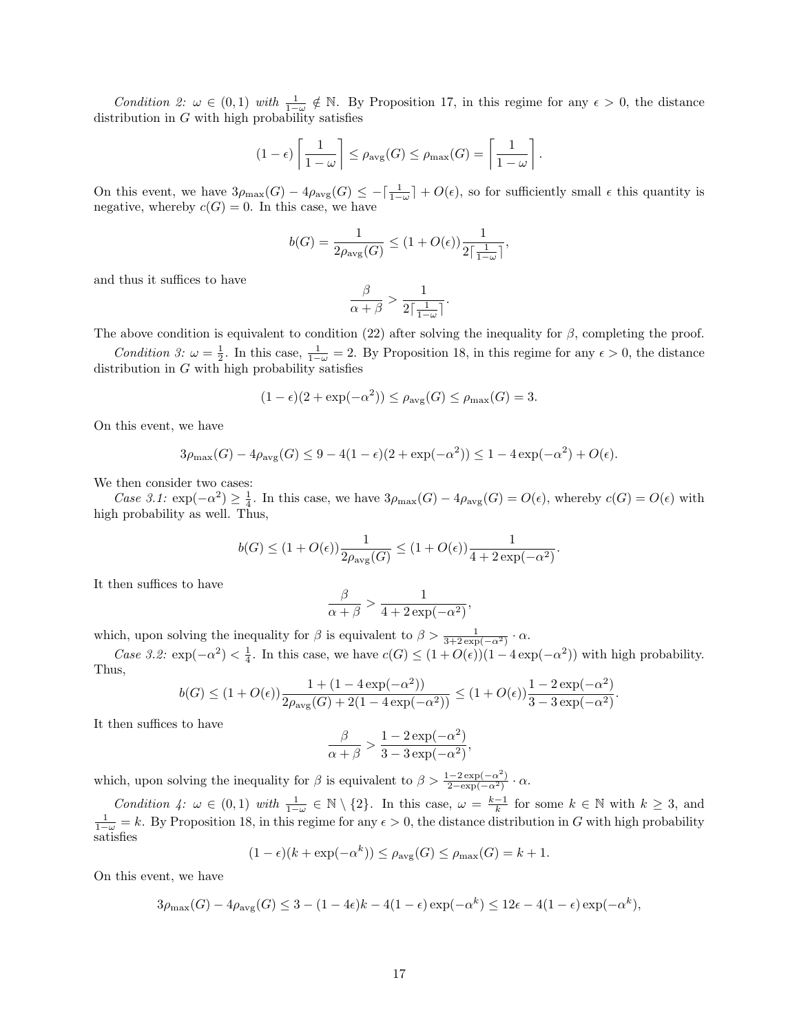*Condition 2:* $\omega \in (0, 1)$ *with* $\frac{1}{1-\omega} \notin \mathbb{N}$. By Proposition 17, in this regime for any $\epsilon > 0$, the distance distribution in $G$ with high probability satisfies

$$(1-\epsilon)\left\lceil \frac{1}{1-\omega} \right\rceil \leq \rho_{\text{avg}}(G) \leq \rho_{\max}(G) = \left\lceil \frac{1}{1-\omega} \right\rceil.$$

On this event, we have $3\rho_{\max}(G) - 4\rho_{\text{avg}}(G) \leq -\lceil \frac{1}{1-\omega} \rceil + O(\epsilon)$, so for sufficiently small $\epsilon$ this quantity is negative, whereby $c(G) = 0$. In this case, we have

$$b(G) = \frac{1}{2\rho_{\text{avg}}(G)} \leq (1 + O(\epsilon))\frac{1}{2\lceil \frac{1}{1-\omega} \rceil},$$

and thus it suffices to have

$$\frac{\beta}{\alpha + \beta} > \frac{1}{2\lceil \frac{1}{1-\omega} \rceil}.$$

The above condition is equivalent to condition (22) after solving the inequality for $\beta$, completing the proof.

*Condition 3:* $\omega = \frac{1}{2}$. In this case, $\frac{1}{1-\omega} = 2$. By Proposition 18, in this regime for any $\epsilon > 0$, the distance distribution in $G$ with high probability satisfies

$$(1-\epsilon)(2 + \exp(-\alpha^2)) \leq \rho_{\text{avg}}(G) \leq \rho_{\max}(G) = 3.$$

On this event, we have

$$3\rho_{\max}(G) - 4\rho_{\text{avg}}(G) \leq 9 - 4(1-\epsilon)(2 + \exp(-\alpha^2)) \leq 1 - 4\exp(-\alpha^2) + O(\epsilon).$$

We then consider two cases:

*Case 3.1:* $\exp(-\alpha^2) \geq \frac{1}{4}$. In this case, we have $3\rho_{\max}(G) - 4\rho_{\text{avg}}(G) = O(\epsilon)$, whereby $c(G) = O(\epsilon)$ with high probability as well. Thus,

$$b(G) \leq (1 + O(\epsilon))\frac{1}{2\rho_{\text{avg}}(G)} \leq (1 + O(\epsilon))\frac{1}{4 + 2\exp(-\alpha^2)}.$$

It then suffices to have

$$\frac{\beta}{\alpha + \beta} > \frac{1}{4 + 2\exp(-\alpha^2)},$$

which, upon solving the inequality for $\beta$ is equivalent to $\beta > \frac{1}{3+2\exp(-\alpha^2)} \cdot \alpha$.

*Case 3.2:* $\exp(-\alpha^2) < \frac{1}{4}$. In this case, we have $c(G) \leq (1 + O(\epsilon))(1 - 4\exp(-\alpha^2))$ with high probability. Thus,

$$b(G) \leq (1 + O(\epsilon))\frac{1 + (1 - 4\exp(-\alpha^2))}{2\rho_{\text{avg}}(G) + 2(1 - 4\exp(-\alpha^2))} \leq (1 + O(\epsilon))\frac{1 - 2\exp(-\alpha^2)}{3 - 3\exp(-\alpha^2)}.$$

It then suffices to have

$$\frac{\beta}{\alpha + \beta} > \frac{1 - 2\exp(-\alpha^2)}{3 - 3\exp(-\alpha^2)},$$

which, upon solving the inequality for $\beta$ is equivalent to $\beta > \frac{1-2\exp(-\alpha^2)}{2-\exp(-\alpha^2)} \cdot \alpha$.

*Condition 4:* $\omega \in (0, 1)$ *with* $\frac{1}{1-\omega} \in \mathbb{N} \setminus \{2\}$. In this case, $\omega = \frac{k-1}{k}$ for some $k \in \mathbb{N}$ with $k \geq 3$, and $\frac{1}{1-\omega} = k$. By Proposition 18, in this regime for any $\epsilon > 0$, the distance distribution in $G$ with high probability satisfies

$$(1-\epsilon)(k + \exp(-\alpha^k)) \leq \rho_{\text{avg}}(G) \leq \rho_{\max}(G) = k + 1.$$

On this event, we have

$$3\rho_{\max}(G) - 4\rho_{\text{avg}}(G) \leq 3 - (1 - 4\epsilon)k - 4(1-\epsilon)\exp(-\alpha^k) \leq 12\epsilon - 4(1-\epsilon)\exp(-\alpha^k),$$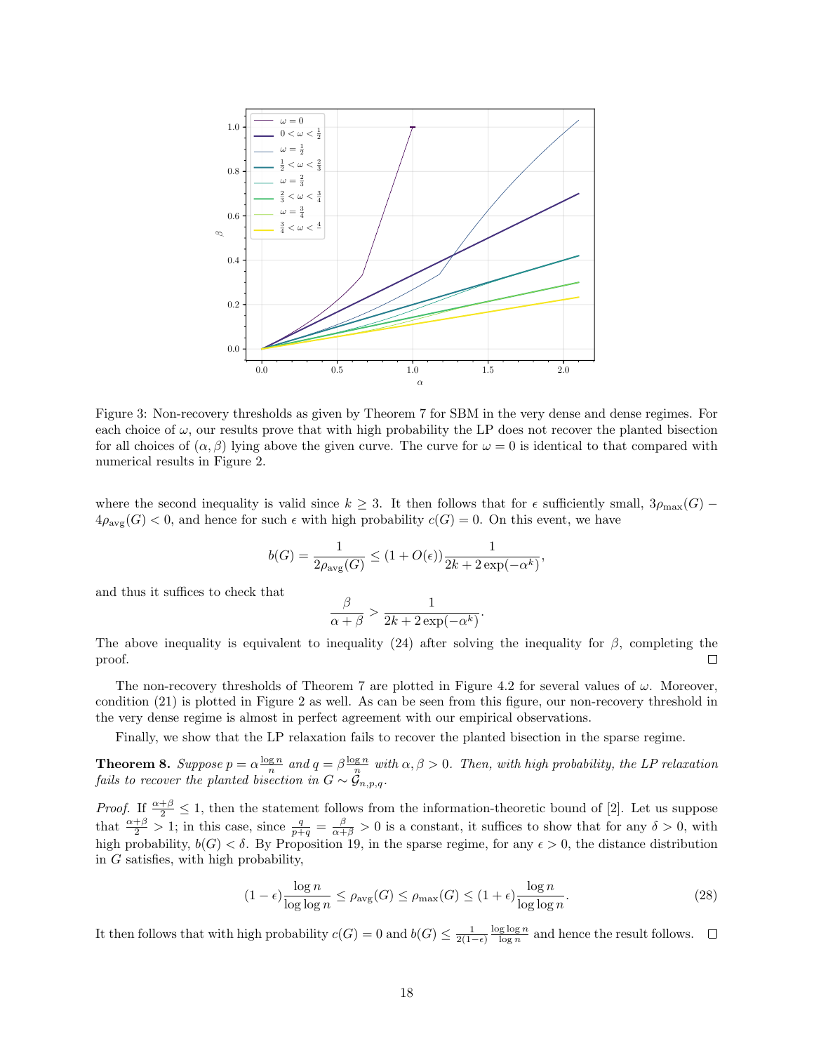Figure 3: Non-recovery thresholds as given by Theorem 7 for SBM in the very dense and dense regimes. For each choice of $\omega$, our results prove that with high probability the LP does not recover the planted bisection for all choices of $(\alpha, \beta)$ lying above the given curve. The curve for $\omega = 0$ is identical to that compared with numerical results in Figure 2.

where the second inequality is valid since $k \geq 3$. It then follows that for $\epsilon$ sufficiently small, $3\rho_{\max}(G) - 4\rho_{\text{avg}}(G) < 0$, and hence for such $\epsilon$ with high probability $c(G) = 0$. On this event, we have

$$b(G) = \frac{1}{2\rho_{\text{avg}}(G)} \leq (1 + O(\epsilon))\frac{1}{2k + 2\exp(-\alpha^k)},$$

and thus it suffices to check that

$$\frac{\beta}{\alpha + \beta} > \frac{1}{2k + 2\exp(-\alpha^k)}.$$

The above inequality is equivalent to inequality (24) after solving the inequality for $\beta$, completing the proof. □

The non-recovery thresholds of Theorem 7 are plotted in Figure 4.2 for several values of $\omega$. Moreover, condition (21) is plotted in Figure 2 as well. As can be seen from this figure, our non-recovery threshold in the very dense regime is almost in perfect agreement with our empirical observations.

Finally, we show that the LP relaxation fails to recover the planted bisection in the sparse regime.

**Theorem 8.** *Suppose $p = \alpha\frac{\log n}{n}$ and $q = \beta\frac{\log n}{n}$ with $\alpha, \beta > 0$. Then, with high probability, the LP relaxation fails to recover the planted bisection in $G \sim \mathcal{G}_{n,p,q}$.*

*Proof.* If $\frac{\alpha+\beta}{2} \leq 1$, then the statement follows from the information-theoretic bound of [2]. Let us suppose that $\frac{\alpha+\beta}{2} > 1$; in this case, since $\frac{q}{p+q} = \frac{\beta}{\alpha+\beta} > 0$ is a constant, it suffices to show that for any $\delta > 0$, with high probability, $b(G) < \delta$. By Proposition 19, in the sparse regime, for any $\epsilon > 0$, the distance distribution in $G$ satisfies, with high probability,

$$(1 - \epsilon)\frac{\log n}{\log\log n} \leq \rho_{\text{avg}}(G) \leq \rho_{\max}(G) \leq (1 + \epsilon)\frac{\log n}{\log\log n}. \tag{28}$$

It then follows that with high probability $c(G) = 0$ and $b(G) \leq \frac{1}{2(1-\epsilon)}\frac{\log\log n}{\log n}$ and hence the result follows. □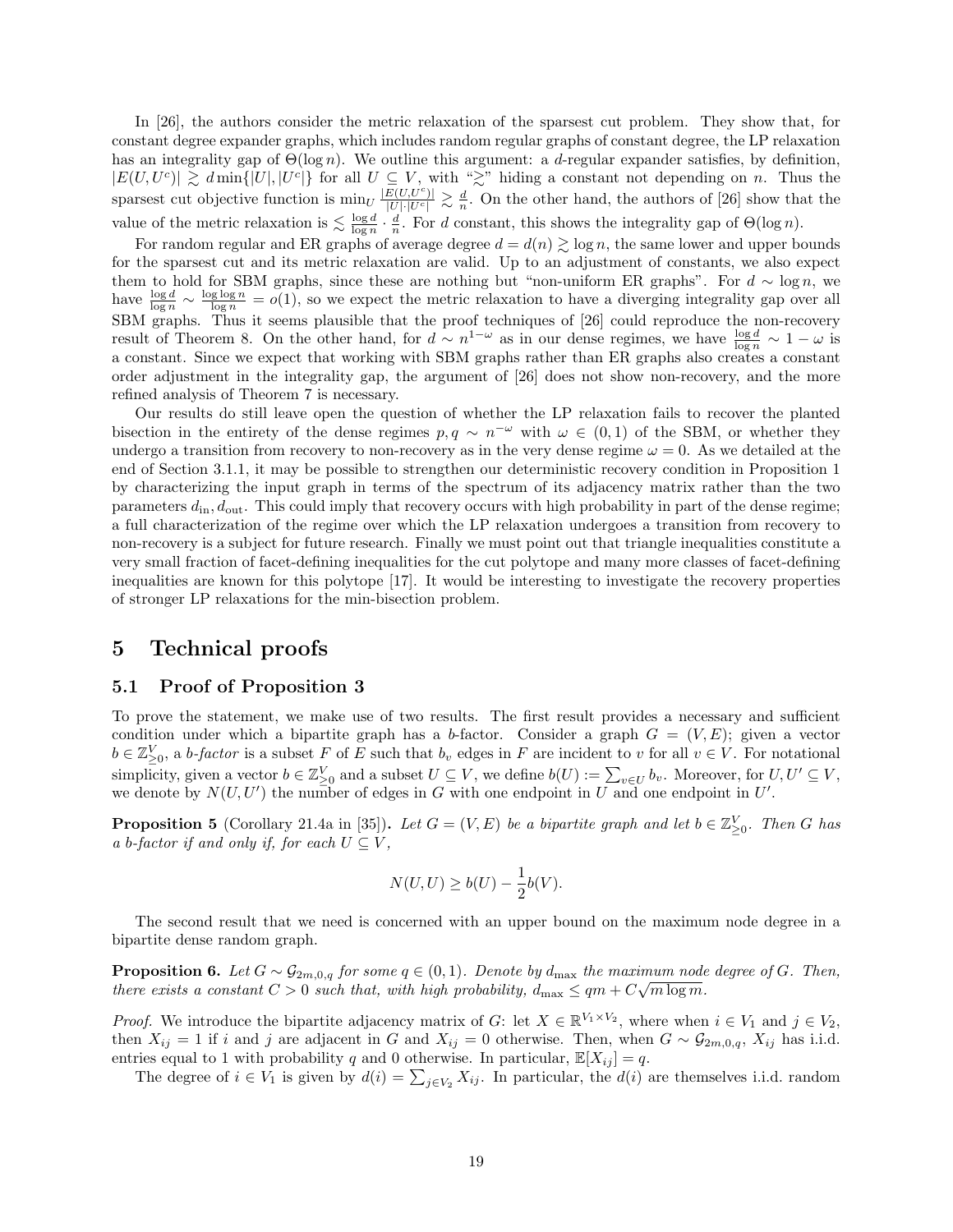In [26], the authors consider the metric relaxation of the sparsest cut problem. They show that, for constant degree expander graphs, which includes random regular graphs of constant degree, the LP relaxation has an integrality gap of $\Theta(\log n)$. We outline this argument: a $d$-regular expander satisfies, by definition, $|E(U, U^c)| \gtrsim d \min\{|U|, |U^c|\}$ for all $U \subseteq V$, with "$\gtrsim$" hiding a constant not depending on $n$. Thus the sparsest cut objective function is $\min_U \frac{|E(U,U^c)|}{|U|\cdot|U^c|} \gtrsim \frac{d}{n}$. On the other hand, the authors of [26] show that the value of the metric relaxation is $\lesssim \frac{\log d}{\log n} \cdot \frac{d}{n}$. For $d$ constant, this shows the integrality gap of $\Theta(\log n)$.

For random regular and ER graphs of average degree $d = d(n) \gtrsim \log n$, the same lower and upper bounds for the sparsest cut and its metric relaxation are valid. Up to an adjustment of constants, we also expect them to hold for SBM graphs, since these are nothing but "non-uniform ER graphs". For $d \sim \log n$, we have $\frac{\log d}{\log n} \sim \frac{\log \log n}{\log n} = o(1)$, so we expect the metric relaxation to have a diverging integrality gap over all SBM graphs. Thus it seems plausible that the proof techniques of [26] could reproduce the non-recovery result of Theorem 8. On the other hand, for $d \sim n^{1-\omega}$ as in our dense regimes, we have $\frac{\log d}{\log n} \sim 1 - \omega$ is a constant. Since we expect that working with SBM graphs rather than ER graphs also creates a constant order adjustment in the integrality gap, the argument of [26] does not show non-recovery, and the more refined analysis of Theorem 7 is necessary.

Our results do still leave open the question of whether the LP relaxation fails to recover the planted bisection in the entirety of the dense regimes $p, q \sim n^{-\omega}$ with $\omega \in (0, 1)$ of the SBM, or whether they undergo a transition from recovery to non-recovery as in the very dense regime $\omega = 0$. As we detailed at the end of Section 3.1.1, it may be possible to strengthen our deterministic recovery condition in Proposition 1 by characterizing the input graph in terms of the spectrum of its adjacency matrix rather than the two parameters $d_{\text{in}}, d_{\text{out}}$. This could imply that recovery occurs with high probability in part of the dense regime; a full characterization of the regime over which the LP relaxation undergoes a transition from recovery to non-recovery is a subject for future research. Finally we must point out that triangle inequalities constitute a very small fraction of facet-defining inequalities for the cut polytope and many more classes of facet-defining inequalities are known for this polytope [17]. It would be interesting to investigate the recovery properties of stronger LP relaxations for the min-bisection problem.

# 5 Technical proofs

## 5.1 Proof of Proposition 3

To prove the statement, we make use of two results. The first result provides a necessary and sufficient condition under which a bipartite graph has a $b$-factor. Consider a graph $G = (V, E)$; given a vector $b \in \mathbb{Z}^V_{\geq 0}$, a *$b$-factor* is a subset $F$ of $E$ such that $b_v$ edges in $F$ are incident to $v$ for all $v \in V$. For notational simplicity, given a vector $b \in \mathbb{Z}^V_{\geq 0}$ and a subset $U \subseteq V$, we define $b(U) := \sum_{v \in U} b_v$. Moreover, for $U, U' \subseteq V$, we denote by $N(U, U')$ the number of edges in $G$ with one endpoint in $U$ and one endpoint in $U'$.

**Proposition 5** (Corollary 21.4a in [35])**.** *Let $G = (V, E)$ be a bipartite graph and let $b \in \mathbb{Z}^V_{\geq 0}$. Then $G$ has a $b$-factor if and only if, for each $U \subseteq V$,*

$$N(U, U) \geq b(U) - \frac{1}{2} b(V).$$

The second result that we need is concerned with an upper bound on the maximum node degree in a bipartite dense random graph.

**Proposition 6.** *Let $G \sim \mathcal{G}_{2m,0,q}$ for some $q \in (0, 1)$. Denote by $d_{\max}$ the maximum node degree of $G$. Then, there exists a constant $C > 0$ such that, with high probability, $d_{\max} \leq qm + C\sqrt{m \log m}$.*

*Proof.* We introduce the bipartite adjacency matrix of $G$: let $X \in \mathbb{R}^{V_1 \times V_2}$, where when $i \in V_1$ and $j \in V_2$, then $X_{ij} = 1$ if $i$ and $j$ are adjacent in $G$ and $X_{ij} = 0$ otherwise. Then, when $G \sim \mathcal{G}_{2m,0,q}$, $X_{ij}$ has i.i.d. entries equal to 1 with probability $q$ and 0 otherwise. In particular, $\mathbb{E}[X_{ij}] = q$.

The degree of $i \in V_1$ is given by $d(i) = \sum_{j \in V_2} X_{ij}$. In particular, the $d(i)$ are themselves i.i.d. random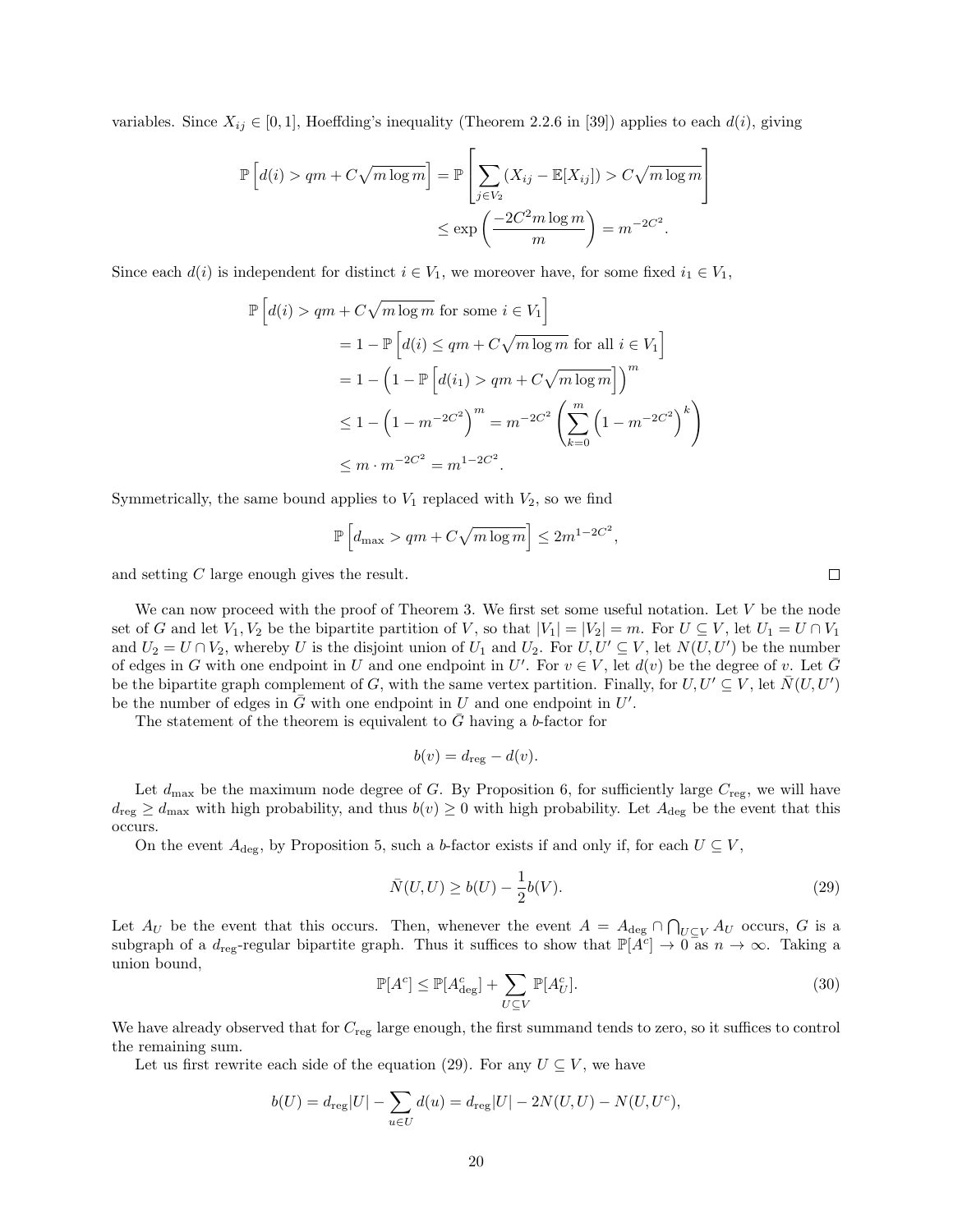variables. Since $X_{ij} \in [0,1]$, Hoeffding's inequality (Theorem 2.2.6 in [39]) applies to each $d(i)$, giving

$$
\begin{aligned}
\mathbb{P}\left[d(i) > qm + C\sqrt{m \log m}\right] &= \mathbb{P}\left[\sum_{j \in V_2} (X_{ij} - \mathbb{E}[X_{ij}]) > C\sqrt{m \log m}\right] \\
&\leq \exp\left(\frac{-2C^2 m \log m}{m}\right) = m^{-2C^2}.
\end{aligned}
$$

Since each $d(i)$ is independent for distinct $i \in V_1$, we moreover have, for some fixed $i_1 \in V_1$,

$$
\begin{aligned}
&\mathbb{P}\left[d(i) > qm + C\sqrt{m \log m} \text{ for some } i \in V_1\right] \\
&\quad = 1 - \mathbb{P}\left[d(i) \leq qm + C\sqrt{m \log m} \text{ for all } i \in V_1\right] \\
&\quad = 1 - \left(1 - \mathbb{P}\left[d(i_1) > qm + C\sqrt{m \log m}\right]\right)^m \\
&\quad \leq 1 - \left(1 - m^{-2C^2}\right)^m = m^{-2C^2}\left(\sum_{k=0}^{m}\left(1 - m^{-2C^2}\right)^k\right) \\
&\quad \leq m \cdot m^{-2C^2} = m^{1-2C^2}.
\end{aligned}
$$

Symmetrically, the same bound applies to $V_1$ replaced with $V_2$, so we find

$$
\mathbb{P}\left[d_{\max} > qm + C\sqrt{m \log m}\right] \leq 2m^{1-2C^2},
$$

and setting $C$ large enough gives the result. □

We can now proceed with the proof of Theorem 3. We first set some useful notation. Let $V$ be the node set of $G$ and let $V_1, V_2$ be the bipartite partition of $V$, so that $|V_1| = |V_2| = m$. For $U \subseteq V$, let $U_1 = U \cap V_1$ and $U_2 = U \cap V_2$, whereby $U$ is the disjoint union of $U_1$ and $U_2$. For $U, U' \subseteq V$, let $N(U, U')$ be the number of edges in $G$ with one endpoint in $U$ and one endpoint in $U'$. For $v \in V$, let $d(v)$ be the degree of $v$. Let $\bar{G}$ be the bipartite graph complement of $G$, with the same vertex partition. Finally, for $U, U' \subseteq V$, let $\bar{N}(U, U')$ be the number of edges in $\bar{G}$ with one endpoint in $U$ and one endpoint in $U'$.

The statement of the theorem is equivalent to $\bar{G}$ having a $b$-factor for

$$
b(v) = d_{\text{reg}} - d(v).
$$

Let $d_{\max}$ be the maximum node degree of $G$. By Proposition 6, for sufficiently large $C_{\text{reg}}$, we will have $d_{\text{reg}} \geq d_{\max}$ with high probability, and thus $b(v) \geq 0$ with high probability. Let $A_{\text{deg}}$ be the event that this occurs.

On the event $A_{\text{deg}}$, by Proposition 5, such a $b$-factor exists if and only if, for each $U \subseteq V$,

$$
\bar{N}(U, U) \geq b(U) - \frac{1}{2}b(V). \tag{29}
$$

Let $A_U$ be the event that this occurs. Then, whenever the event $A = A_{\text{deg}} \cap \bigcap_{U \subseteq V} A_U$ occurs, $G$ is a subgraph of a $d_{\text{reg}}$-regular bipartite graph. Thus it suffices to show that $\mathbb{P}[A^c] \to 0$ as $n \to \infty$. Taking a union bound,

$$
\mathbb{P}[A^c] \leq \mathbb{P}[A^c_{\text{deg}}] + \sum_{U \subseteq V} \mathbb{P}[A^c_U]. \tag{30}
$$

We have already observed that for $C_{\text{reg}}$ large enough, the first summand tends to zero, so it suffices to control the remaining sum.

Let us first rewrite each side of the equation (29). For any $U \subseteq V$, we have

$$
b(U) = d_{\text{reg}}|U| - \sum_{u \in U} d(u) = d_{\text{reg}}|U| - 2N(U, U) - N(U, U^c),
$$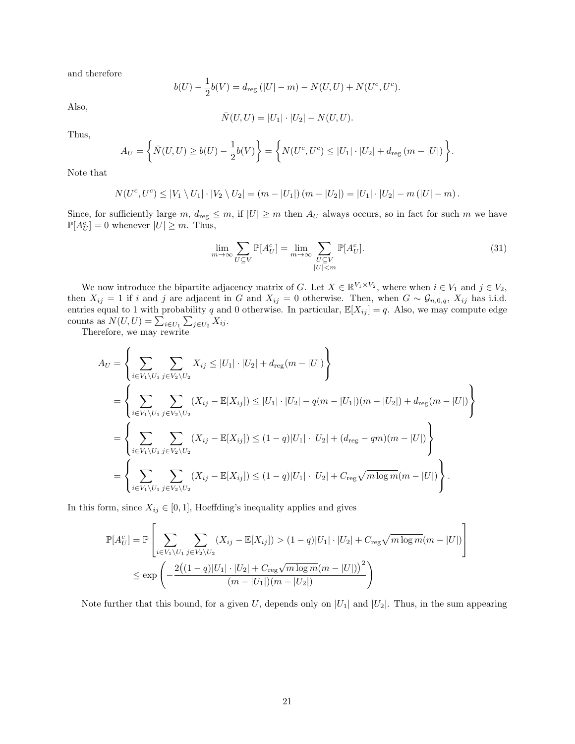and therefore

$$b(U) - \frac{1}{2}b(V) = d_{\mathrm{reg}}\left(|U| - m\right) - N(U, U) + N(U^c, U^c).$$

Also,

$$\bar{N}(U, U) = |U_1| \cdot |U_2| - N(U, U).$$

Thus,

$$A_U = \left\{ \bar{N}(U, U) \geq b(U) - \frac{1}{2}b(V) \right\} = \left\{ N(U^c, U^c) \leq |U_1| \cdot |U_2| + d_{\mathrm{reg}}\left(m - |U|\right) \right\}.$$

Note that

$$N(U^c, U^c) \leq |V_1 \setminus U_1| \cdot |V_2 \setminus U_2| = \left(m - |U_1|\right)\left(m - |U_2|\right) = |U_1| \cdot |U_2| - m\left(|U| - m\right).$$

Since, for sufficiently large $m$, $d_{\mathrm{reg}} \leq m$, if $|U| \geq m$ then $A_U$ always occurs, so in fact for such $m$ we have $\mathbb{P}[A_U^c] = 0$ whenever $|U| \geq m$. Thus,

$$\lim_{m \to \infty} \sum_{U \subseteq V} \mathbb{P}[A_U^c] = \lim_{m \to \infty} \sum_{\substack{U \subseteq V \\ |U| < m}} \mathbb{P}[A_U^c]. \tag{31}$$

We now introduce the bipartite adjacency matrix of $G$. Let $X \in \mathbb{R}^{V_1 \times V_2}$, where when $i \in V_1$ and $j \in V_2$, then $X_{ij} = 1$ if $i$ and $j$ are adjacent in $G$ and $X_{ij} = 0$ otherwise. Then, when $G \sim \mathcal{G}_{n,0,q}$, $X_{ij}$ has i.i.d. entries equal to 1 with probability $q$ and 0 otherwise. In particular, $\mathbb{E}[X_{ij}] = q$. Also, we may compute edge counts as $N(U, U) = \sum_{i \in U_1} \sum_{j \in U_2} X_{ij}$.

Therefore, we may rewrite

$$\begin{aligned}
A_U &= \left\{ \sum_{i \in V_1 \setminus U_1} \sum_{j \in V_2 \setminus U_2} X_{ij} \leq |U_1| \cdot |U_2| + d_{\mathrm{reg}}(m - |U|) \right\} \\
&= \left\{ \sum_{i \in V_1 \setminus U_1} \sum_{j \in V_2 \setminus U_2} (X_{ij} - \mathbb{E}[X_{ij}]) \leq |U_1| \cdot |U_2| - q(m - |U_1|)(m - |U_2|) + d_{\mathrm{reg}}(m - |U|) \right\} \\
&= \left\{ \sum_{i \in V_1 \setminus U_1} \sum_{j \in V_2 \setminus U_2} (X_{ij} - \mathbb{E}[X_{ij}]) \leq (1 - q)|U_1| \cdot |U_2| + (d_{\mathrm{reg}} - qm)(m - |U|) \right\} \\
&= \left\{ \sum_{i \in V_1 \setminus U_1} \sum_{j \in V_2 \setminus U_2} (X_{ij} - \mathbb{E}[X_{ij}]) \leq (1 - q)|U_1| \cdot |U_2| + C_{\mathrm{reg}}\sqrt{m \log m}(m - |U|) \right\}.
\end{aligned}$$

In this form, since $X_{ij} \in [0, 1]$, Hoeffding's inequality applies and gives

$$\begin{aligned}
\mathbb{P}[A_U^c] &= \mathbb{P}\left[ \sum_{i \in V_1 \setminus U_1} \sum_{j \in V_2 \setminus U_2} (X_{ij} - \mathbb{E}[X_{ij}]) > (1 - q)|U_1| \cdot |U_2| + C_{\mathrm{reg}}\sqrt{m \log m}(m - |U|) \right] \\
&\leq \exp\left( -\frac{2\big((1 - q)|U_1| \cdot |U_2| + C_{\mathrm{reg}}\sqrt{m \log m}(m - |U|)\big)^2}{(m - |U_1|)(m - |U_2|)} \right)
\end{aligned}$$

Note further that this bound, for a given $U$, depends only on $|U_1|$ and $|U_2|$. Thus, in the sum appearing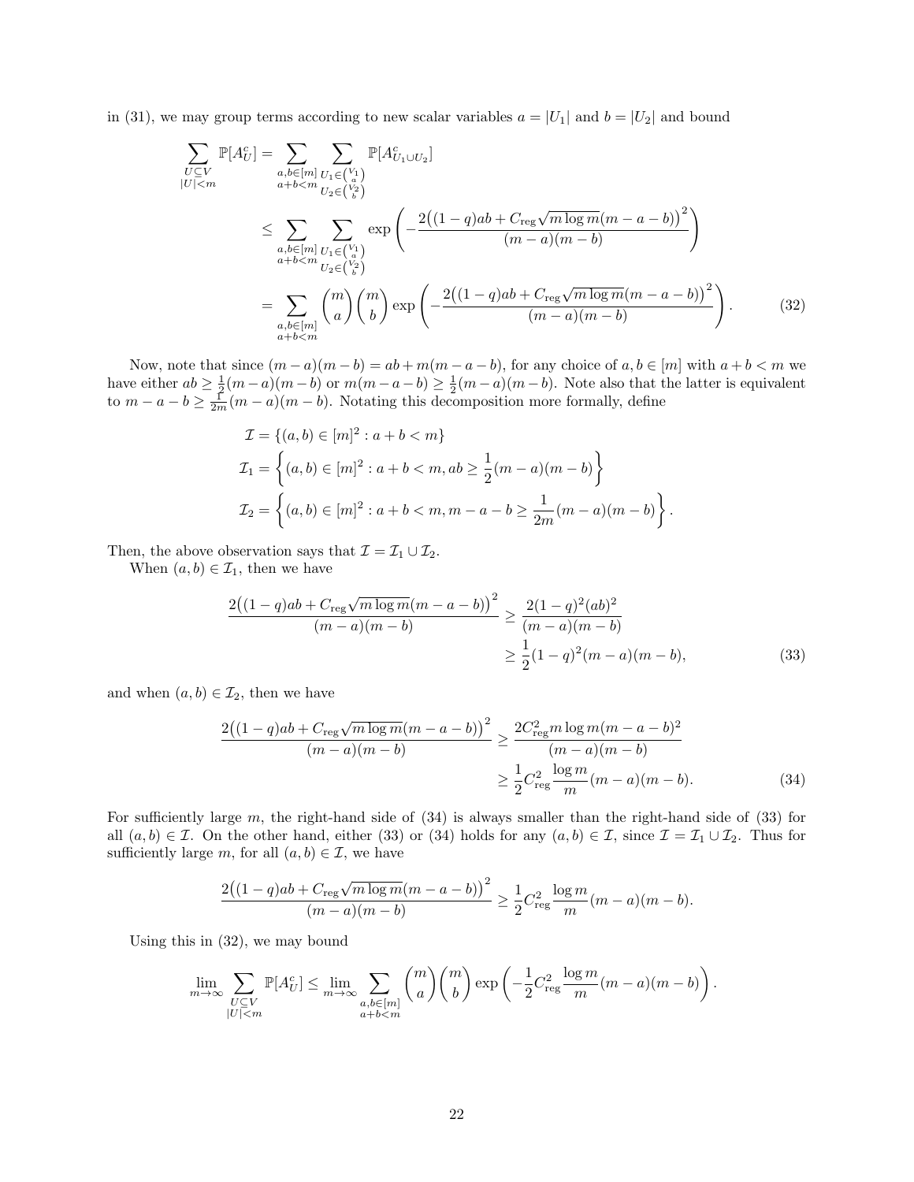in (31), we may group terms according to new scalar variables $a = |U_1|$ and $b = |U_2|$ and bound

$$
\begin{aligned}
\sum_{\substack{U \subseteq V \\ |U| < m}} \mathbb{P}[A_U^c] &= \sum_{\substack{a,b \in [m] \\ a+b < m}} \sum_{\substack{U_1 \in \binom{V_1}{a} \\ U_2 \in \binom{V_2}{b}}} \mathbb{P}[A_{U_1 \cup U_2}^c] \\
&\leq \sum_{\substack{a,b \in [m] \\ a+b < m}} \sum_{\substack{U_1 \in \binom{V_1}{a} \\ U_2 \in \binom{V_2}{b}}} \exp\left( -\frac{2\big((1-q)ab + C_{\mathrm{reg}}\sqrt{m \log m}(m-a-b)\big)^2}{(m-a)(m-b)} \right) \\
&= \sum_{\substack{a,b \in [m] \\ a+b < m}} \binom{m}{a}\binom{m}{b} \exp\left( -\frac{2\big((1-q)ab + C_{\mathrm{reg}}\sqrt{m \log m}(m-a-b)\big)^2}{(m-a)(m-b)} \right). \qquad (32)
\end{aligned}
$$

Now, note that since $(m-a)(m-b) = ab + m(m-a-b)$, for any choice of $a, b \in [m]$ with $a + b < m$ we have either $ab \geq \frac{1}{2}(m-a)(m-b)$ or $m(m-a-b) \geq \frac{1}{2}(m-a)(m-b)$. Note also that the latter is equivalent to $m - a - b \geq \frac{1}{2m}(m-a)(m-b)$. Notating this decomposition more formally, define

$$
\begin{aligned}
\mathcal{I} &= \{(a,b) \in [m]^2 : a + b < m\} \\
\mathcal{I}_1 &= \left\{(a,b) \in [m]^2 : a + b < m, ab \geq \frac{1}{2}(m-a)(m-b)\right\} \\
\mathcal{I}_2 &= \left\{(a,b) \in [m]^2 : a + b < m, m - a - b \geq \frac{1}{2m}(m-a)(m-b)\right\}.
\end{aligned}
$$

Then, the above observation says that $\mathcal{I} = \mathcal{I}_1 \cup \mathcal{I}_2$.

When $(a,b) \in \mathcal{I}_1$, then we have

$$
\begin{aligned}
\frac{2\big((1-q)ab + C_{\mathrm{reg}}\sqrt{m \log m}(m-a-b)\big)^2}{(m-a)(m-b)} &\geq \frac{2(1-q)^2(ab)^2}{(m-a)(m-b)} \\
&\geq \frac{1}{2}(1-q)^2(m-a)(m-b), \qquad (33)
\end{aligned}
$$

and when $(a,b) \in \mathcal{I}_2$, then we have

$$
\begin{aligned}
\frac{2\big((1-q)ab + C_{\mathrm{reg}}\sqrt{m \log m}(m-a-b)\big)^2}{(m-a)(m-b)} &\geq \frac{2C_{\mathrm{reg}}^2 m \log m (m-a-b)^2}{(m-a)(m-b)} \\
&\geq \frac{1}{2}C_{\mathrm{reg}}^2 \frac{\log m}{m}(m-a)(m-b). \qquad (34)
\end{aligned}
$$

For sufficiently large $m$, the right-hand side of (34) is always smaller than the right-hand side of (33) for all $(a,b) \in \mathcal{I}$. On the other hand, either (33) or (34) holds for any $(a,b) \in \mathcal{I}$, since $\mathcal{I} = \mathcal{I}_1 \cup \mathcal{I}_2$. Thus for sufficiently large $m$, for all $(a,b) \in \mathcal{I}$, we have

$$
\frac{2\big((1-q)ab + C_{\mathrm{reg}}\sqrt{m \log m}(m-a-b)\big)^2}{(m-a)(m-b)} \geq \frac{1}{2}C_{\mathrm{reg}}^2 \frac{\log m}{m}(m-a)(m-b).
$$

Using this in (32), we may bound

$$
\lim_{m \to \infty} \sum_{\substack{U \subseteq V \\ |U| < m}} \mathbb{P}[A_U^c] \leq \lim_{m \to \infty} \sum_{\substack{a,b \in [m] \\ a+b < m}} \binom{m}{a}\binom{m}{b} \exp\left( -\frac{1}{2}C_{\mathrm{reg}}^2 \frac{\log m}{m}(m-a)(m-b) \right).
$$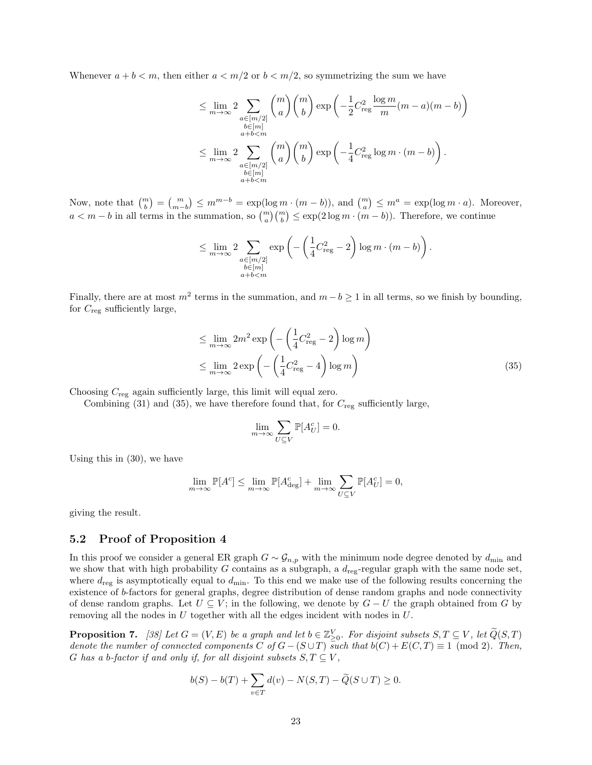Whenever $a + b < m$, then either $a < m/2$ or $b < m/2$, so symmetrizing the sum we have

$$
\begin{aligned}
&\leq \lim_{m\to\infty} 2 \sum_{\substack{a\in[m/2]\\ b\in[m]\\ a+b<m}} \binom{m}{a}\binom{m}{b} \exp\left(-\frac{1}{2}C_{\text{reg}}^2 \frac{\log m}{m}(m-a)(m-b)\right) \\
&\leq \lim_{m\to\infty} 2 \sum_{\substack{a\in[m/2]\\ b\in[m]\\ a+b<m}} \binom{m}{a}\binom{m}{b} \exp\left(-\frac{1}{4}C_{\text{reg}}^2 \log m \cdot (m-b)\right).
\end{aligned}
$$

Now, note that $\binom{m}{b} = \binom{m}{m-b} \leq m^{m-b} = \exp(\log m \cdot (m-b))$, and $\binom{m}{a} \leq m^a = \exp(\log m \cdot a)$. Moreover, $a < m - b$ in all terms in the summation, so $\binom{m}{a}\binom{m}{b} \leq \exp(2\log m \cdot (m-b))$. Therefore, we continue

$$
\leq \lim_{m\to\infty} 2 \sum_{\substack{a\in[m/2]\\ b\in[m]\\ a+b<m}} \exp\left(-\left(\frac{1}{4}C_{\text{reg}}^2 - 2\right)\log m \cdot (m-b)\right).
$$

Finally, there are at most $m^2$ terms in the summation, and $m - b \geq 1$ in all terms, so we finish by bounding, for $C_{\text{reg}}$ sufficiently large,

$$
\begin{aligned}
&\leq \lim_{m\to\infty} 2m^2 \exp\left(-\left(\frac{1}{4}C_{\text{reg}}^2 - 2\right)\log m\right) \\
&\leq \lim_{m\to\infty} 2 \exp\left(-\left(\frac{1}{4}C_{\text{reg}}^2 - 4\right)\log m\right) \qquad (35)
\end{aligned}
$$

Choosing $C_{\text{reg}}$ again sufficiently large, this limit will equal zero.

Combining (31) and (35), we have therefore found that, for $C_{\text{reg}}$ sufficiently large,

$$
\lim_{m\to\infty} \sum_{U\subseteq V} \mathbb{P}[A_U^c] = 0.
$$

Using this in (30), we have

$$
\lim_{m\to\infty} \mathbb{P}[A^c] \leq \lim_{m\to\infty} \mathbb{P}[A_{\text{deg}}^c] + \lim_{m\to\infty} \sum_{U\subseteq V} \mathbb{P}[A_U^c] = 0,
$$

giving the result.

## 5.2 Proof of Proposition 4

In this proof we consider a general ER graph $G \sim \mathcal{G}_{n,p}$ with the minimum node degree denoted by $d_{\min}$ and we show that with high probability $G$ contains as a subgraph, a $d_{\text{reg}}$-regular graph with the same node set, where $d_{\text{reg}}$ is asymptotically equal to $d_{\min}$. To this end we make use of the following results concerning the existence of $b$-factors for general graphs, degree distribution of dense random graphs and node connectivity of dense random graphs. Let $U \subseteq V$; in the following, we denote by $G - U$ the graph obtained from $G$ by removing all the nodes in $U$ together with all the edges incident with nodes in $U$.

**Proposition 7.** *[38] Let $G = (V, E)$ be a graph and let $b \in \mathbb{Z}_{\geq 0}^V$. For disjoint subsets $S, T \subseteq V$, let $\widetilde{Q}(S,T)$ denote the number of connected components $C$ of $G - (S \cup T)$ such that $b(C) + E(C,T) \equiv 1 \pmod 2$. Then, $G$ has a $b$-factor if and only if, for all disjoint subsets $S, T \subseteq V$,*

$$
b(S) - b(T) + \sum_{v\in T} d(v) - N(S,T) - \widetilde{Q}(S \cup T) \geq 0.
$$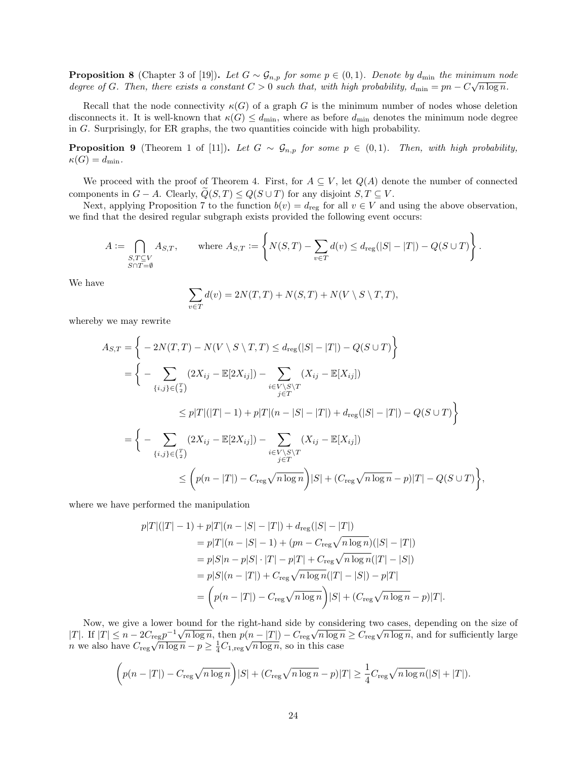**Proposition 8** (Chapter 3 of [19])**.** *Let $G \sim \mathcal{G}_{n,p}$ for some $p \in (0,1)$. Denote by $d_{\min}$ the minimum node degree of $G$. Then, there exists a constant $C > 0$ such that, with high probability, $d_{\min} = pn - C\sqrt{n \log n}$.*

Recall that the node connectivity $\kappa(G)$ of a graph $G$ is the minimum number of nodes whose deletion disconnects it. It is well-known that $\kappa(G) \leq d_{\min}$, where as before $d_{\min}$ denotes the minimum node degree in $G$. Surprisingly, for ER graphs, the two quantities coincide with high probability.

**Proposition 9** (Theorem 1 of [11])**.** *Let $G \sim \mathcal{G}_{n,p}$ for some $p \in (0,1)$. Then, with high probability, $\kappa(G) = d_{\min}$.*

We proceed with the proof of Theorem 4. First, for $A \subseteq V$, let $Q(A)$ denote the number of connected components in $G - A$. Clearly, $\widetilde{Q}(S,T) \leq Q(S \cup T)$ for any disjoint $S, T \subseteq V$.

Next, applying Proposition 7 to the function $b(v) = d_{\text{reg}}$ for all $v \in V$ and using the above observation, we find that the desired regular subgraph exists provided the following event occurs:

$$A := \bigcap_{\substack{S,T \subseteq V \\ S \cap T = \emptyset}} A_{S,T}, \qquad \text{where } A_{S,T} := \left\{ N(S,T) - \sum_{v \in T} d(v) \leq d_{\text{reg}}(|S| - |T|) - Q(S \cup T) \right\}.$$

We have

$$\sum_{v \in T} d(v) = 2N(T,T) + N(S,T) + N(V \setminus S \setminus T, T),$$

whereby we may rewrite

$$\begin{aligned}
A_{S,T} &= \Big\{ -2N(T,T) - N(V \setminus S \setminus T, T) \leq d_{\text{reg}}(|S| - |T|) - Q(S \cup T) \Big\} \\
&= \Big\{ -\sum_{\{i,j\} \in \binom{T}{2}} (2X_{ij} - \mathbb{E}[2X_{ij}]) - \sum_{\substack{i \in V \setminus S \setminus T \\ j \in T}} (X_{ij} - \mathbb{E}[X_{ij}]) \\
&\qquad \leq p|T|(|T| - 1) + p|T|(n - |S| - |T|) + d_{\text{reg}}(|S| - |T|) - Q(S \cup T) \Big\} \\
&= \Big\{ -\sum_{\{i,j\} \in \binom{T}{2}} (2X_{ij} - \mathbb{E}[2X_{ij}]) - \sum_{\substack{i \in V \setminus S \setminus T \\ j \in T}} (X_{ij} - \mathbb{E}[X_{ij}]) \\
&\qquad \leq \left( p(n - |T|) - C_{\text{reg}}\sqrt{n \log n} \right)|S| + (C_{\text{reg}}\sqrt{n \log n} - p)|T| - Q(S \cup T) \Big\},
\end{aligned}$$

where we have performed the manipulation

$$\begin{aligned}
p|T|(|T| - 1) &+ p|T|(n - |S| - |T|) + d_{\text{reg}}(|S| - |T|) \\
&= p|T|(n - |S| - 1) + (pn - C_{\text{reg}}\sqrt{n \log n})(|S| - |T|) \\
&= p|S|n - p|S| \cdot |T| - p|T| + C_{\text{reg}}\sqrt{n \log n}(|T| - |S|) \\
&= p|S|(n - |T|) + C_{\text{reg}}\sqrt{n \log n}(|T| - |S|) - p|T| \\
&= \left( p(n - |T|) - C_{\text{reg}}\sqrt{n \log n} \right)|S| + (C_{\text{reg}}\sqrt{n \log n} - p)|T|.
\end{aligned}$$

Now, we give a lower bound for the right-hand side by considering two cases, depending on the size of $|T|$. If $|T| \leq n - 2C_{\text{reg}}p^{-1}\sqrt{n \log n}$, then $p(n - |T|) - C_{\text{reg}}\sqrt{n \log n} \geq C_{\text{reg}}\sqrt{n \log n}$, and for sufficiently large $n$ we also have $C_{\text{reg}}\sqrt{n \log n} - p \geq \frac{1}{4}C_{1,\text{reg}}\sqrt{n \log n}$, so in this case

$$\left( p(n - |T|) - C_{\text{reg}}\sqrt{n \log n} \right)|S| + (C_{\text{reg}}\sqrt{n \log n} - p)|T| \geq \frac{1}{4}C_{\text{reg}}\sqrt{n \log n}(|S| + |T|).$$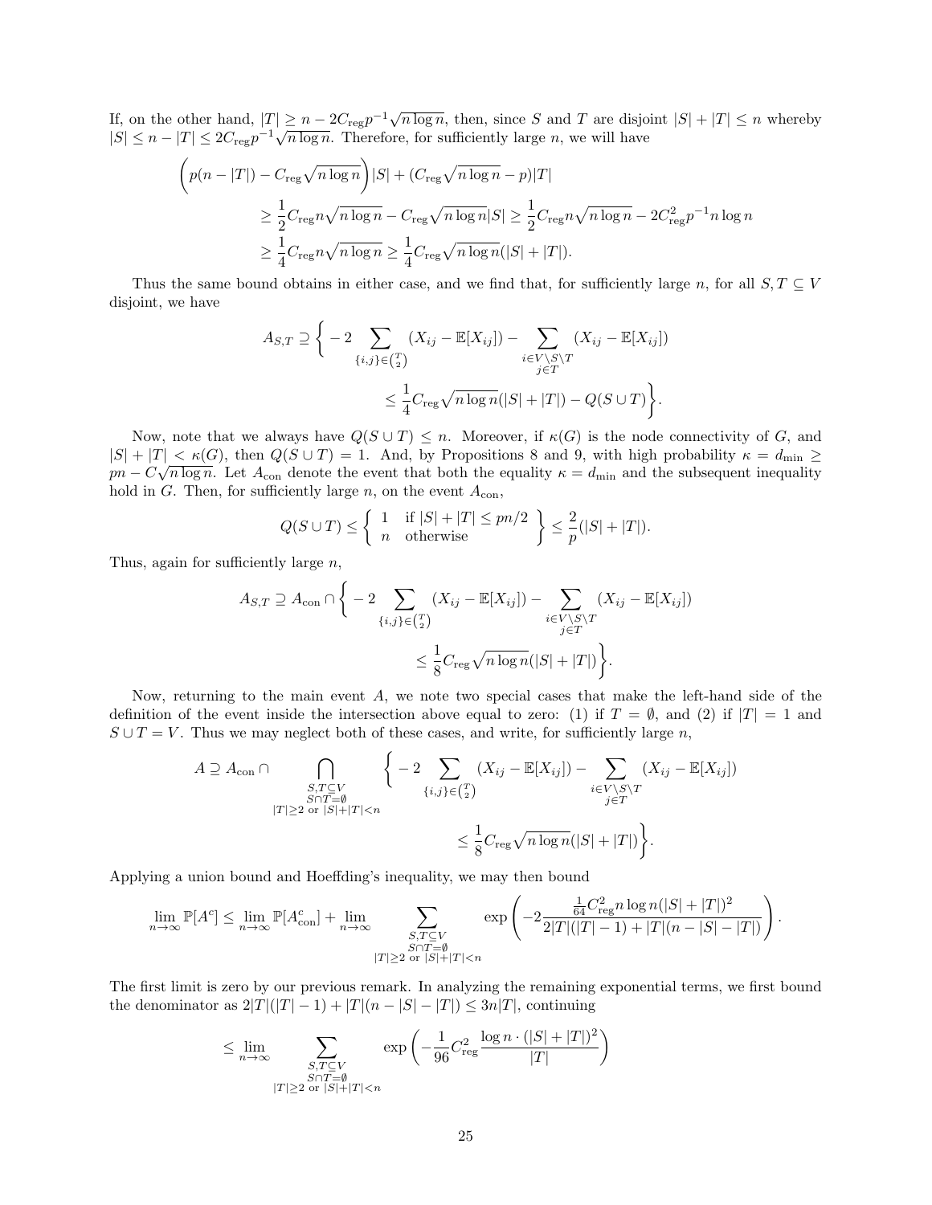If, on the other hand, $|T| \geq n - 2C_{\mathrm{reg}}p^{-1}\sqrt{n \log n}$, then, since $S$ and $T$ are disjoint $|S| + |T| \leq n$ whereby $|S| \leq n - |T| \leq 2C_{\mathrm{reg}}p^{-1}\sqrt{n \log n}$. Therefore, for sufficiently large $n$, we will have

$$
\begin{aligned}
\left(p(n - |T|) - C_{\mathrm{reg}}\sqrt{n \log n}\right)&|S| + (C_{\mathrm{reg}}\sqrt{n \log n} - p)|T| \\
&\geq \frac{1}{2}C_{\mathrm{reg}}n\sqrt{n \log n} - C_{\mathrm{reg}}\sqrt{n \log n}|S| \geq \frac{1}{2}C_{\mathrm{reg}}n\sqrt{n \log n} - 2C_{\mathrm{reg}}^2 p^{-1} n \log n \\
&\geq \frac{1}{4}C_{\mathrm{reg}}n\sqrt{n \log n} \geq \frac{1}{4}C_{\mathrm{reg}}\sqrt{n \log n}(|S| + |T|).
\end{aligned}
$$

Thus the same bound obtains in either case, and we find that, for sufficiently large $n$, for all $S, T \subseteq V$ disjoint, we have

$$
A_{S,T} \supseteq \Bigg\{ -2 \sum_{\{i,j\} \in \binom{T}{2}} (X_{ij} - \mathbb{E}[X_{ij}]) - \sum_{\substack{i \in V \setminus S \setminus T \\ j \in T}} (X_{ij} - \mathbb{E}[X_{ij}]) \leq \frac{1}{4}C_{\mathrm{reg}}\sqrt{n \log n}(|S| + |T|) - Q(S \cup T) \Bigg\}.
$$

Now, note that we always have $Q(S \cup T) \leq n$. Moreover, if $\kappa(G)$ is the node connectivity of $G$, and $|S| + |T| < \kappa(G)$, then $Q(S \cup T) = 1$. And, by Propositions 8 and 9, with high probability $\kappa = d_{\min} \geq pn - C\sqrt{n \log n}$. Let $A_{\mathrm{con}}$ denote the event that both the equality $\kappa = d_{\min}$ and the subsequent inequality hold in $G$. Then, for sufficiently large $n$, on the event $A_{\mathrm{con}}$,

$$
Q(S \cup T) \leq \left\{ \begin{array}{ll} 1 & \text{if } |S| + |T| \leq pn/2 \\ n & \text{otherwise} \end{array} \right\} \leq \frac{2}{p}(|S| + |T|).
$$

Thus, again for sufficiently large $n$,

$$
A_{S,T} \supseteq A_{\mathrm{con}} \cap \Bigg\{ -2 \sum_{\{i,j\} \in \binom{T}{2}} (X_{ij} - \mathbb{E}[X_{ij}]) - \sum_{\substack{i \in V \setminus S \setminus T \\ j \in T}} (X_{ij} - \mathbb{E}[X_{ij}]) \leq \frac{1}{8}C_{\mathrm{reg}}\sqrt{n \log n}(|S| + |T|) \Bigg\}.
$$

Now, returning to the main event $A$, we note two special cases that make the left-hand side of the definition of the event inside the intersection above equal to zero: (1) if $T = \emptyset$, and (2) if $|T| = 1$ and $S \cup T = V$. Thus we may neglect both of these cases, and write, for sufficiently large $n$,

$$
A \supseteq A_{\mathrm{con}} \cap \bigcap_{\substack{S,T \subseteq V \\ S \cap T = \emptyset \\ |T| \geq 2 \text{ or } |S| + |T| < n}} \Bigg\{ -2 \sum_{\{i,j\} \in \binom{T}{2}} (X_{ij} - \mathbb{E}[X_{ij}]) - \sum_{\substack{i \in V \setminus S \setminus T \\ j \in T}} (X_{ij} - \mathbb{E}[X_{ij}]) \leq \frac{1}{8}C_{\mathrm{reg}}\sqrt{n \log n}(|S| + |T|) \Bigg\}.
$$

Applying a union bound and Hoeffding's inequality, we may then bound

$$
\lim_{n \to \infty} \mathbb{P}[A^c] \leq \lim_{n \to \infty} \mathbb{P}[A_{\mathrm{con}}^c] + \lim_{n \to \infty} \sum_{\substack{S,T \subseteq V \\ S \cap T = \emptyset \\ |T| \geq 2 \text{ or } |S| + |T| < n}} \exp\left( -2 \frac{\frac{1}{64}C_{\mathrm{reg}}^2 n \log n (|S| + |T|)^2}{2|T|(|T| - 1) + |T|(n - |S| - |T|)} \right).
$$

The first limit is zero by our previous remark. In analyzing the remaining exponential terms, we first bound the denominator as $2|T|(|T| - 1) + |T|(n - |S| - |T|) \leq 3n|T|$, continuing

$$
\leq \lim_{n \to \infty} \sum_{\substack{S,T \subseteq V \\ S \cap T = \emptyset \\ |T| \geq 2 \text{ or } |S| + |T| < n}} \exp\left( -\frac{1}{96}C_{\mathrm{reg}}^2 \frac{\log n \cdot (|S| + |T|)^2}{|T|} \right)
$$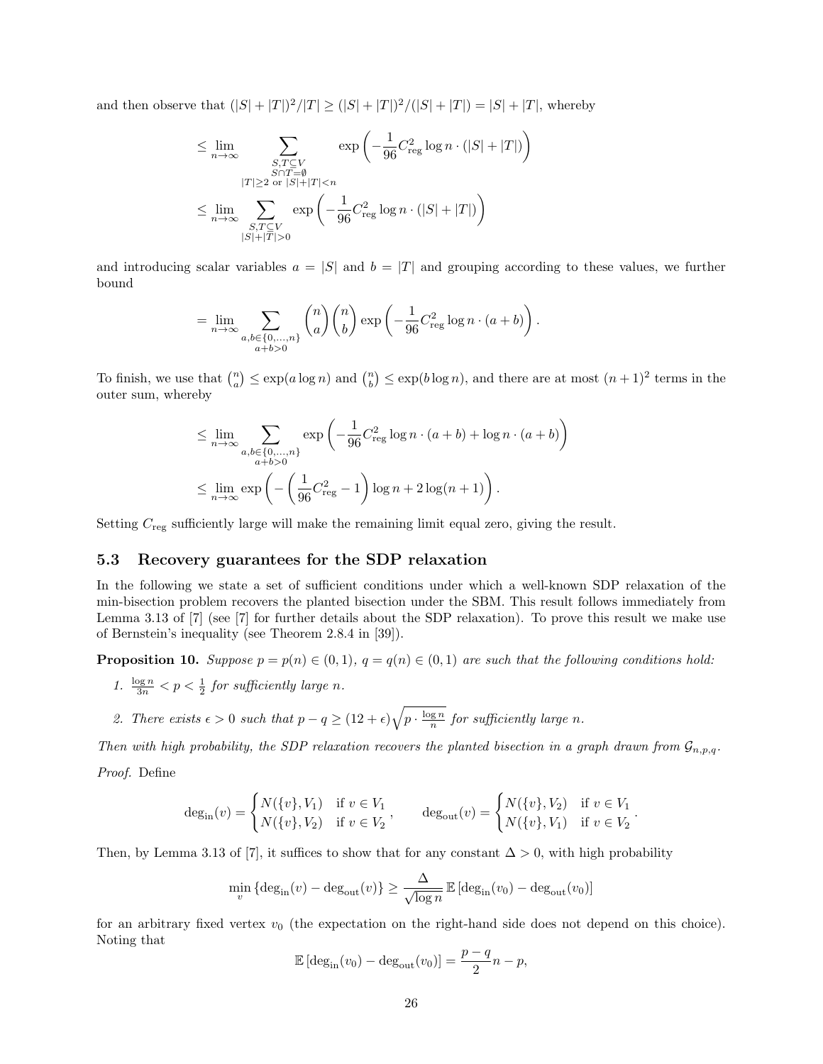and then observe that $(|S|+|T|)^2/|T| \geq (|S|+|T|)^2/(|S|+|T|) = |S|+|T|$, whereby

$$
\begin{aligned}
&\leq \lim_{n\to\infty} \sum_{\substack{S,T\subseteq V \\ S\cap T=\emptyset \\ |T|\geq 2 \text{ or } |S|+|T|<n}} \exp\left(-\frac{1}{96}C_{\text{reg}}^2 \log n \cdot (|S|+|T|)\right) \\
&\leq \lim_{n\to\infty} \sum_{\substack{S,T\subseteq V \\ |S|+|T|>0}} \exp\left(-\frac{1}{96}C_{\text{reg}}^2 \log n \cdot (|S|+|T|)\right)
\end{aligned}
$$

and introducing scalar variables $a = |S|$ and $b = |T|$ and grouping according to these values, we further bound

$$
= \lim_{n\to\infty} \sum_{\substack{a,b\in\{0,\ldots,n\} \\ a+b>0}} \binom{n}{a}\binom{n}{b} \exp\left(-\frac{1}{96}C_{\text{reg}}^2 \log n \cdot (a+b)\right).
$$

To finish, we use that $\binom{n}{a} \leq \exp(a\log n)$ and $\binom{n}{b} \leq \exp(b\log n)$, and there are at most $(n+1)^2$ terms in the outer sum, whereby

$$
\begin{aligned}
&\leq \lim_{n\to\infty} \sum_{\substack{a,b\in\{0,\ldots,n\} \\ a+b>0}} \exp\left(-\frac{1}{96}C_{\text{reg}}^2 \log n \cdot (a+b) + \log n \cdot (a+b)\right) \\
&\leq \lim_{n\to\infty} \exp\left(-\left(\frac{1}{96}C_{\text{reg}}^2 - 1\right)\log n + 2\log(n+1)\right).
\end{aligned}
$$

Setting $C_{\text{reg}}$ sufficiently large will make the remaining limit equal zero, giving the result.

### 5.3 Recovery guarantees for the SDP relaxation

In the following we state a set of sufficient conditions under which a well-known SDP relaxation of the min-bisection problem recovers the planted bisection under the SBM. This result follows immediately from Lemma 3.13 of [7] (see [7] for further details about the SDP relaxation). To prove this result we make use of Bernstein's inequality (see Theorem 2.8.4 in [39]).

**Proposition 10.** *Suppose $p = p(n) \in (0,1)$, $q = q(n) \in (0,1)$ are such that the following conditions hold:*

1. *$\frac{\log n}{3n} < p < \frac{1}{2}$ for sufficiently large $n$.*
2. *There exists $\epsilon > 0$ such that $p - q \geq (12+\epsilon)\sqrt{p \cdot \frac{\log n}{n}}$ for sufficiently large $n$.*

*Then with high probability, the SDP relaxation recovers the planted bisection in a graph drawn from $\mathcal{G}_{n,p,q}$.*

*Proof.* Define

$$
\deg_{\text{in}}(v) = \begin{cases} N(\{v\}, V_1) & \text{if } v \in V_1 \\ N(\{v\}, V_2) & \text{if } v \in V_2 \end{cases}, \qquad \deg_{\text{out}}(v) = \begin{cases} N(\{v\}, V_2) & \text{if } v \in V_1 \\ N(\{v\}, V_1) & \text{if } v \in V_2 \end{cases}.
$$

Then, by Lemma 3.13 of [7], it suffices to show that for any constant $\Delta > 0$, with high probability

$$
\min_v \{\deg_{\text{in}}(v) - \deg_{\text{out}}(v)\} \geq \frac{\Delta}{\sqrt{\log n}} \mathbb{E}\left[\deg_{\text{in}}(v_0) - \deg_{\text{out}}(v_0)\right]
$$

for an arbitrary fixed vertex $v_0$ (the expectation on the right-hand side does not depend on this choice). Noting that

$$
\mathbb{E}\left[\deg_{\text{in}}(v_0) - \deg_{\text{out}}(v_0)\right] = \frac{p-q}{2}n - p,
$$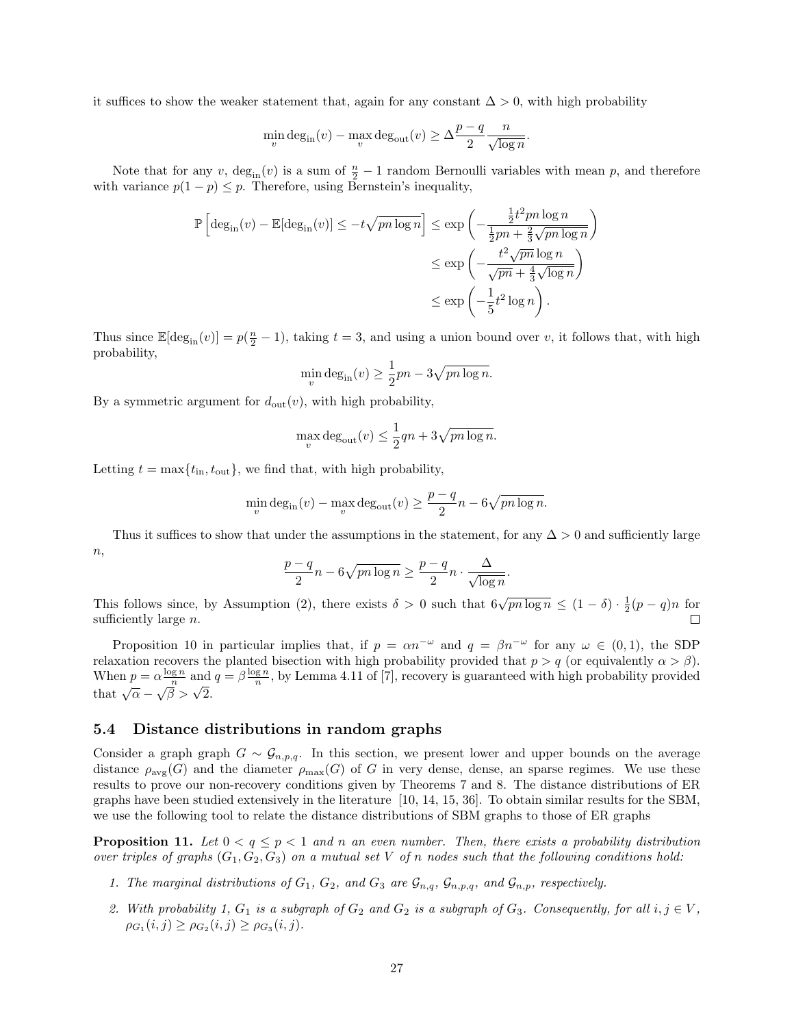it suffices to show the weaker statement that, again for any constant $\Delta > 0$, with high probability

$$\min_v \deg_{\text{in}}(v) - \max_v \deg_{\text{out}}(v) \geq \Delta \frac{p-q}{2} \frac{n}{\sqrt{\log n}}.$$

Note that for any $v$, $\deg_{\text{in}}(v)$ is a sum of $\frac{n}{2} - 1$ random Bernoulli variables with mean $p$, and therefore with variance $p(1-p) \leq p$. Therefore, using Bernstein's inequality,

$$\begin{aligned}
\mathbb{P}\left[\deg_{\text{in}}(v) - \mathbb{E}[\deg_{\text{in}}(v)] \leq -t\sqrt{pn\log n}\right] &\leq \exp\left(-\frac{\frac{1}{2}t^2 pn\log n}{\frac{1}{2}pn + \frac{2}{3}\sqrt{pn\log n}}\right) \\
&\leq \exp\left(-\frac{t^2\sqrt{pn}\log n}{\sqrt{pn} + \frac{4}{3}\sqrt{\log n}}\right) \\
&\leq \exp\left(-\frac{1}{5}t^2\log n\right).
\end{aligned}$$

Thus since $\mathbb{E}[\deg_{\text{in}}(v)] = p(\frac{n}{2} - 1)$, taking $t = 3$, and using a union bound over $v$, it follows that, with high probability,

$$\min_v \deg_{\text{in}}(v) \geq \frac{1}{2}pn - 3\sqrt{pn\log n}.$$

By a symmetric argument for $d_{\text{out}}(v)$, with high probability,

$$\max_v \deg_{\text{out}}(v) \leq \frac{1}{2}qn + 3\sqrt{pn\log n}.$$

Letting $t = \max\{t_{\text{in}}, t_{\text{out}}\}$, we find that, with high probability,

$$\min_v \deg_{\text{in}}(v) - \max_v \deg_{\text{out}}(v) \geq \frac{p-q}{2}n - 6\sqrt{pn\log n}.$$

Thus it suffices to show that under the assumptions in the statement, for any $\Delta > 0$ and sufficiently large $n$,

$$\frac{p-q}{2}n - 6\sqrt{pn\log n} \geq \frac{p-q}{2}n \cdot \frac{\Delta}{\sqrt{\log n}}.$$

This follows since, by Assumption (2), there exists $\delta > 0$ such that $6\sqrt{pn\log n} \leq (1-\delta) \cdot \frac{1}{2}(p-q)n$ for sufficiently large $n$. ∎

Proposition 10 in particular implies that, if $p = \alpha n^{-\omega}$ and $q = \beta n^{-\omega}$ for any $\omega \in (0,1)$, the SDP relaxation recovers the planted bisection with high probability provided that $p > q$ (or equivalently $\alpha > \beta$). When $p = \alpha\frac{\log n}{n}$ and $q = \beta\frac{\log n}{n}$, by Lemma 4.11 of [7], recovery is guaranteed with high probability provided that $\sqrt{\alpha} - \sqrt{\beta} > \sqrt{2}$.

### 5.4 Distance distributions in random graphs

Consider a graph graph $G \sim \mathcal{G}_{n,p,q}$. In this section, we present lower and upper bounds on the average distance $\rho_{\text{avg}}(G)$ and the diameter $\rho_{\max}(G)$ of $G$ in very dense, dense, an sparse regimes. We use these results to prove our non-recovery conditions given by Theorems 7 and 8. The distance distributions of ER graphs have been studied extensively in the literature [10, 14, 15, 36]. To obtain similar results for the SBM, we use the following tool to relate the distance distributions of SBM graphs to those of ER graphs

**Proposition 11.** *Let $0 < q \leq p < 1$ and $n$ an even number. Then, there exists a probability distribution over triples of graphs $(G_1, G_2, G_3)$ on a mutual set $V$ of $n$ nodes such that the following conditions hold:*

1. *The marginal distributions of $G_1$, $G_2$, and $G_3$ are $\mathcal{G}_{n,q}$, $\mathcal{G}_{n,p,q}$, and $\mathcal{G}_{n,p}$, respectively.*
2. *With probability 1, $G_1$ is a subgraph of $G_2$ and $G_2$ is a subgraph of $G_3$. Consequently, for all $i, j \in V$, $\rho_{G_1}(i,j) \geq \rho_{G_2}(i,j) \geq \rho_{G_3}(i,j)$.*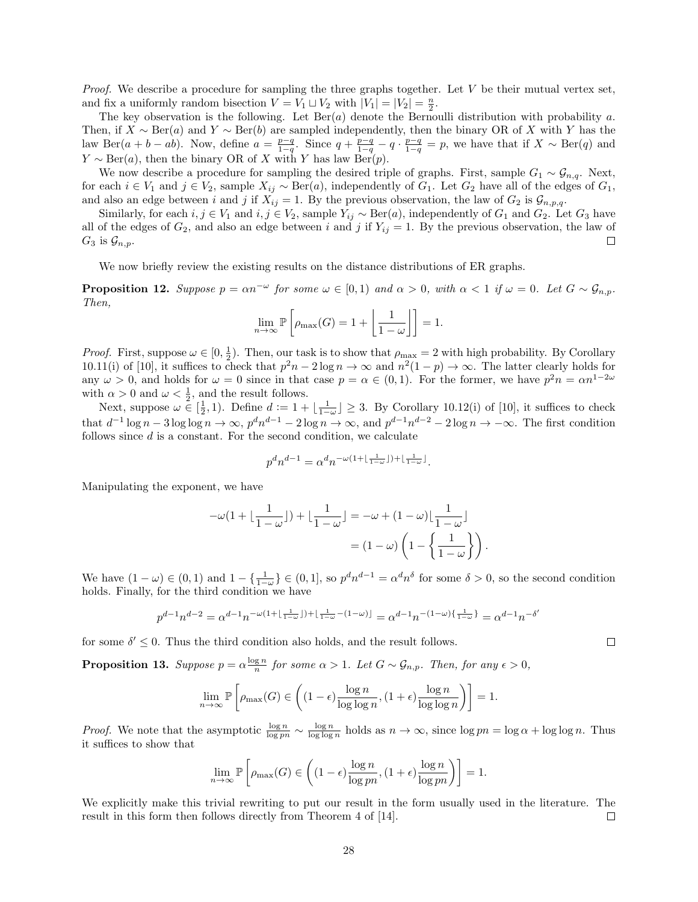*Proof.* We describe a procedure for sampling the three graphs together. Let $V$ be their mutual vertex set, and fix a uniformly random bisection $V = V_1 \sqcup V_2$ with $|V_1| = |V_2| = \frac{n}{2}$.

The key observation is the following. Let $\mathrm{Ber}(a)$ denote the Bernoulli distribution with probability $a$. Then, if $X \sim \mathrm{Ber}(a)$ and $Y \sim \mathrm{Ber}(b)$ are sampled independently, then the binary OR of $X$ with $Y$ has the law $\mathrm{Ber}(a+b-ab)$. Now, define $a = \frac{p-q}{1-q}$. Since $q + \frac{p-q}{1-q} - q \cdot \frac{p-q}{1-q} = p$, we have that if $X \sim \mathrm{Ber}(q)$ and $Y \sim \mathrm{Ber}(a)$, then the binary OR of $X$ with $Y$ has law $\mathrm{Ber}(p)$.

We now describe a procedure for sampling the desired triple of graphs. First, sample $G_1 \sim \mathcal{G}_{n,q}$. Next, for each $i \in V_1$ and $j \in V_2$, sample $X_{ij} \sim \mathrm{Ber}(a)$, independently of $G_1$. Let $G_2$ have all of the edges of $G_1$, and also an edge between $i$ and $j$ if $X_{ij} = 1$. By the previous observation, the law of $G_2$ is $\mathcal{G}_{n,p,q}$.

Similarly, for each $i, j \in V_1$ and $i, j \in V_2$, sample $Y_{ij} \sim \mathrm{Ber}(a)$, independently of $G_1$ and $G_2$. Let $G_3$ have all of the edges of $G_2$, and also an edge between $i$ and $j$ if $Y_{ij} = 1$. By the previous observation, the law of $G_3$ is $\mathcal{G}_{n,p}$. □

We now briefly review the existing results on the distance distributions of ER graphs.

**Proposition 12.** *Suppose $p = \alpha n^{-\omega}$ for some $\omega \in [0,1)$ and $\alpha > 0$, with $\alpha < 1$ if $\omega = 0$. Let $G \sim \mathcal{G}_{n,p}$. Then,*

$$\lim_{n\to\infty} \mathbb{P}\left[\rho_{\max}(G) = 1 + \left\lfloor \frac{1}{1-\omega} \right\rfloor\right] = 1.$$

*Proof.* First, suppose $\omega \in [0, \frac{1}{2})$. Then, our task is to show that $\rho_{\max} = 2$ with high probability. By Corollary 10.11(i) of [10], it suffices to check that $p^2 n - 2\log n \to \infty$ and $n^2(1-p) \to \infty$. The latter clearly holds for any $\omega > 0$, and holds for $\omega = 0$ since in that case $p = \alpha \in (0,1)$. For the former, we have $p^2 n = \alpha n^{1-2\omega}$ with $\alpha > 0$ and $\omega < \frac{1}{2}$, and the result follows.

Next, suppose $\omega \in [\frac{1}{2}, 1)$. Define $d := 1 + \lfloor \frac{1}{1-\omega} \rfloor \geq 3$. By Corollary 10.12(i) of [10], it suffices to check that $d^{-1}\log n - 3\log\log n \to \infty$, $p^d n^{d-1} - 2\log n \to \infty$, and $p^{d-1}n^{d-2} - 2\log n \to -\infty$. The first condition follows since $d$ is a constant. For the second condition, we calculate

$$p^d n^{d-1} = \alpha^d n^{-\omega(1+\lfloor\frac{1}{1-\omega}\rfloor)+\lfloor\frac{1}{1-\omega}\rfloor}.$$

Manipulating the exponent, we have

$$\begin{aligned}
-\omega(1+\lfloor\frac{1}{1-\omega}\rfloor)+\lfloor\frac{1}{1-\omega}\rfloor &= -\omega + (1-\omega)\lfloor\frac{1}{1-\omega}\rfloor \\
&= (1-\omega)\left(1 - \left\{\frac{1}{1-\omega}\right\}\right).
\end{aligned}$$

We have $(1-\omega) \in (0,1)$ and $1 - \{\frac{1}{1-\omega}\} \in (0,1]$, so $p^d n^{d-1} = \alpha^d n^{\delta}$ for some $\delta > 0$, so the second condition holds. Finally, for the third condition we have

$$p^{d-1}n^{d-2} = \alpha^{d-1} n^{-\omega(1+\lfloor\frac{1}{1-\omega}\rfloor)+\lfloor\frac{1}{1-\omega}-(1-\omega)\rfloor} = \alpha^{d-1}n^{-(1-\omega)\{\frac{1}{1-\omega}\}} = \alpha^{d-1}n^{-\delta'}$$

for some $\delta' \leq 0$. Thus the third condition also holds, and the result follows. □

**Proposition 13.** *Suppose $p = \alpha\frac{\log n}{n}$ for some $\alpha > 1$. Let $G \sim \mathcal{G}_{n,p}$. Then, for any $\epsilon > 0$,*

$$\lim_{n\to\infty} \mathbb{P}\left[\rho_{\max}(G) \in \left((1-\epsilon)\frac{\log n}{\log\log n}, (1+\epsilon)\frac{\log n}{\log\log n}\right)\right] = 1.$$

*Proof.* We note that the asymptotic $\frac{\log n}{\log pn} \sim \frac{\log n}{\log\log n}$ holds as $n \to \infty$, since $\log pn = \log\alpha + \log\log n$. Thus it suffices to show that

$$\lim_{n\to\infty} \mathbb{P}\left[\rho_{\max}(G) \in \left((1-\epsilon)\frac{\log n}{\log pn}, (1+\epsilon)\frac{\log n}{\log pn}\right)\right] = 1.$$

We explicitly make this trivial rewriting to put our result in the form usually used in the literature. The result in this form then follows directly from Theorem 4 of [14]. □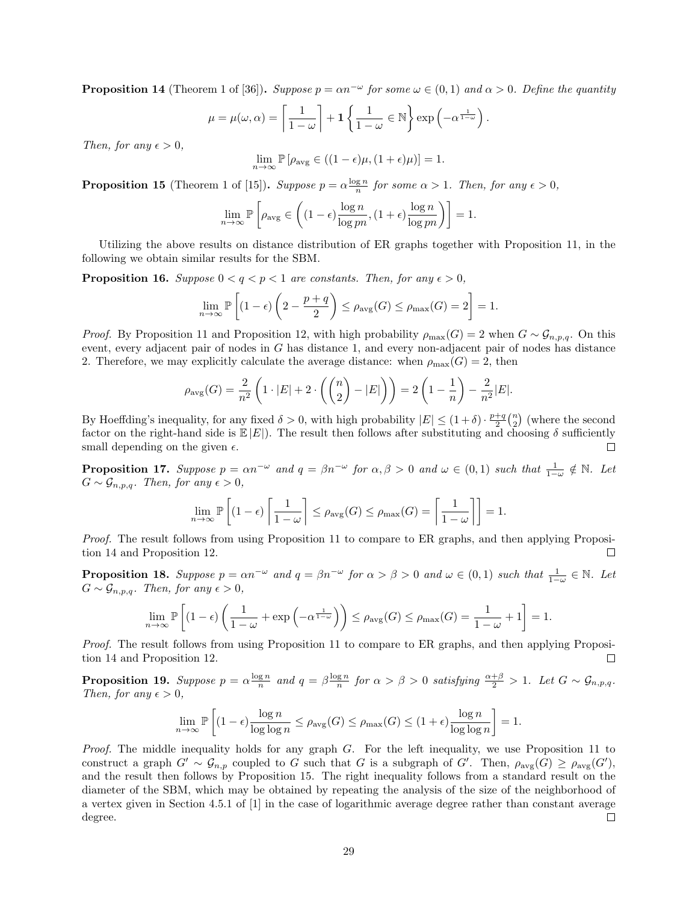**Proposition 14** (Theorem 1 of [36])**.** *Suppose $p = \alpha n^{-\omega}$ for some $\omega \in (0,1)$ and $\alpha > 0$. Define the quantity*

$$\mu = \mu(\omega, \alpha) = \left\lceil \frac{1}{1-\omega} \right\rceil + \mathbf{1}\left\{ \frac{1}{1-\omega} \in \mathbb{N} \right\} \exp\left( -\alpha^{\frac{1}{1-\omega}} \right).$$

*Then, for any $\epsilon > 0$,*

$$\lim_{n \to \infty} \mathbb{P}\left[ \rho_{\text{avg}} \in ((1-\epsilon)\mu, (1+\epsilon)\mu) \right] = 1.$$

**Proposition 15** (Theorem 1 of [15])**.** *Suppose $p = \alpha \frac{\log n}{n}$ for some $\alpha > 1$. Then, for any $\epsilon > 0$,*

$$\lim_{n \to \infty} \mathbb{P}\left[ \rho_{\text{avg}} \in \left( (1-\epsilon) \frac{\log n}{\log pn}, (1+\epsilon) \frac{\log n}{\log pn} \right) \right] = 1.$$

Utilizing the above results on distance distribution of ER graphs together with Proposition 11, in the following we obtain similar results for the SBM.

**Proposition 16.** *Suppose $0 < q < p < 1$ are constants. Then, for any $\epsilon > 0$,*

$$\lim_{n \to \infty} \mathbb{P}\left[ (1-\epsilon)\left( 2 - \frac{p+q}{2} \right) \leq \rho_{\text{avg}}(G) \leq \rho_{\max}(G) = 2 \right] = 1.$$

*Proof.* By Proposition 11 and Proposition 12, with high probability $\rho_{\max}(G) = 2$ when $G \sim \mathcal{G}_{n,p,q}$. On this event, every adjacent pair of nodes in $G$ has distance 1, and every non-adjacent pair of nodes has distance 2. Therefore, we may explicitly calculate the average distance: when $\rho_{\max}(G) = 2$, then

$$\rho_{\text{avg}}(G) = \frac{2}{n^2}\left( 1 \cdot |E| + 2 \cdot \left( \binom{n}{2} - |E| \right) \right) = 2\left( 1 - \frac{1}{n} \right) - \frac{2}{n^2}|E|.$$

By Hoeffding's inequality, for any fixed $\delta > 0$, with high probability $|E| \leq (1+\delta) \cdot \frac{p+q}{2}\binom{n}{2}$ (where the second factor on the right-hand side is $\mathbb{E}\,|E|$). The result then follows after substituting and choosing $\delta$ sufficiently small depending on the given $\epsilon$. $\square$

**Proposition 17.** *Suppose $p = \alpha n^{-\omega}$ and $q = \beta n^{-\omega}$ for $\alpha, \beta > 0$ and $\omega \in (0,1)$ such that $\frac{1}{1-\omega} \notin \mathbb{N}$. Let $G \sim \mathcal{G}_{n,p,q}$. Then, for any $\epsilon > 0$,*

$$\lim_{n \to \infty} \mathbb{P}\left[ (1-\epsilon)\left\lceil \frac{1}{1-\omega} \right\rceil \leq \rho_{\text{avg}}(G) \leq \rho_{\max}(G) = \left\lceil \frac{1}{1-\omega} \right\rceil \right] = 1.$$

*Proof.* The result follows from using Proposition 11 to compare to ER graphs, and then applying Proposition 14 and Proposition 12. $\square$

**Proposition 18.** *Suppose $p = \alpha n^{-\omega}$ and $q = \beta n^{-\omega}$ for $\alpha > \beta > 0$ and $\omega \in (0,1)$ such that $\frac{1}{1-\omega} \in \mathbb{N}$. Let $G \sim \mathcal{G}_{n,p,q}$. Then, for any $\epsilon > 0$,*

$$\lim_{n \to \infty} \mathbb{P}\left[ (1-\epsilon)\left( \frac{1}{1-\omega} + \exp\left( -\alpha^{\frac{1}{1-\omega}} \right) \right) \leq \rho_{\text{avg}}(G) \leq \rho_{\max}(G) = \frac{1}{1-\omega} + 1 \right] = 1.$$

*Proof.* The result follows from using Proposition 11 to compare to ER graphs, and then applying Proposition 14 and Proposition 12. $\square$

**Proposition 19.** *Suppose $p = \alpha \frac{\log n}{n}$ and $q = \beta \frac{\log n}{n}$ for $\alpha > \beta > 0$ satisfying $\frac{\alpha+\beta}{2} > 1$. Let $G \sim \mathcal{G}_{n,p,q}$. Then, for any $\epsilon > 0$,*

$$\lim_{n \to \infty} \mathbb{P}\left[ (1-\epsilon)\frac{\log n}{\log \log n} \leq \rho_{\text{avg}}(G) \leq \rho_{\max}(G) \leq (1+\epsilon)\frac{\log n}{\log \log n} \right] = 1.$$

*Proof.* The middle inequality holds for any graph $G$. For the left inequality, we use Proposition 11 to construct a graph $G' \sim \mathcal{G}_{n,p}$ coupled to $G$ such that $G$ is a subgraph of $G'$. Then, $\rho_{\text{avg}}(G) \geq \rho_{\text{avg}}(G')$, and the result then follows by Proposition 15. The right inequality follows from a standard result on the diameter of the SBM, which may be obtained by repeating the analysis of the size of the neighborhood of a vertex given in Section 4.5.1 of [1] in the case of logarithmic average degree rather than constant average degree. $\square$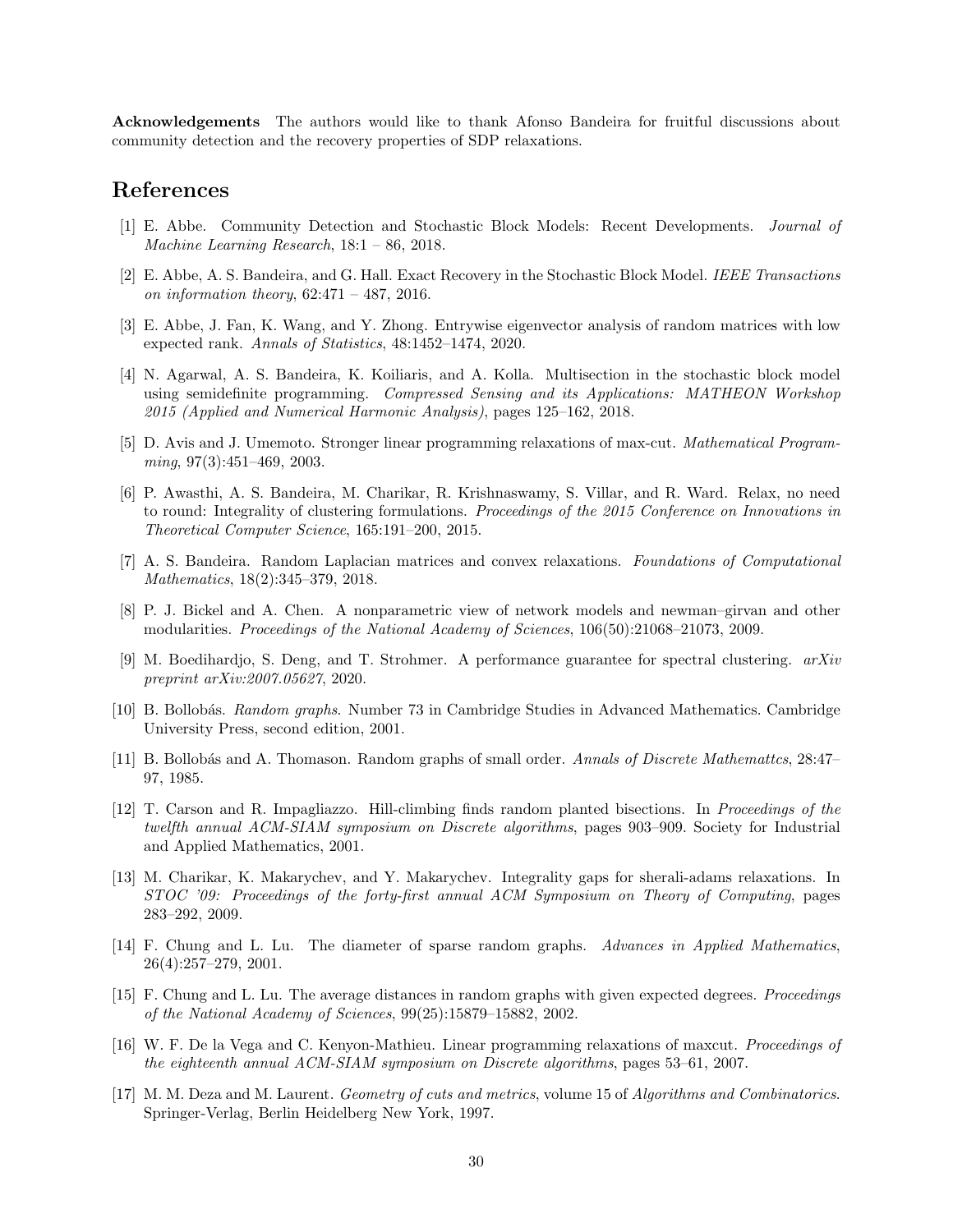**Acknowledgements** The authors would like to thank Afonso Bandeira for fruitful discussions about community detection and the recovery properties of SDP relaxations.

## References

[1] E. Abbe. Community Detection and Stochastic Block Models: Recent Developments. *Journal of Machine Learning Research*, 18:1 – 86, 2018.

[2] E. Abbe, A. S. Bandeira, and G. Hall. Exact Recovery in the Stochastic Block Model. *IEEE Transactions on information theory*, 62:471 – 487, 2016.

[3] E. Abbe, J. Fan, K. Wang, and Y. Zhong. Entrywise eigenvector analysis of random matrices with low expected rank. *Annals of Statistics*, 48:1452–1474, 2020.

[4] N. Agarwal, A. S. Bandeira, K. Koiliaris, and A. Kolla. Multisection in the stochastic block model using semidefinite programming. *Compressed Sensing and its Applications: MATHEON Workshop 2015 (Applied and Numerical Harmonic Analysis)*, pages 125–162, 2018.

[5] D. Avis and J. Umemoto. Stronger linear programming relaxations of max-cut. *Mathematical Programming*, 97(3):451–469, 2003.

[6] P. Awasthi, A. S. Bandeira, M. Charikar, R. Krishnaswamy, S. Villar, and R. Ward. Relax, no need to round: Integrality of clustering formulations. *Proceedings of the 2015 Conference on Innovations in Theoretical Computer Science*, 165:191–200, 2015.

[7] A. S. Bandeira. Random Laplacian matrices and convex relaxations. *Foundations of Computational Mathematics*, 18(2):345–379, 2018.

[8] P. J. Bickel and A. Chen. A nonparametric view of network models and newman–girvan and other modularities. *Proceedings of the National Academy of Sciences*, 106(50):21068–21073, 2009.

[9] M. Boedihardjo, S. Deng, and T. Strohmer. A performance guarantee for spectral clustering. *arXiv preprint arXiv:2007.05627*, 2020.

[10] B. Bollobás. *Random graphs*. Number 73 in Cambridge Studies in Advanced Mathematics. Cambridge University Press, second edition, 2001.

[11] B. Bollobás and A. Thomason. Random graphs of small order. *Annals of Discrete Mathemattcs*, 28:47–97, 1985.

[12] T. Carson and R. Impagliazzo. Hill-climbing finds random planted bisections. In *Proceedings of the twelfth annual ACM-SIAM symposium on Discrete algorithms*, pages 903–909. Society for Industrial and Applied Mathematics, 2001.

[13] M. Charikar, K. Makarychev, and Y. Makarychev. Integrality gaps for sherali-adams relaxations. In *STOC '09: Proceedings of the forty-first annual ACM Symposium on Theory of Computing*, pages 283–292, 2009.

[14] F. Chung and L. Lu. The diameter of sparse random graphs. *Advances in Applied Mathematics*, 26(4):257–279, 2001.

[15] F. Chung and L. Lu. The average distances in random graphs with given expected degrees. *Proceedings of the National Academy of Sciences*, 99(25):15879–15882, 2002.

[16] W. F. De la Vega and C. Kenyon-Mathieu. Linear programming relaxations of maxcut. *Proceedings of the eighteenth annual ACM-SIAM symposium on Discrete algorithms*, pages 53–61, 2007.

[17] M. M. Deza and M. Laurent. *Geometry of cuts and metrics*, volume 15 of *Algorithms and Combinatorics*. Springer-Verlag, Berlin Heidelberg New York, 1997.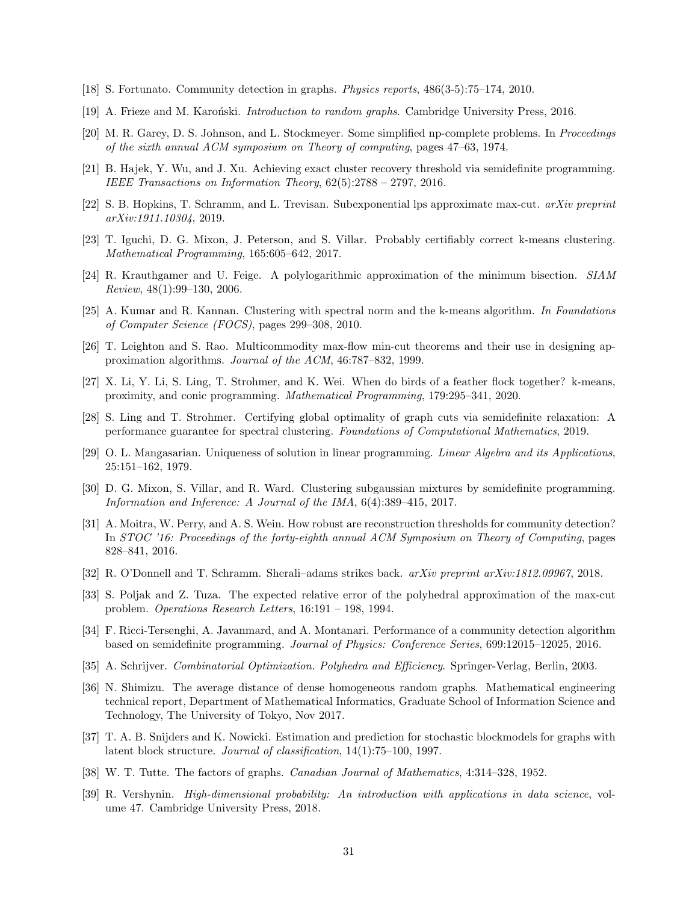[18] S. Fortunato. Community detection in graphs. *Physics reports*, 486(3-5):75–174, 2010.

[19] A. Frieze and M. Karoński. *Introduction to random graphs*. Cambridge University Press, 2016.

[20] M. R. Garey, D. S. Johnson, and L. Stockmeyer. Some simplified np-complete problems. In *Proceedings of the sixth annual ACM symposium on Theory of computing*, pages 47–63, 1974.

[21] B. Hajek, Y. Wu, and J. Xu. Achieving exact cluster recovery threshold via semidefinite programming. *IEEE Transactions on Information Theory*, 62(5):2788 – 2797, 2016.

[22] S. B. Hopkins, T. Schramm, and L. Trevisan. Subexponential lps approximate max-cut. *arXiv preprint arXiv:1911.10304*, 2019.

[23] T. Iguchi, D. G. Mixon, J. Peterson, and S. Villar. Probably certifiably correct k-means clustering. *Mathematical Programming*, 165:605–642, 2017.

[24] R. Krauthgamer and U. Feige. A polylogarithmic approximation of the minimum bisection. *SIAM Review*, 48(1):99–130, 2006.

[25] A. Kumar and R. Kannan. Clustering with spectral norm and the k-means algorithm. *In Foundations of Computer Science (FOCS)*, pages 299–308, 2010.

[26] T. Leighton and S. Rao. Multicommodity max-flow min-cut theorems and their use in designing approximation algorithms. *Journal of the ACM*, 46:787–832, 1999.

[27] X. Li, Y. Li, S. Ling, T. Strohmer, and K. Wei. When do birds of a feather flock together? k-means, proximity, and conic programming. *Mathematical Programming*, 179:295–341, 2020.

[28] S. Ling and T. Strohmer. Certifying global optimality of graph cuts via semidefinite relaxation: A performance guarantee for spectral clustering. *Foundations of Computational Mathematics*, 2019.

[29] O. L. Mangasarian. Uniqueness of solution in linear programming. *Linear Algebra and its Applications*, 25:151–162, 1979.

[30] D. G. Mixon, S. Villar, and R. Ward. Clustering subgaussian mixtures by semidefinite programming. *Information and Inference: A Journal of the IMA*, 6(4):389–415, 2017.

[31] A. Moitra, W. Perry, and A. S. Wein. How robust are reconstruction thresholds for community detection? In *STOC '16: Proceedings of the forty-eighth annual ACM Symposium on Theory of Computing*, pages 828–841, 2016.

[32] R. O'Donnell and T. Schramm. Sherali–adams strikes back. *arXiv preprint arXiv:1812.09967*, 2018.

[33] S. Poljak and Z. Tuza. The expected relative error of the polyhedral approximation of the max-cut problem. *Operations Research Letters*, 16:191 – 198, 1994.

[34] F. Ricci-Tersenghi, A. Javanmard, and A. Montanari. Performance of a community detection algorithm based on semidefinite programming. *Journal of Physics: Conference Series*, 699:12015–12025, 2016.

[35] A. Schrijver. *Combinatorial Optimization. Polyhedra and Efficiency*. Springer-Verlag, Berlin, 2003.

[36] N. Shimizu. The average distance of dense homogeneous random graphs. Mathematical engineering technical report, Department of Mathematical Informatics, Graduate School of Information Science and Technology, The University of Tokyo, Nov 2017.

[37] T. A. B. Snijders and K. Nowicki. Estimation and prediction for stochastic blockmodels for graphs with latent block structure. *Journal of classification*, 14(1):75–100, 1997.

[38] W. T. Tutte. The factors of graphs. *Canadian Journal of Mathematics*, 4:314–328, 1952.

[39] R. Vershynin. *High-dimensional probability: An introduction with applications in data science*, volume 47. Cambridge University Press, 2018.